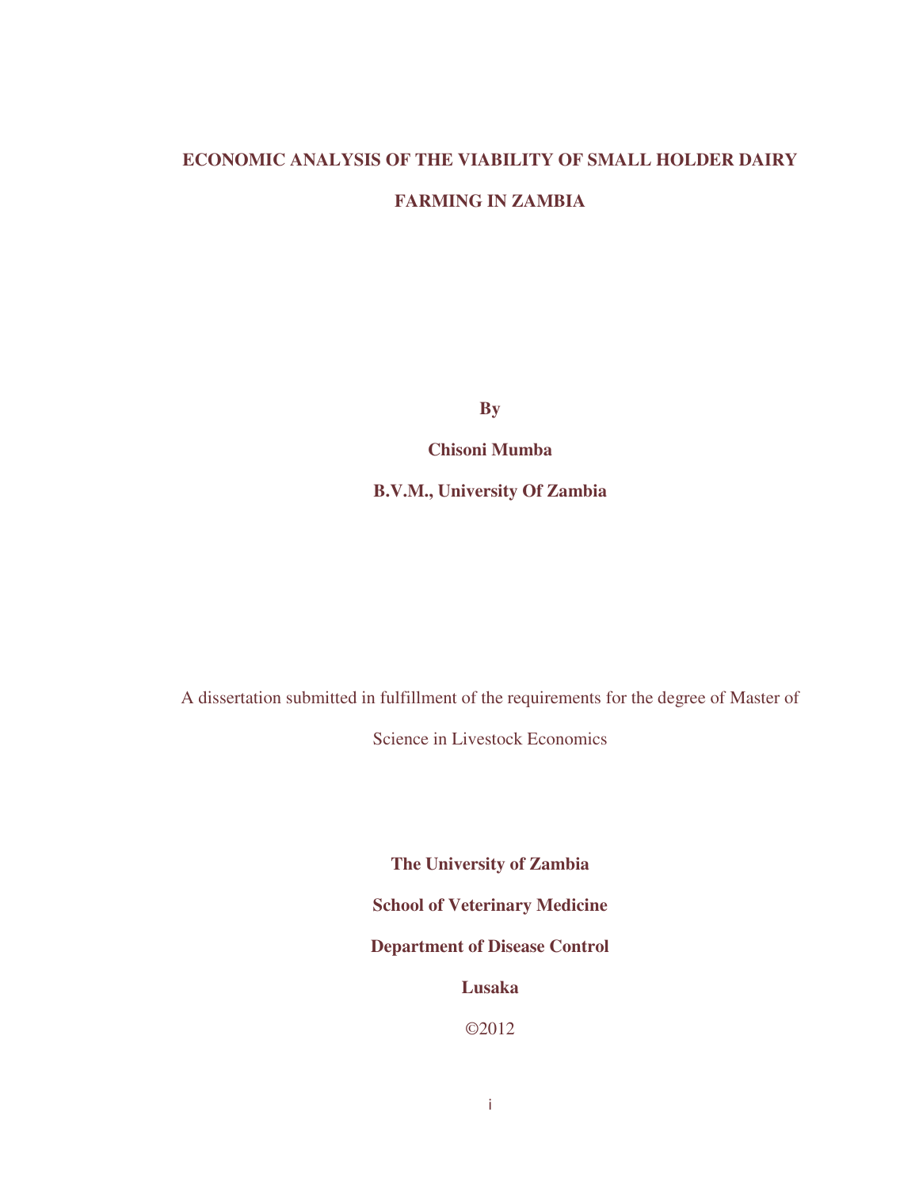# ECONOMIC ANALYSIS OF THE VIABILITY OF SMALL HOLDER DAIRY FARMING IN ZAMBIA

**By**

**Chisoni Mumba**

**B.V.M., University Of Zambia**

A dissertation submitted in fulfillment of the requirements for the degree of Master of Science in Livestock Economics

**The University of Zambia**

**School of Veterinary Medicine**

**Department of Disease Control**

**Lusaka**

©2012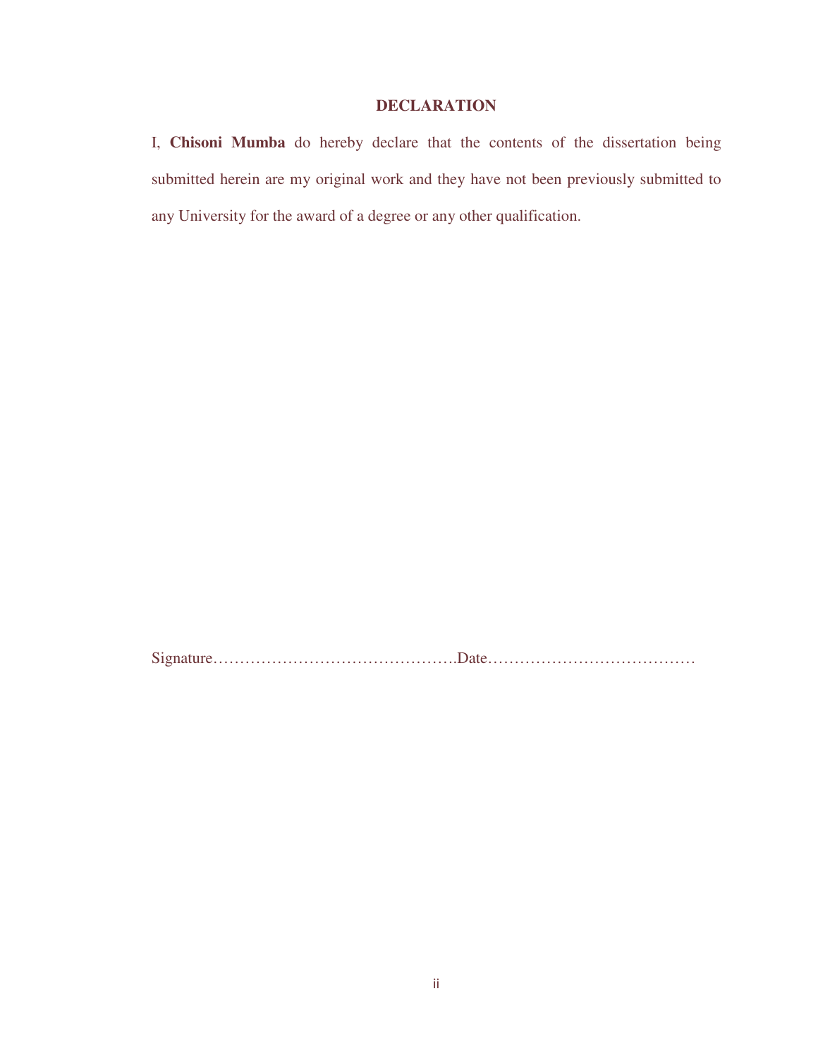# DECLARATION

I, **Chisoni Mumba** do hereby declare that the contents of the dissertation being submitted herein are my original work and they have not been previously submitted to any University for the award of a degree or any other qualification.

Signature……………………………………….Date…………………………………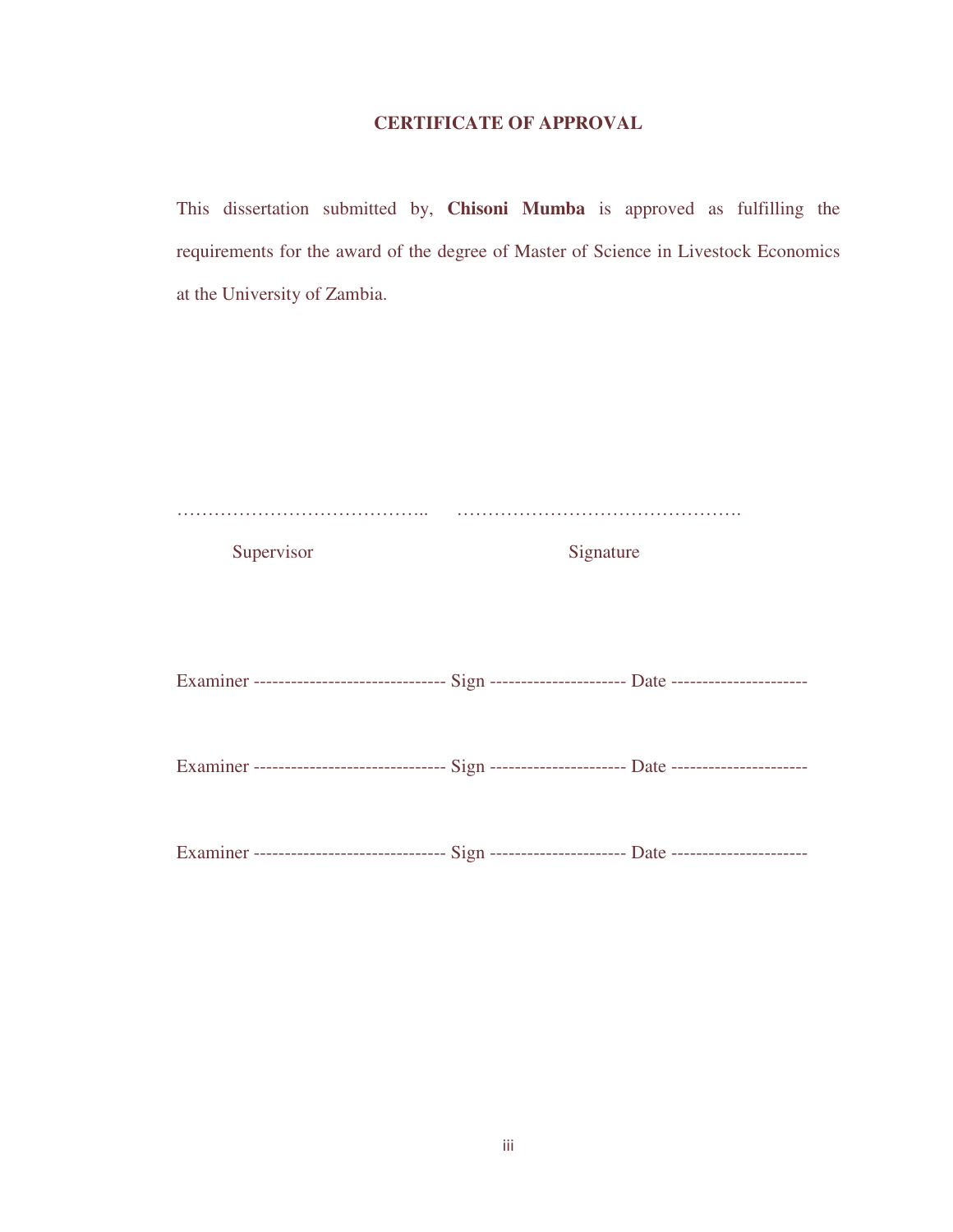## CERTIFICATE OF APPROVAL

This dissertation submitted by, **Chisoni Mumba** is approved as fulfilling the requirements for the award of the degree of Master of Science in Livestock Economics at the University of Zambia.

…………………………………..      ……………………………………….

Supervisor                                                     Signature

Examiner ------------------------------ Sign --------------------- Date ---------------------

Examiner ------------------------------ Sign --------------------- Date ---------------------

Examiner ------------------------------ Sign --------------------- Date ---------------------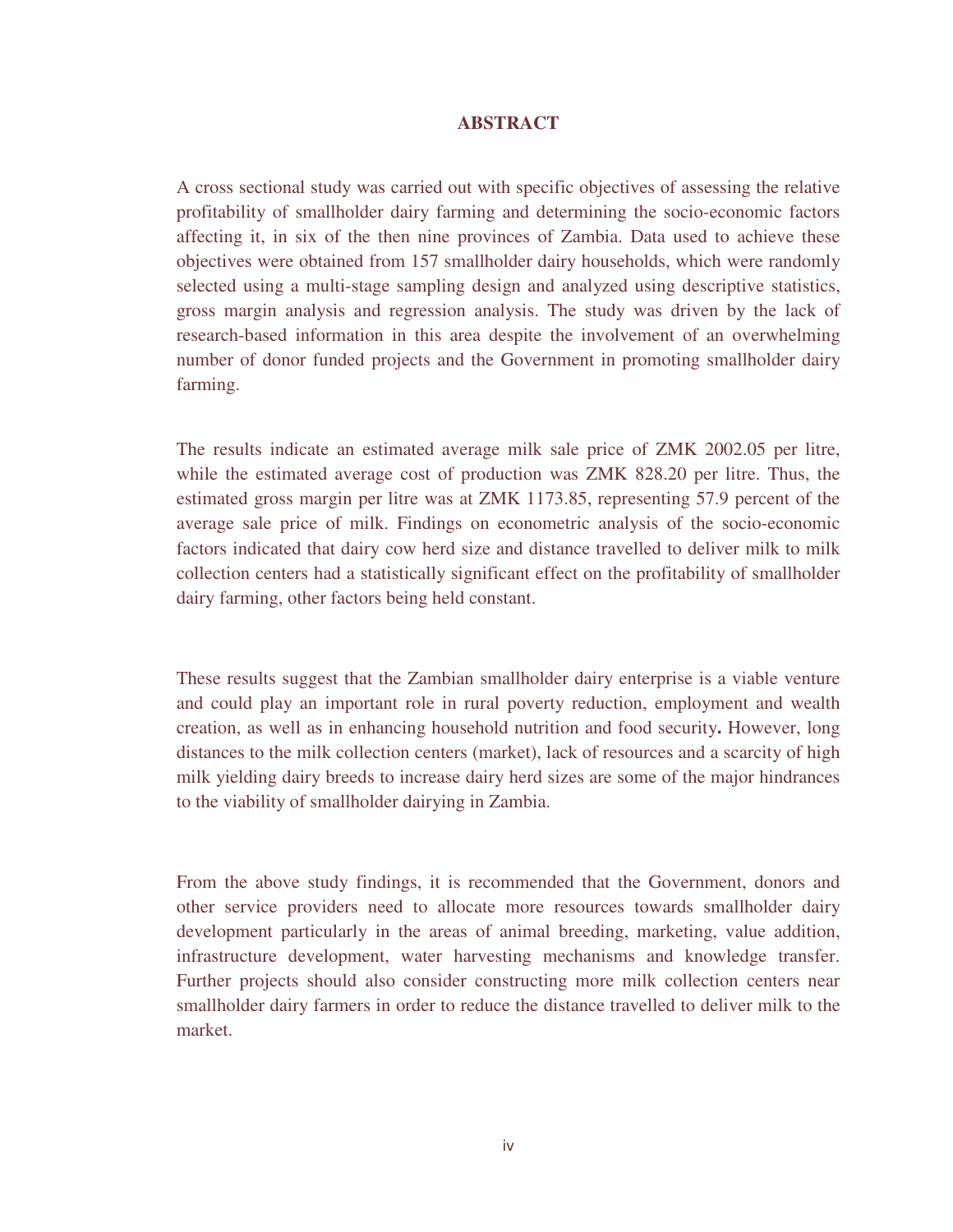# ABSTRACT

A cross sectional study was carried out with specific objectives of assessing the relative profitability of smallholder dairy farming and determining the socio-economic factors affecting it, in six of the then nine provinces of Zambia. Data used to achieve these objectives were obtained from 157 smallholder dairy households, which were randomly selected using a multi-stage sampling design and analyzed using descriptive statistics, gross margin analysis and regression analysis. The study was driven by the lack of research-based information in this area despite the involvement of an overwhelming number of donor funded projects and the Government in promoting smallholder dairy farming.

The results indicate an estimated average milk sale price of ZMK 2002.05 per litre, while the estimated average cost of production was ZMK 828.20 per litre. Thus, the estimated gross margin per litre was at ZMK 1173.85, representing 57.9 percent of the average sale price of milk. Findings on econometric analysis of the socio-economic factors indicated that dairy cow herd size and distance travelled to deliver milk to milk collection centers had a statistically significant effect on the profitability of smallholder dairy farming, other factors being held constant.

These results suggest that the Zambian smallholder dairy enterprise is a viable venture and could play an important role in rural poverty reduction, employment and wealth creation, as well as in enhancing household nutrition and food security**.** However, long distances to the milk collection centers (market), lack of resources and a scarcity of high milk yielding dairy breeds to increase dairy herd sizes are some of the major hindrances to the viability of smallholder dairying in Zambia.

From the above study findings, it is recommended that the Government, donors and other service providers need to allocate more resources towards smallholder dairy development particularly in the areas of animal breeding, marketing, value addition, infrastructure development, water harvesting mechanisms and knowledge transfer. Further projects should also consider constructing more milk collection centers near smallholder dairy farmers in order to reduce the distance travelled to deliver milk to the market.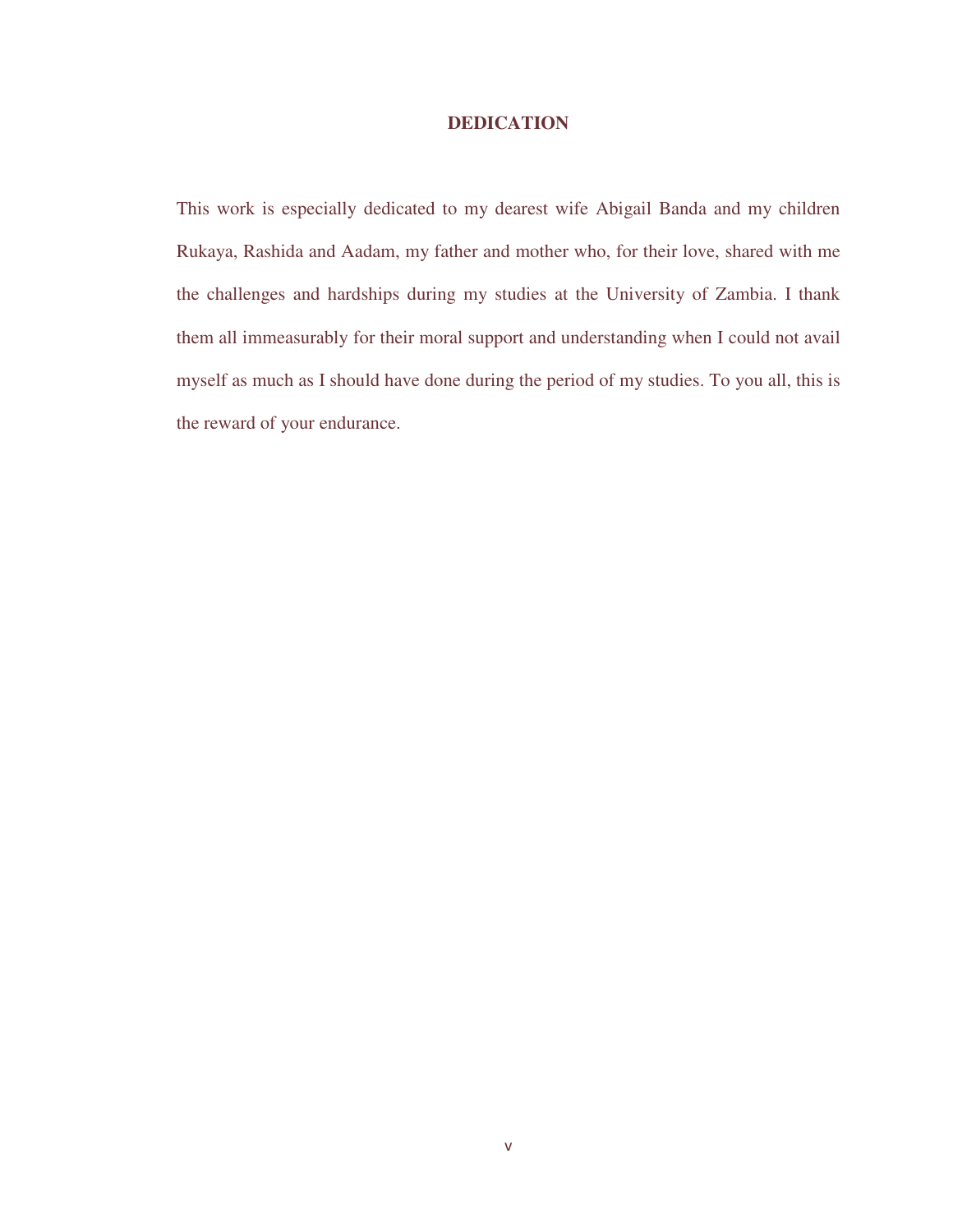# DEDICATION

This work is especially dedicated to my dearest wife Abigail Banda and my children Rukaya, Rashida and Aadam, my father and mother who, for their love, shared with me the challenges and hardships during my studies at the University of Zambia. I thank them all immeasurably for their moral support and understanding when I could not avail myself as much as I should have done during the period of my studies. To you all, this is the reward of your endurance.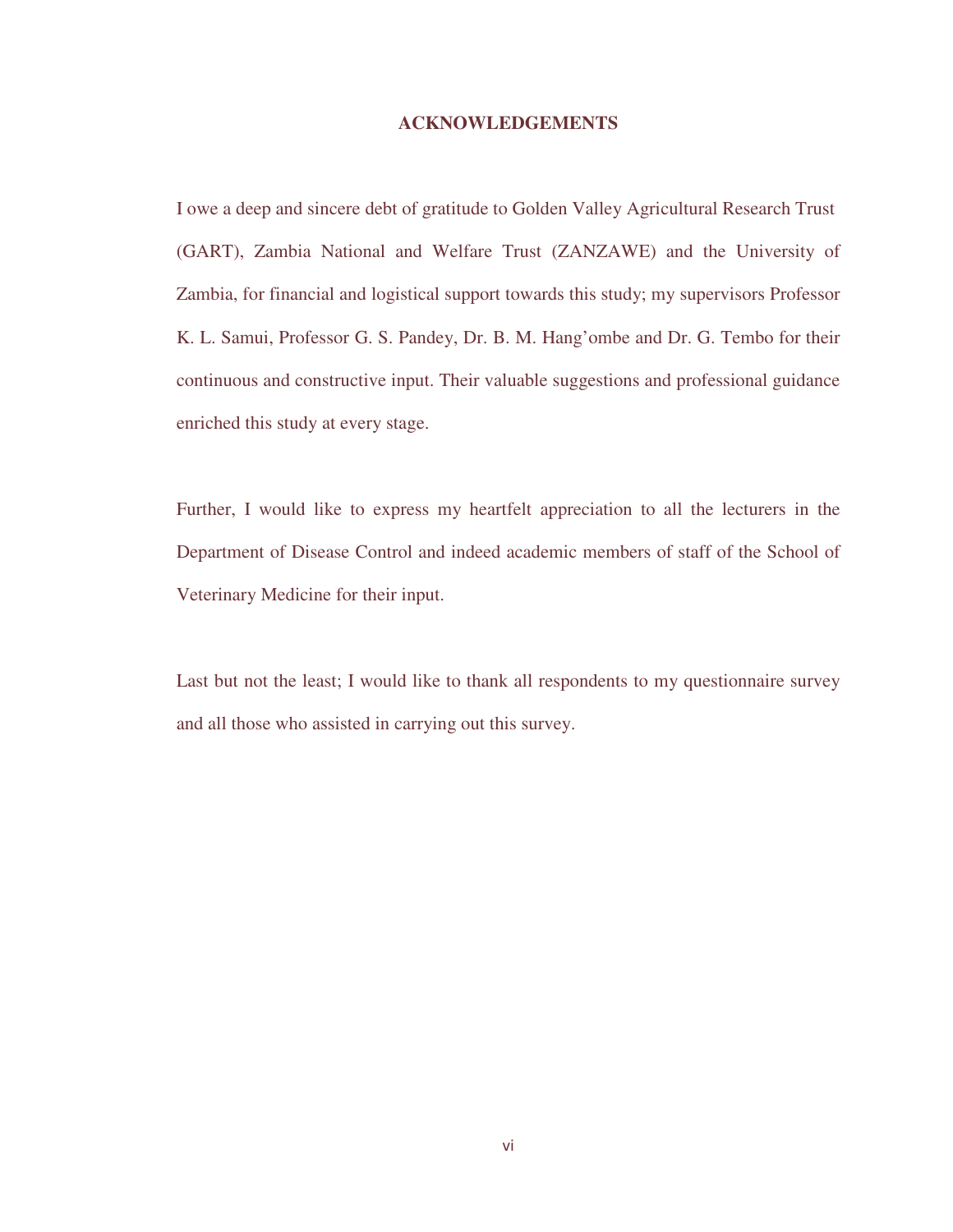# ACKNOWLEDGEMENTS

I owe a deep and sincere debt of gratitude to Golden Valley Agricultural Research Trust (GART), Zambia National and Welfare Trust (ZANZAWE) and the University of Zambia, for financial and logistical support towards this study; my supervisors Professor K. L. Samui, Professor G. S. Pandey, Dr. B. M. Hang'ombe and Dr. G. Tembo for their continuous and constructive input. Their valuable suggestions and professional guidance enriched this study at every stage.

Further, I would like to express my heartfelt appreciation to all the lecturers in the Department of Disease Control and indeed academic members of staff of the School of Veterinary Medicine for their input.

Last but not the least; I would like to thank all respondents to my questionnaire survey and all those who assisted in carrying out this survey.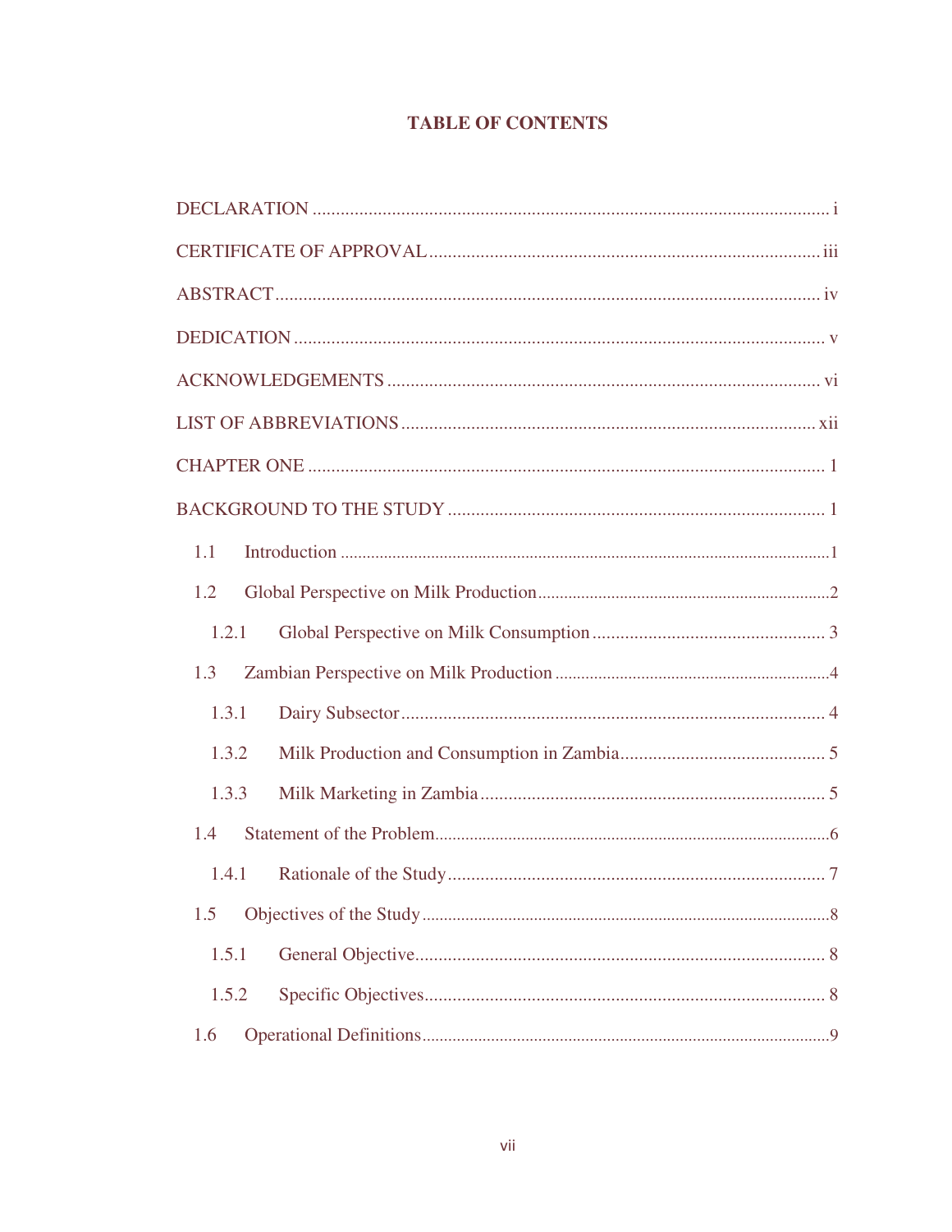# TABLE OF CONTENTS

DECLARATION ............................................................................................................. i

CERTIFICATE OF APPROVAL................................................................................... iii

ABSTRACT.................................................................................................................. iv

DEDICATION ............................................................................................................... v

ACKNOWLEDGEMENTS ........................................................................................... vi

LIST OF ABBREVIATIONS ....................................................................................... xii

CHAPTER ONE ............................................................................................................ 1

BACKGROUND TO THE STUDY ............................................................................... 1

1.1 Introduction ............................................................................................................ 1

1.2 Global Perspective on Milk Production ................................................................. 2

1.2.1 Global Perspective on Milk Consumption ........................................................... 3

1.3 Zambian Perspective on Milk Production ............................................................... 4

1.3.1 Dairy Subsector ................................................................................................... 4

1.3.2 Milk Production and Consumption in Zambia ...................................................... 5

1.3.3 Milk Marketing in Zambia .................................................................................. 5

1.4 Statement of the Problem ........................................................................................ 6

1.4.1 Rationale of the Study ......................................................................................... 7

1.5 Objectives of the Study ........................................................................................... 8

1.5.1 General Objective ................................................................................................ 8

1.5.2 Specific Objectives .............................................................................................. 8

1.6 Operational Definitions ........................................................................................... 9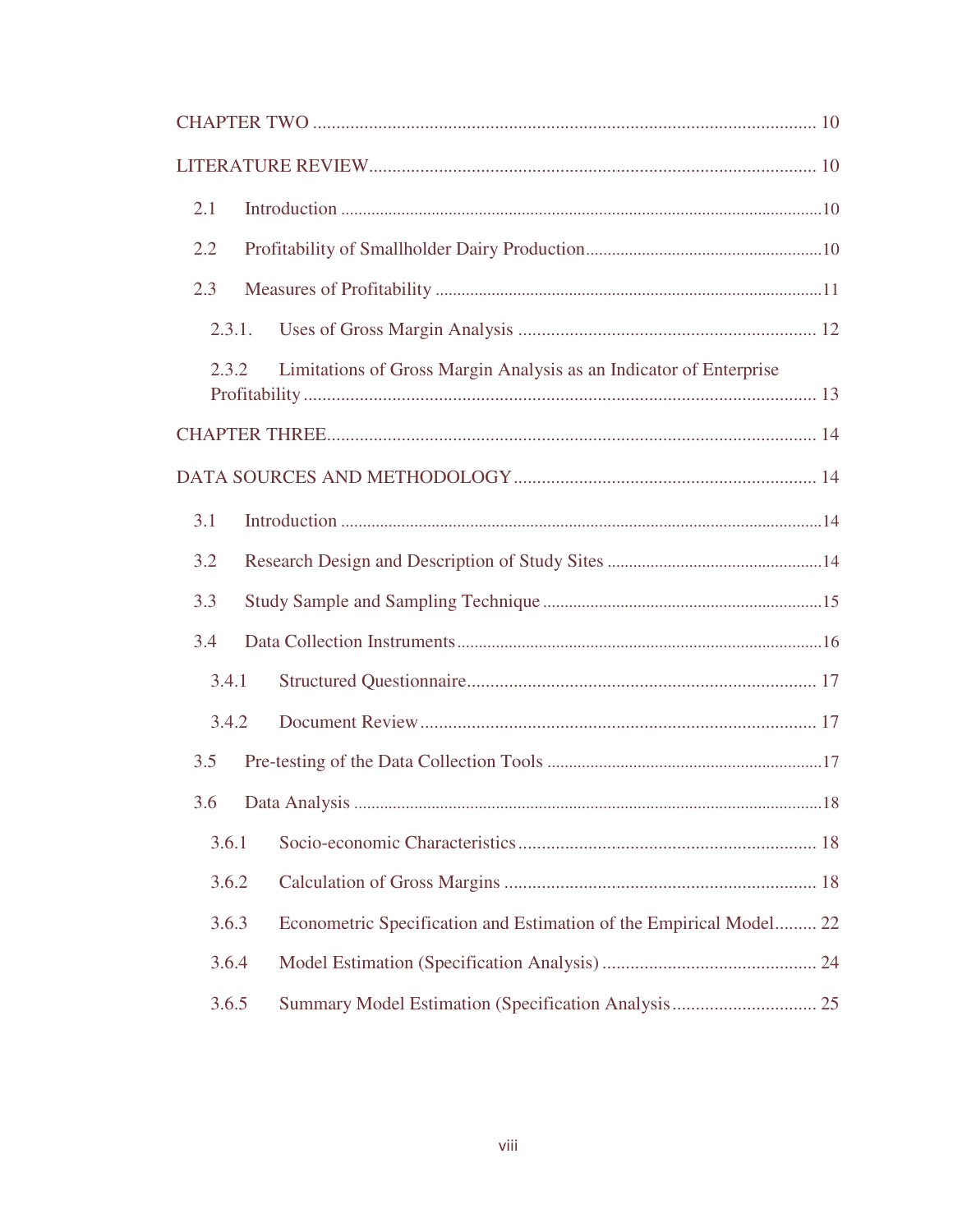CHAPTER TWO ........................................................................................................... 10

LITERATURE REVIEW................................................................................................ 10

2.1 Introduction .............................................................................................................10

2.2 Profitability of Smallholder Dairy Production......................................................10

2.3 Measures of Profitability ........................................................................................11

2.3.1. Uses of Gross Margin Analysis ................................................................ 12

2.3.2 Limitations of Gross Margin Analysis as an Indicator of Enterprise Profitability ............................................................................................................. 13

CHAPTER THREE........................................................................................................ 14

DATA SOURCES AND METHODOLOGY ................................................................ 14

3.1 Introduction ..............................................................................................................14

3.2 Research Design and Description of Study Sites .................................................14

3.3 Study Sample and Sampling Technique ................................................................15

3.4 Data Collection Instruments...................................................................................16

3.4.1 Structured Questionnaire........................................................................... 17

3.4.2 Document Review ..................................................................................... 17

3.5 Pre-testing of the Data Collection Tools ...............................................................17

3.6 Data Analysis ..........................................................................................................18

3.6.1 Socio-economic Characteristics ................................................................ 18

3.6.2 Calculation of Gross Margins ................................................................... 18

3.6.3 Econometric Specification and Estimation of the Empirical Model......... 22

3.6.4 Model Estimation (Specification Analysis) ............................................. 24

3.6.5 Summary Model Estimation (Specification Analysis ............................... 25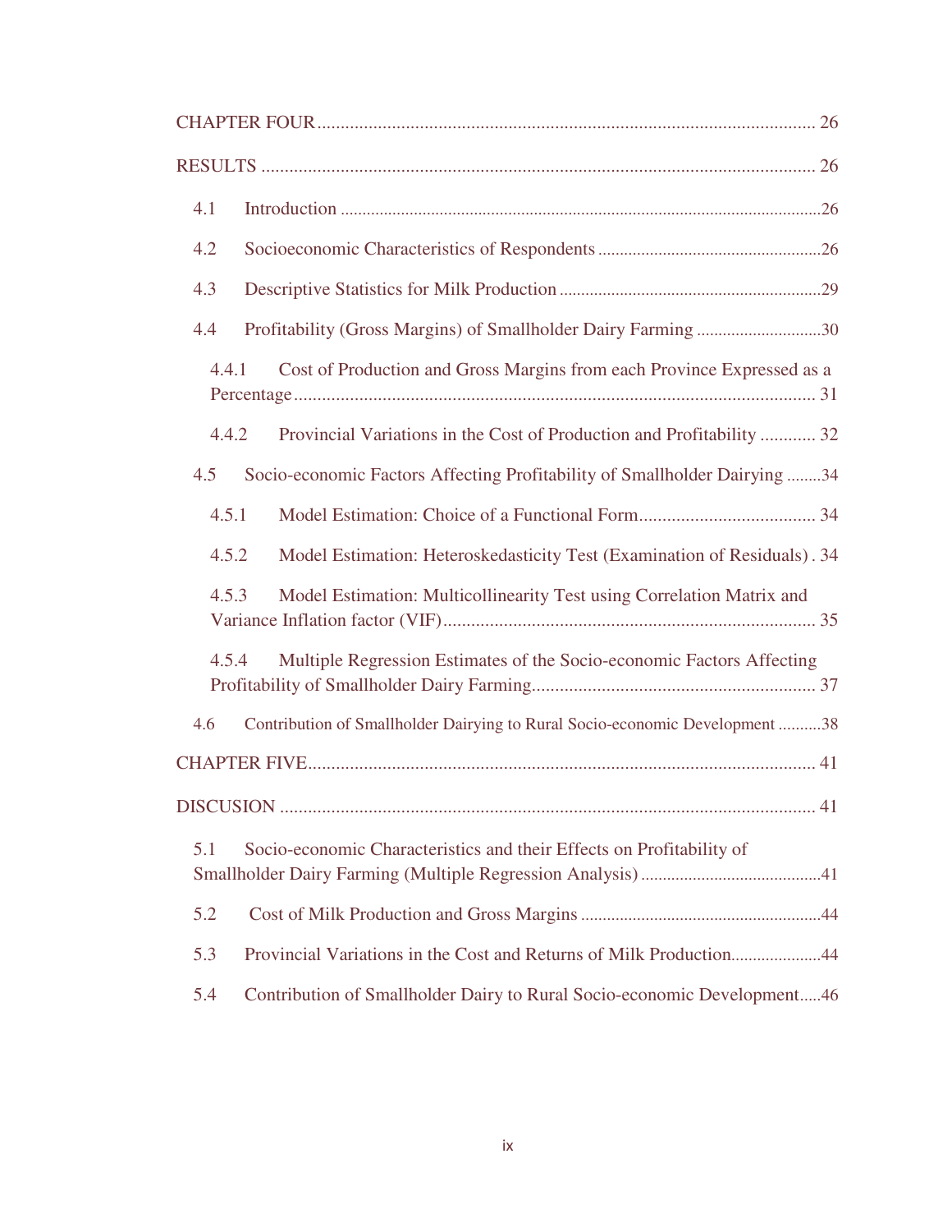CHAPTER FOUR ........................................................................................................... 26

RESULTS ....................................................................................................................... 26

4.1 Introduction ..............................................................................................................26

4.2 Socioeconomic Characteristics of Respondents ....................................................26

4.3 Descriptive Statistics for Milk Production ............................................................29

4.4 Profitability (Gross Margins) of Smallholder Dairy Farming .............................30

4.4.1 Cost of Production and Gross Margins from each Province Expressed as a Percentage ................................................................................................................. 31

4.4.2 Provincial Variations in the Cost of Production and Profitability ............ 32

4.5 Socio-economic Factors Affecting Profitability of Smallholder Dairying ........34

4.5.1 Model Estimation: Choice of a Functional Form...................................... 34

4.5.2 Model Estimation: Heteroskedasticity Test (Examination of Residuals) . 34

4.5.3 Model Estimation: Multicollinearity Test using Correlation Matrix and Variance Inflation factor (VIF)................................................................................ 35

4.5.4 Multiple Regression Estimates of the Socio-economic Factors Affecting Profitability of Smallholder Dairy Farming............................................................. 37

4.6 Contribution of Smallholder Dairying to Rural Socio-economic Development ..........38

CHAPTER FIVE............................................................................................................. 41

DISCUSION .................................................................................................................. 41

5.1 Socio-economic Characteristics and their Effects on Profitability of Smallholder Dairy Farming (Multiple Regression Analysis) .........................................41

5.2 Cost of Milk Production and Gross Margins .......................................................44

5.3 Provincial Variations in the Cost and Returns of Milk Production.....................44

5.4 Contribution of Smallholder Dairy to Rural Socio-economic Development.....46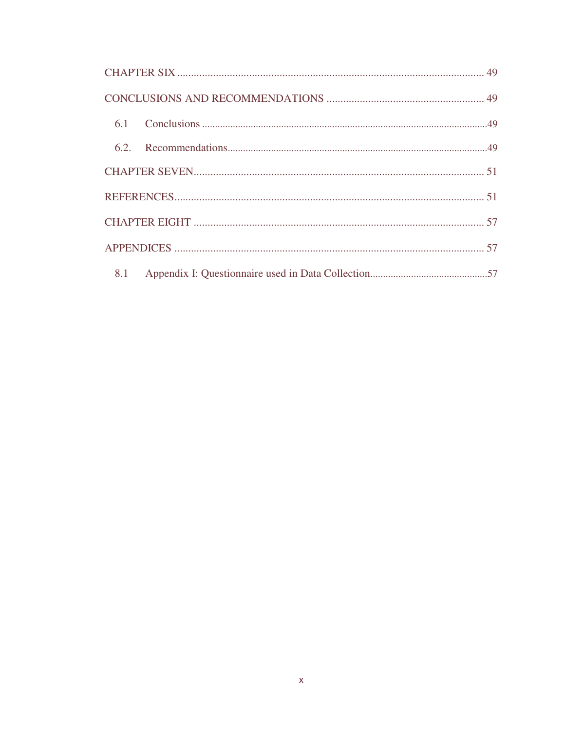CHAPTER SIX ................................................................................................................ 49

CONCLUSIONS AND RECOMMENDATIONS ......................................................... 49

6.1 Conclusions ..............................................................................................................49

6.2. Recommendations.....................................................................................................49

CHAPTER SEVEN......................................................................................................... 51

REFERENCES................................................................................................................ 51

CHAPTER EIGHT .......................................................................................................... 57

APPENDICES ................................................................................................................. 57

8.1 Appendix I: Questionnaire used in Data Collection..............................................57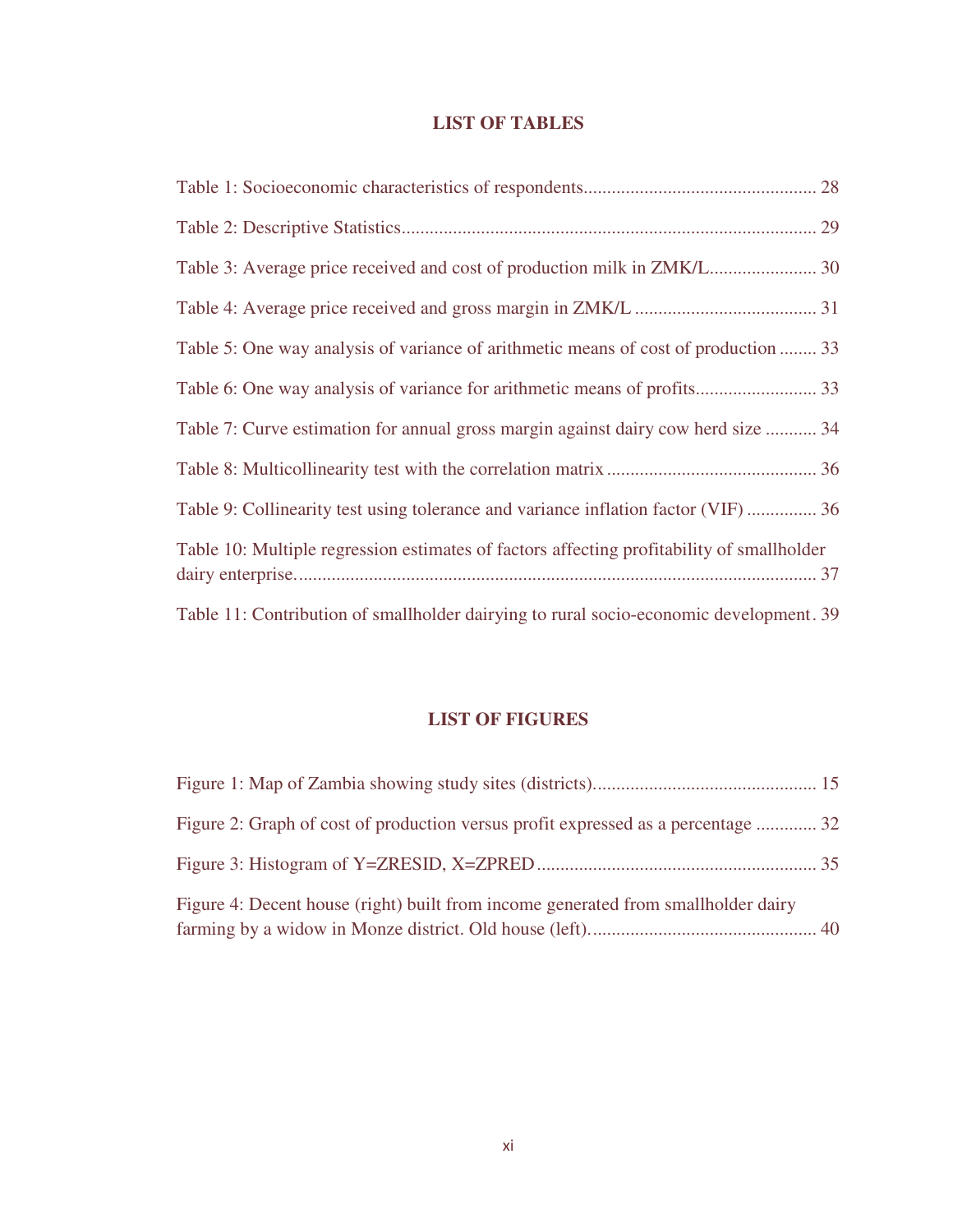## LIST OF TABLES

Table 1: Socioeconomic characteristics of respondents................................................. 28

Table 2: Descriptive Statistics........................................................................................ 29

Table 3: Average price received and cost of production milk in ZMK/L....................... 30

Table 4: Average price received and gross margin in ZMK/L ...................................... 31

Table 5: One way analysis of variance of arithmetic means of cost of production ........ 33

Table 6: One way analysis of variance for arithmetic means of profits......................... 33

Table 7: Curve estimation for annual gross margin against dairy cow herd size ........... 34

Table 8: Multicollinearity test with the correlation matrix ............................................ 36

Table 9: Collinearity test using tolerance and variance inflation factor (VIF) ............... 36

Table 10: Multiple regression estimates of factors affecting profitability of smallholder dairy enterprise.............................................................................................................. 37

Table 11: Contribution of smallholder dairying to rural socio-economic development . 39

## LIST OF FIGURES

Figure 1: Map of Zambia showing study sites (districts)............................................... 15

Figure 2: Graph of cost of production versus profit expressed as a percentage ............. 32

Figure 3: Histogram of Y=ZRESID, X=ZPRED ........................................................... 35

Figure 4: Decent house (right) built from income generated from smallholder dairy farming by a widow in Monze district. Old house (left)................................................ 40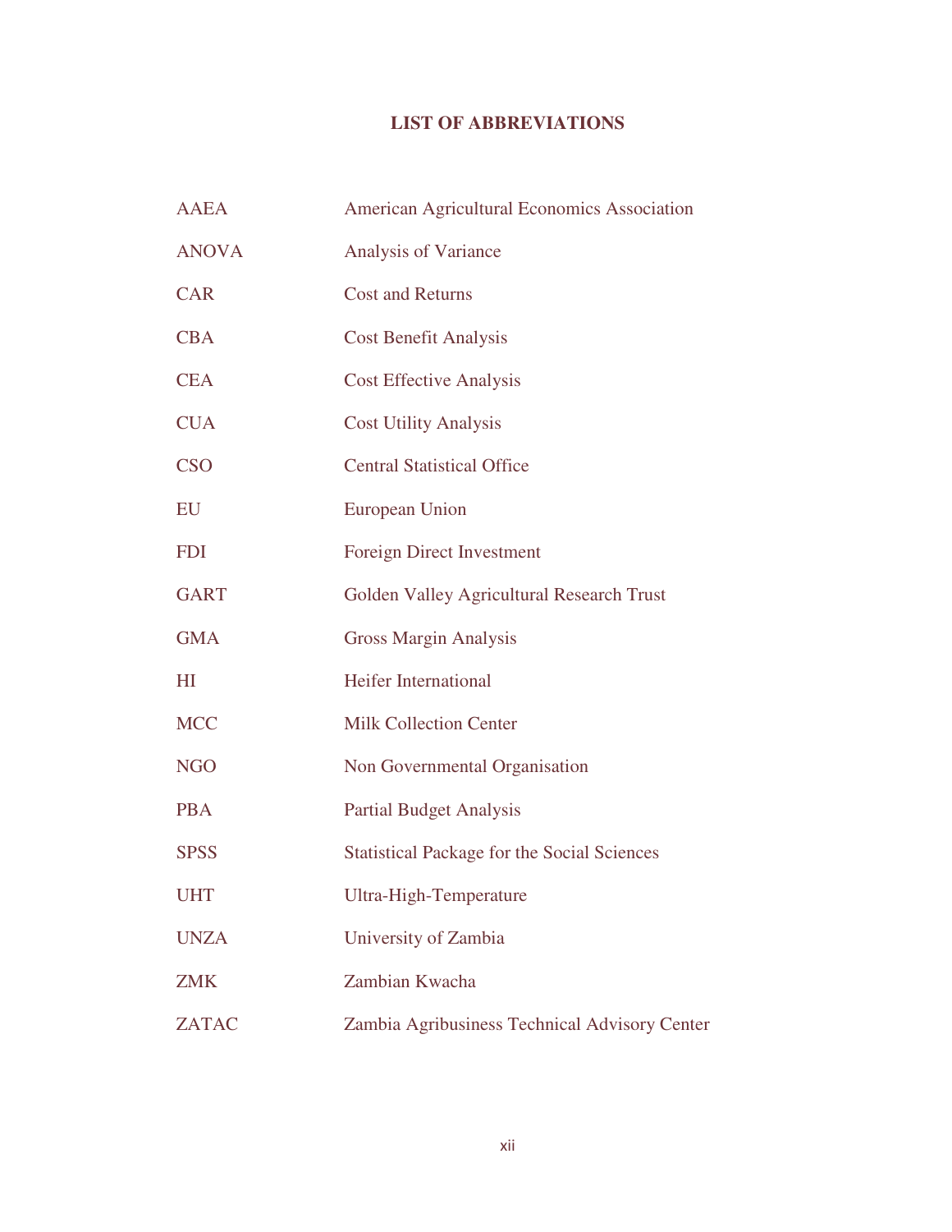# LIST OF ABBREVIATIONS

| | |
|---|---|
| AAEA | American Agricultural Economics Association |
| ANOVA | Analysis of Variance |
| CAR | Cost and Returns |
| CBA | Cost Benefit Analysis |
| CEA | Cost Effective Analysis |
| CUA | Cost Utility Analysis |
| CSO | Central Statistical Office |
| EU | European Union |
| FDI | Foreign Direct Investment |
| GART | Golden Valley Agricultural Research Trust |
| GMA | Gross Margin Analysis |
| HI | Heifer International |
| MCC | Milk Collection Center |
| NGO | Non Governmental Organisation |
| PBA | Partial Budget Analysis |
| SPSS | Statistical Package for the Social Sciences |
| UHT | Ultra-High-Temperature |
| UNZA | University of Zambia |
| ZMK | Zambian Kwacha |
| ZATAC | Zambia Agribusiness Technical Advisory Center |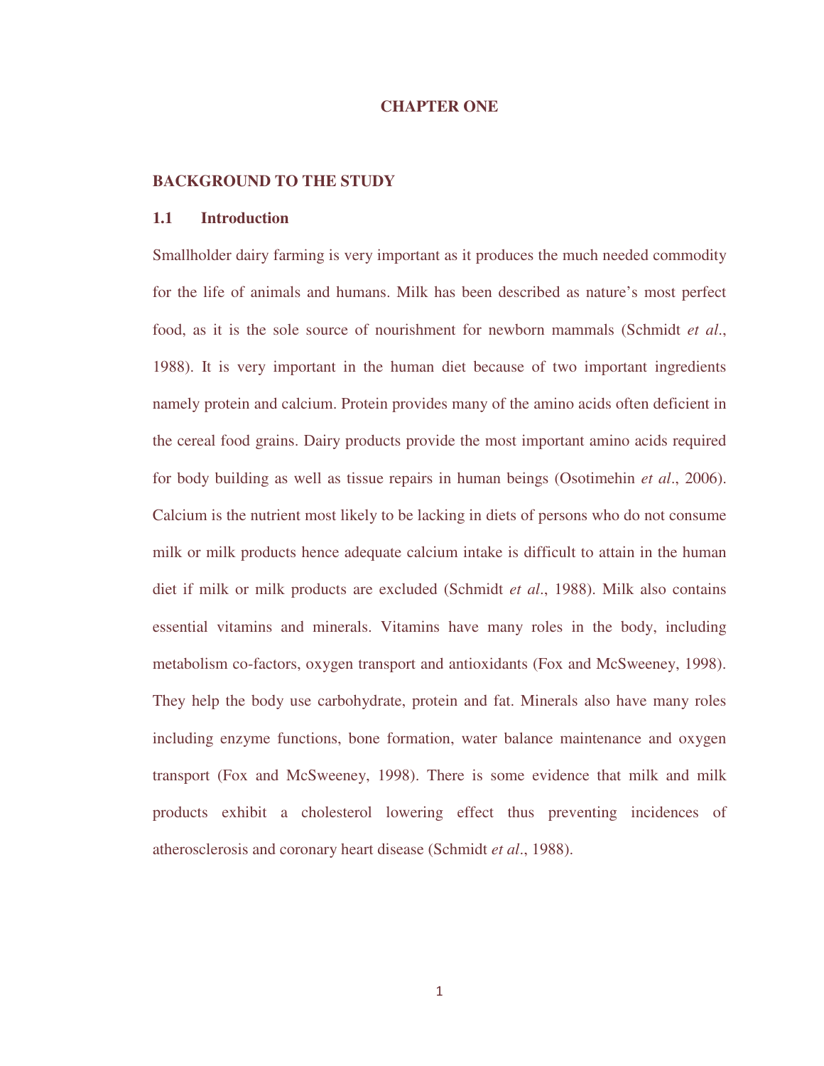# CHAPTER ONE

## BACKGROUND TO THE STUDY

### 1.1 Introduction

Smallholder dairy farming is very important as it produces the much needed commodity for the life of animals and humans. Milk has been described as nature's most perfect food, as it is the sole source of nourishment for newborn mammals (Schmidt *et al*., 1988). It is very important in the human diet because of two important ingredients namely protein and calcium. Protein provides many of the amino acids often deficient in the cereal food grains. Dairy products provide the most important amino acids required for body building as well as tissue repairs in human beings (Osotimehin *et al*., 2006). Calcium is the nutrient most likely to be lacking in diets of persons who do not consume milk or milk products hence adequate calcium intake is difficult to attain in the human diet if milk or milk products are excluded (Schmidt *et al*., 1988). Milk also contains essential vitamins and minerals. Vitamins have many roles in the body, including metabolism co-factors, oxygen transport and antioxidants (Fox and McSweeney, 1998). They help the body use carbohydrate, protein and fat. Minerals also have many roles including enzyme functions, bone formation, water balance maintenance and oxygen transport (Fox and McSweeney, 1998). There is some evidence that milk and milk products exhibit a cholesterol lowering effect thus preventing incidences of atherosclerosis and coronary heart disease (Schmidt *et al*., 1988).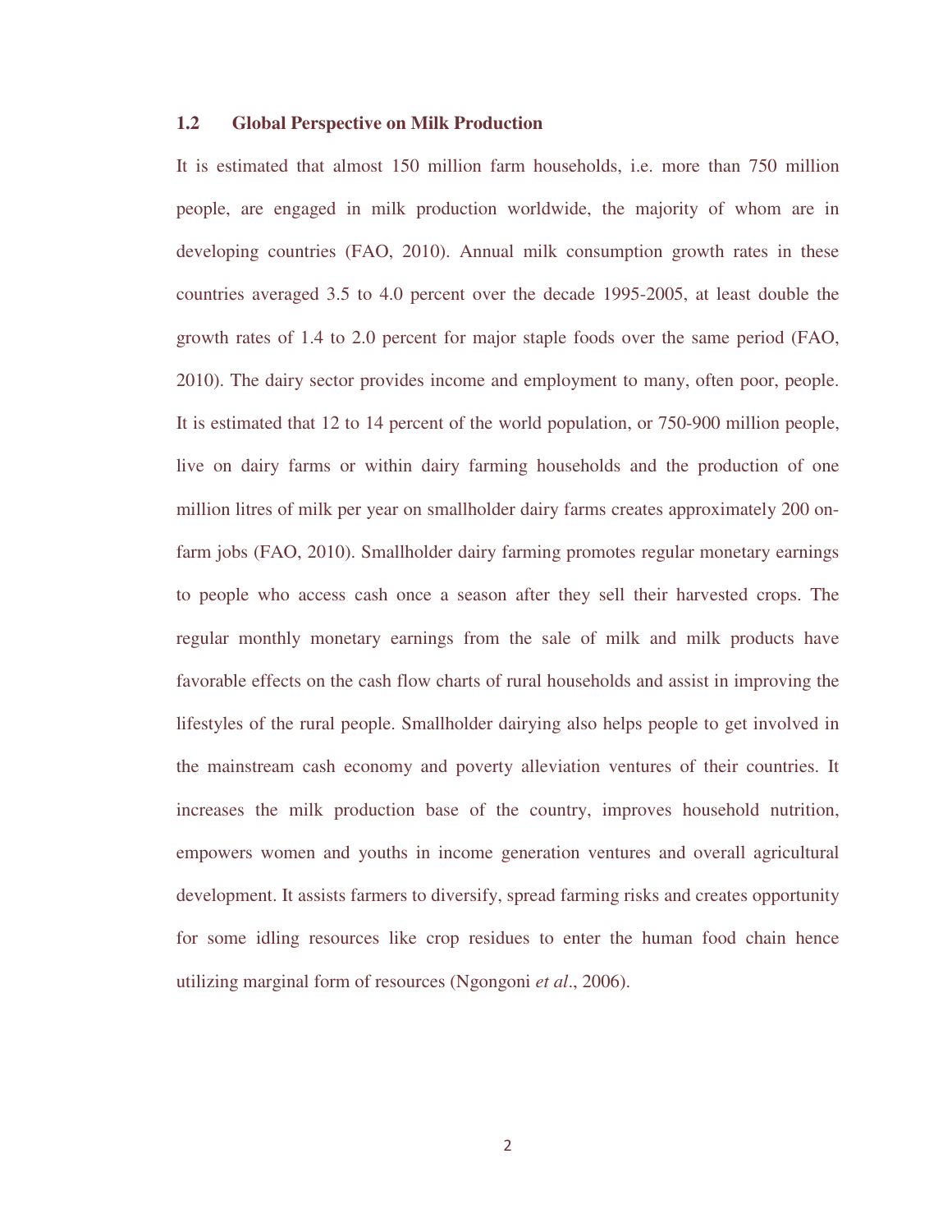## 1.2 Global Perspective on Milk Production

It is estimated that almost 150 million farm households, i.e. more than 750 million people, are engaged in milk production worldwide, the majority of whom are in developing countries (FAO, 2010). Annual milk consumption growth rates in these countries averaged 3.5 to 4.0 percent over the decade 1995-2005, at least double the growth rates of 1.4 to 2.0 percent for major staple foods over the same period (FAO, 2010). The dairy sector provides income and employment to many, often poor, people. It is estimated that 12 to 14 percent of the world population, or 750-900 million people, live on dairy farms or within dairy farming households and the production of one million litres of milk per year on smallholder dairy farms creates approximately 200 on-farm jobs (FAO, 2010). Smallholder dairy farming promotes regular monetary earnings to people who access cash once a season after they sell their harvested crops. The regular monthly monetary earnings from the sale of milk and milk products have favorable effects on the cash flow charts of rural households and assist in improving the lifestyles of the rural people. Smallholder dairying also helps people to get involved in the mainstream cash economy and poverty alleviation ventures of their countries. It increases the milk production base of the country, improves household nutrition, empowers women and youths in income generation ventures and overall agricultural development. It assists farmers to diversify, spread farming risks and creates opportunity for some idling resources like crop residues to enter the human food chain hence utilizing marginal form of resources (Ngongoni *et al*., 2006).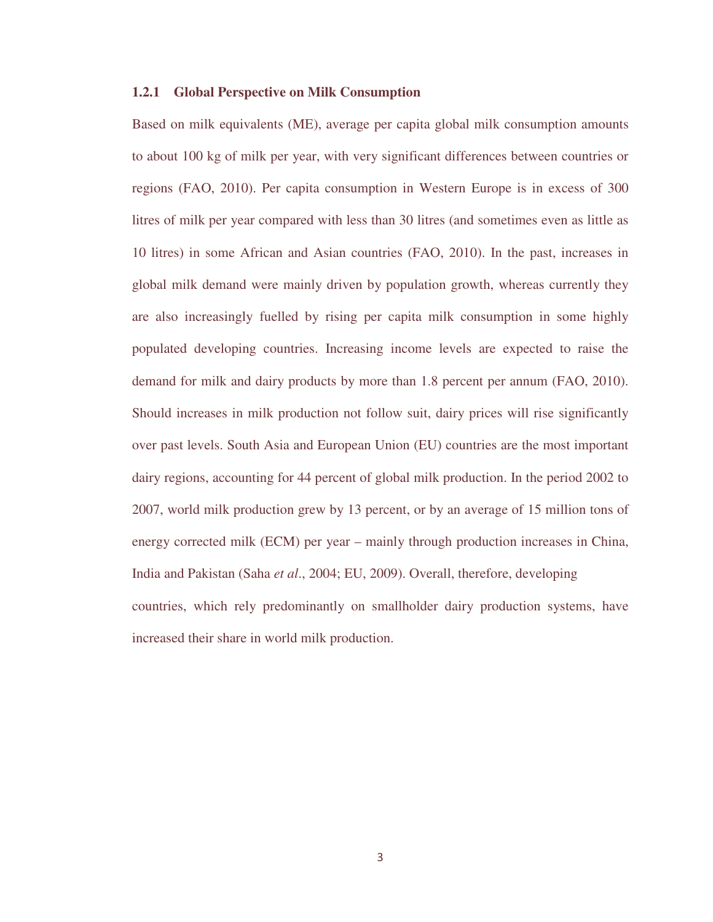### 1.2.1 Global Perspective on Milk Consumption

Based on milk equivalents (ME), average per capita global milk consumption amounts to about 100 kg of milk per year, with very significant differences between countries or regions (FAO, 2010). Per capita consumption in Western Europe is in excess of 300 litres of milk per year compared with less than 30 litres (and sometimes even as little as 10 litres) in some African and Asian countries (FAO, 2010). In the past, increases in global milk demand were mainly driven by population growth, whereas currently they are also increasingly fuelled by rising per capita milk consumption in some highly populated developing countries. Increasing income levels are expected to raise the demand for milk and dairy products by more than 1.8 percent per annum (FAO, 2010). Should increases in milk production not follow suit, dairy prices will rise significantly over past levels. South Asia and European Union (EU) countries are the most important dairy regions, accounting for 44 percent of global milk production. In the period 2002 to 2007, world milk production grew by 13 percent, or by an average of 15 million tons of energy corrected milk (ECM) per year – mainly through production increases in China, India and Pakistan (Saha *et al*., 2004; EU, 2009). Overall, therefore, developing countries, which rely predominantly on smallholder dairy production systems, have increased their share in world milk production.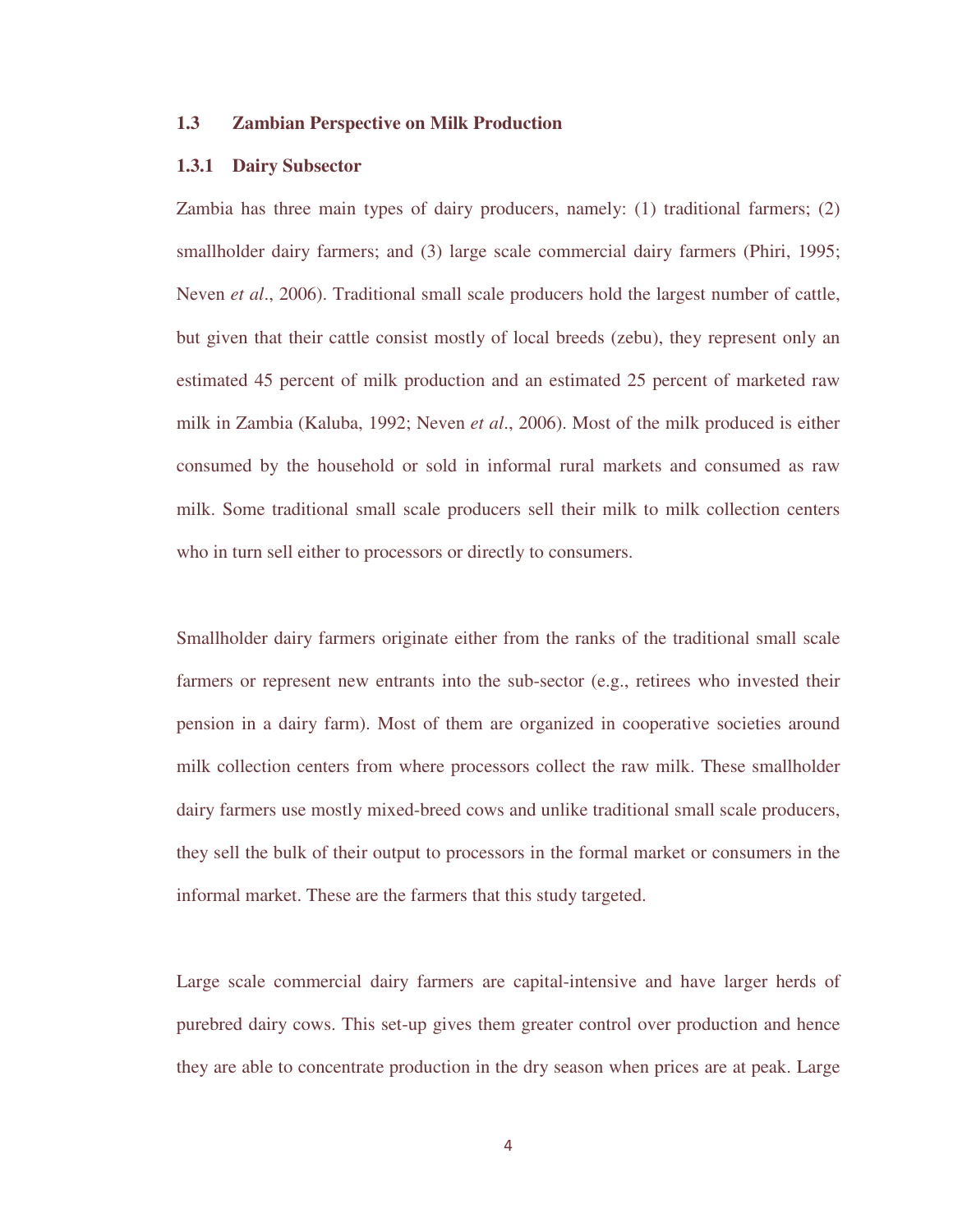### 1.3 Zambian Perspective on Milk Production

#### 1.3.1 Dairy Subsector

Zambia has three main types of dairy producers, namely: (1) traditional farmers; (2) smallholder dairy farmers; and (3) large scale commercial dairy farmers (Phiri, 1995; Neven *et al*., 2006). Traditional small scale producers hold the largest number of cattle, but given that their cattle consist mostly of local breeds (zebu), they represent only an estimated 45 percent of milk production and an estimated 25 percent of marketed raw milk in Zambia (Kaluba, 1992; Neven *et al*., 2006). Most of the milk produced is either consumed by the household or sold in informal rural markets and consumed as raw milk. Some traditional small scale producers sell their milk to milk collection centers who in turn sell either to processors or directly to consumers.

Smallholder dairy farmers originate either from the ranks of the traditional small scale farmers or represent new entrants into the sub-sector (e.g., retirees who invested their pension in a dairy farm). Most of them are organized in cooperative societies around milk collection centers from where processors collect the raw milk. These smallholder dairy farmers use mostly mixed-breed cows and unlike traditional small scale producers, they sell the bulk of their output to processors in the formal market or consumers in the informal market. These are the farmers that this study targeted.

Large scale commercial dairy farmers are capital-intensive and have larger herds of purebred dairy cows. This set-up gives them greater control over production and hence they are able to concentrate production in the dry season when prices are at peak. Large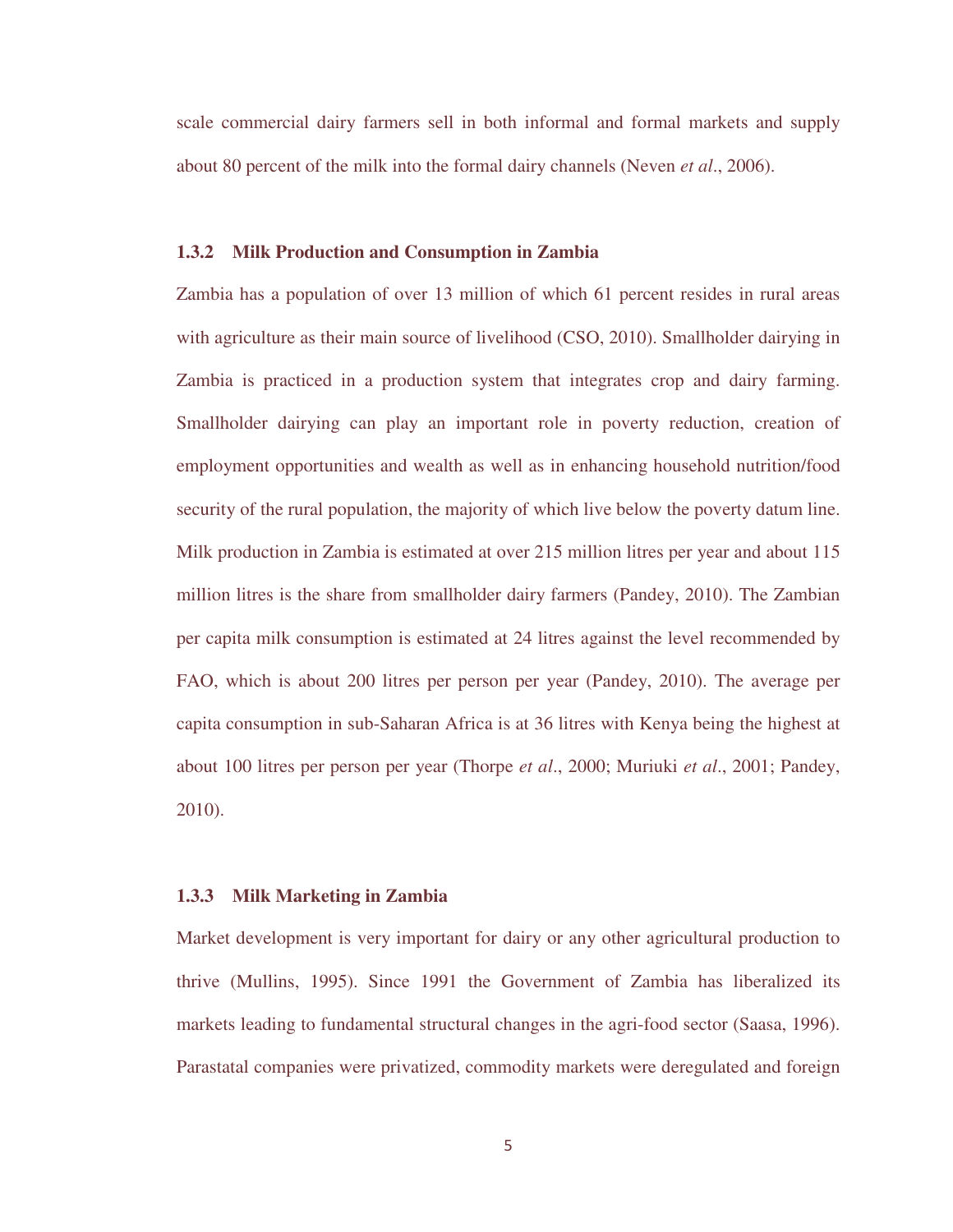scale commercial dairy farmers sell in both informal and formal markets and supply about 80 percent of the milk into the formal dairy channels (Neven *et al*., 2006).

### 1.3.2 Milk Production and Consumption in Zambia

Zambia has a population of over 13 million of which 61 percent resides in rural areas with agriculture as their main source of livelihood (CSO, 2010). Smallholder dairying in Zambia is practiced in a production system that integrates crop and dairy farming. Smallholder dairying can play an important role in poverty reduction, creation of employment opportunities and wealth as well as in enhancing household nutrition/food security of the rural population, the majority of which live below the poverty datum line. Milk production in Zambia is estimated at over 215 million litres per year and about 115 million litres is the share from smallholder dairy farmers (Pandey, 2010). The Zambian per capita milk consumption is estimated at 24 litres against the level recommended by FAO, which is about 200 litres per person per year (Pandey, 2010). The average per capita consumption in sub-Saharan Africa is at 36 litres with Kenya being the highest at about 100 litres per person per year (Thorpe *et al*., 2000; Muriuki *et al*., 2001; Pandey, 2010).

### 1.3.3 Milk Marketing in Zambia

Market development is very important for dairy or any other agricultural production to thrive (Mullins, 1995). Since 1991 the Government of Zambia has liberalized its markets leading to fundamental structural changes in the agri-food sector (Saasa, 1996). Parastatal companies were privatized, commodity markets were deregulated and foreign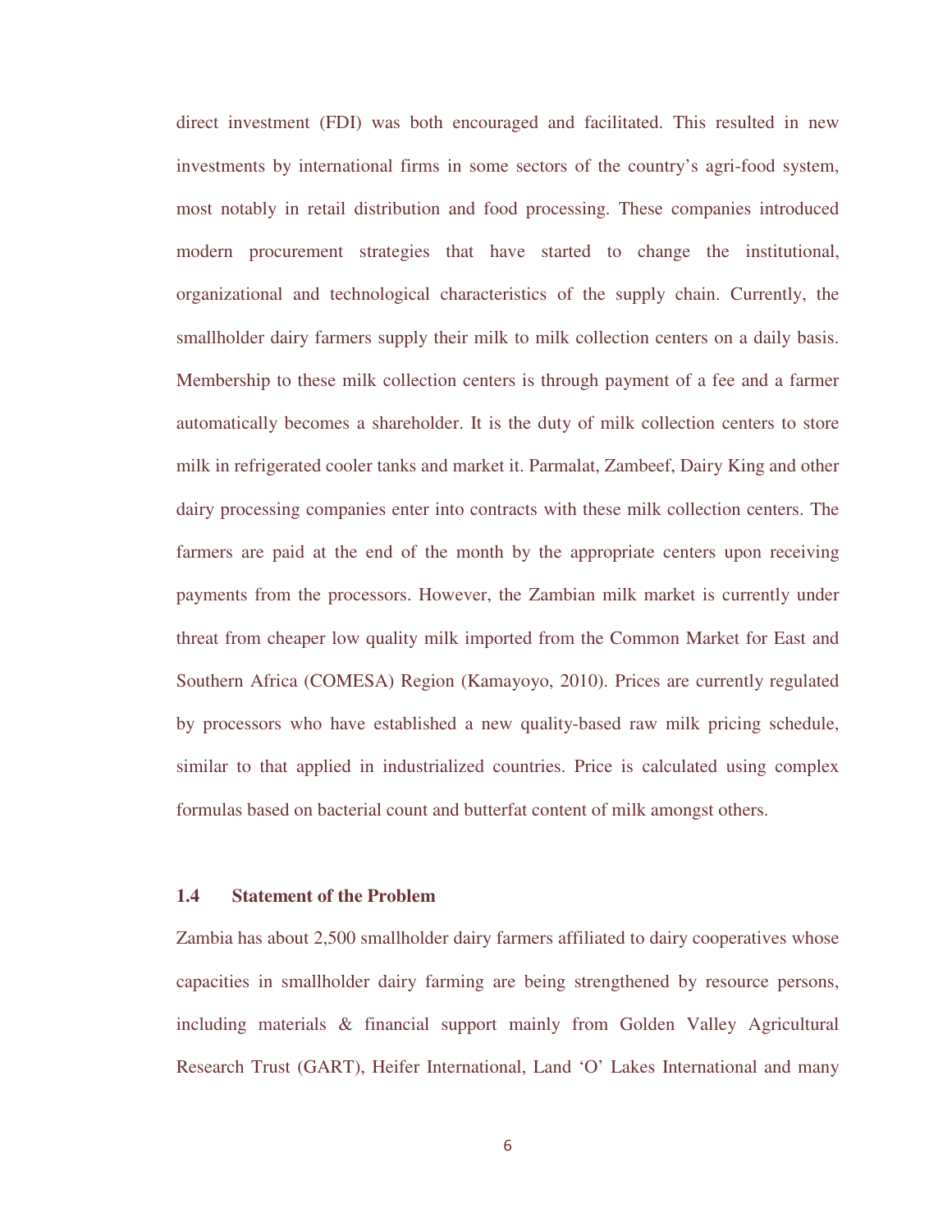direct investment (FDI) was both encouraged and facilitated. This resulted in new investments by international firms in some sectors of the country's agri-food system, most notably in retail distribution and food processing. These companies introduced modern procurement strategies that have started to change the institutional, organizational and technological characteristics of the supply chain. Currently, the smallholder dairy farmers supply their milk to milk collection centers on a daily basis. Membership to these milk collection centers is through payment of a fee and a farmer automatically becomes a shareholder. It is the duty of milk collection centers to store milk in refrigerated cooler tanks and market it. Parmalat, Zambeef, Dairy King and other dairy processing companies enter into contracts with these milk collection centers. The farmers are paid at the end of the month by the appropriate centers upon receiving payments from the processors. However, the Zambian milk market is currently under threat from cheaper low quality milk imported from the Common Market for East and Southern Africa (COMESA) Region (Kamayoyo, 2010). Prices are currently regulated by processors who have established a new quality-based raw milk pricing schedule, similar to that applied in industrialized countries. Price is calculated using complex formulas based on bacterial count and butterfat content of milk amongst others.

### 1.4 Statement of the Problem

Zambia has about 2,500 smallholder dairy farmers affiliated to dairy cooperatives whose capacities in smallholder dairy farming are being strengthened by resource persons, including materials & financial support mainly from Golden Valley Agricultural Research Trust (GART), Heifer International, Land 'O' Lakes International and many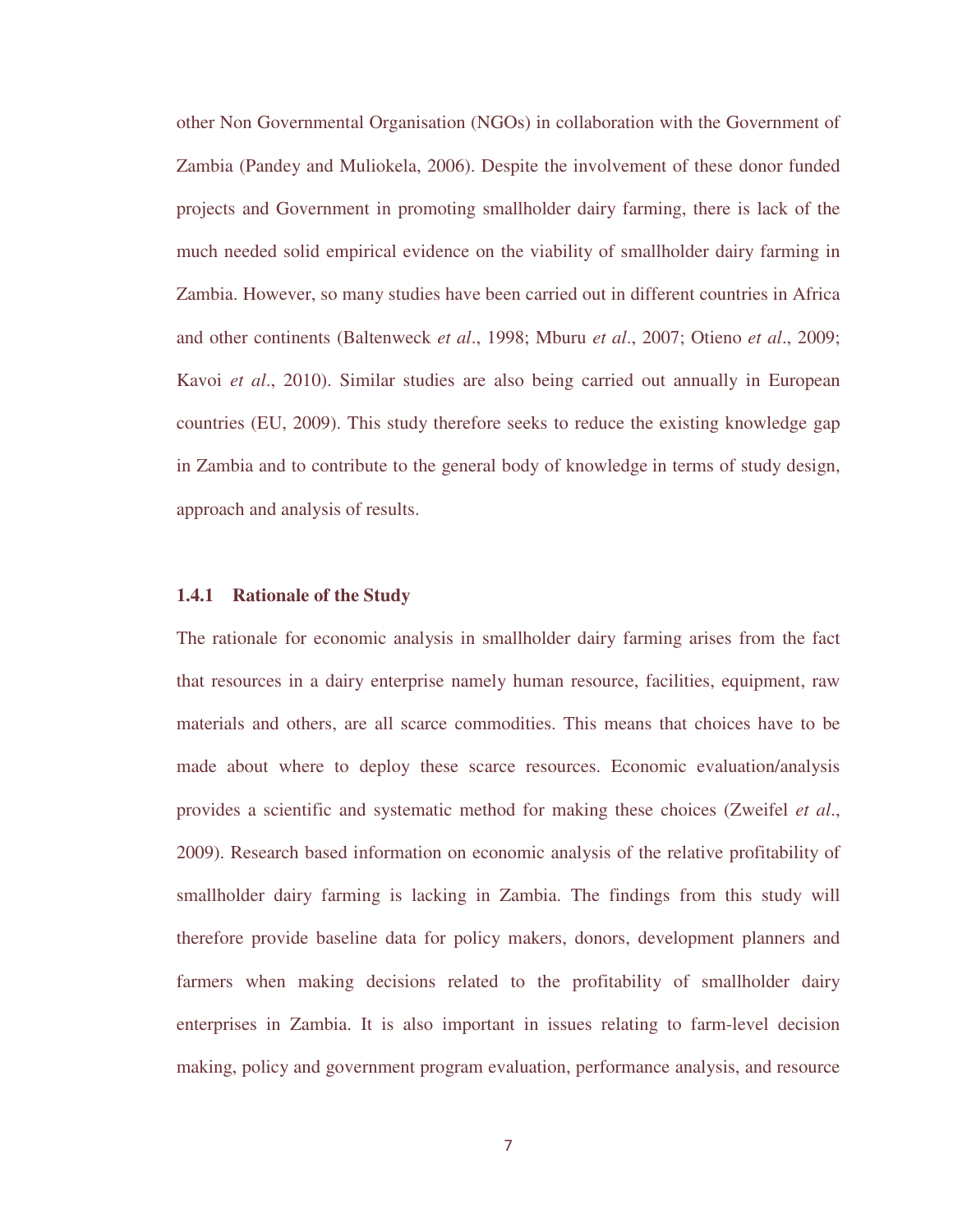other Non Governmental Organisation (NGOs) in collaboration with the Government of Zambia (Pandey and Muliokela, 2006). Despite the involvement of these donor funded projects and Government in promoting smallholder dairy farming, there is lack of the much needed solid empirical evidence on the viability of smallholder dairy farming in Zambia. However, so many studies have been carried out in different countries in Africa and other continents (Baltenweck *et al*., 1998; Mburu *et al*., 2007; Otieno *et al*., 2009; Kavoi *et al*., 2010). Similar studies are also being carried out annually in European countries (EU, 2009). This study therefore seeks to reduce the existing knowledge gap in Zambia and to contribute to the general body of knowledge in terms of study design, approach and analysis of results.

### 1.4.1 Rationale of the Study

The rationale for economic analysis in smallholder dairy farming arises from the fact that resources in a dairy enterprise namely human resource, facilities, equipment, raw materials and others, are all scarce commodities. This means that choices have to be made about where to deploy these scarce resources. Economic evaluation/analysis provides a scientific and systematic method for making these choices (Zweifel *et al*., 2009). Research based information on economic analysis of the relative profitability of smallholder dairy farming is lacking in Zambia. The findings from this study will therefore provide baseline data for policy makers, donors, development planners and farmers when making decisions related to the profitability of smallholder dairy enterprises in Zambia. It is also important in issues relating to farm-level decision making, policy and government program evaluation, performance analysis, and resource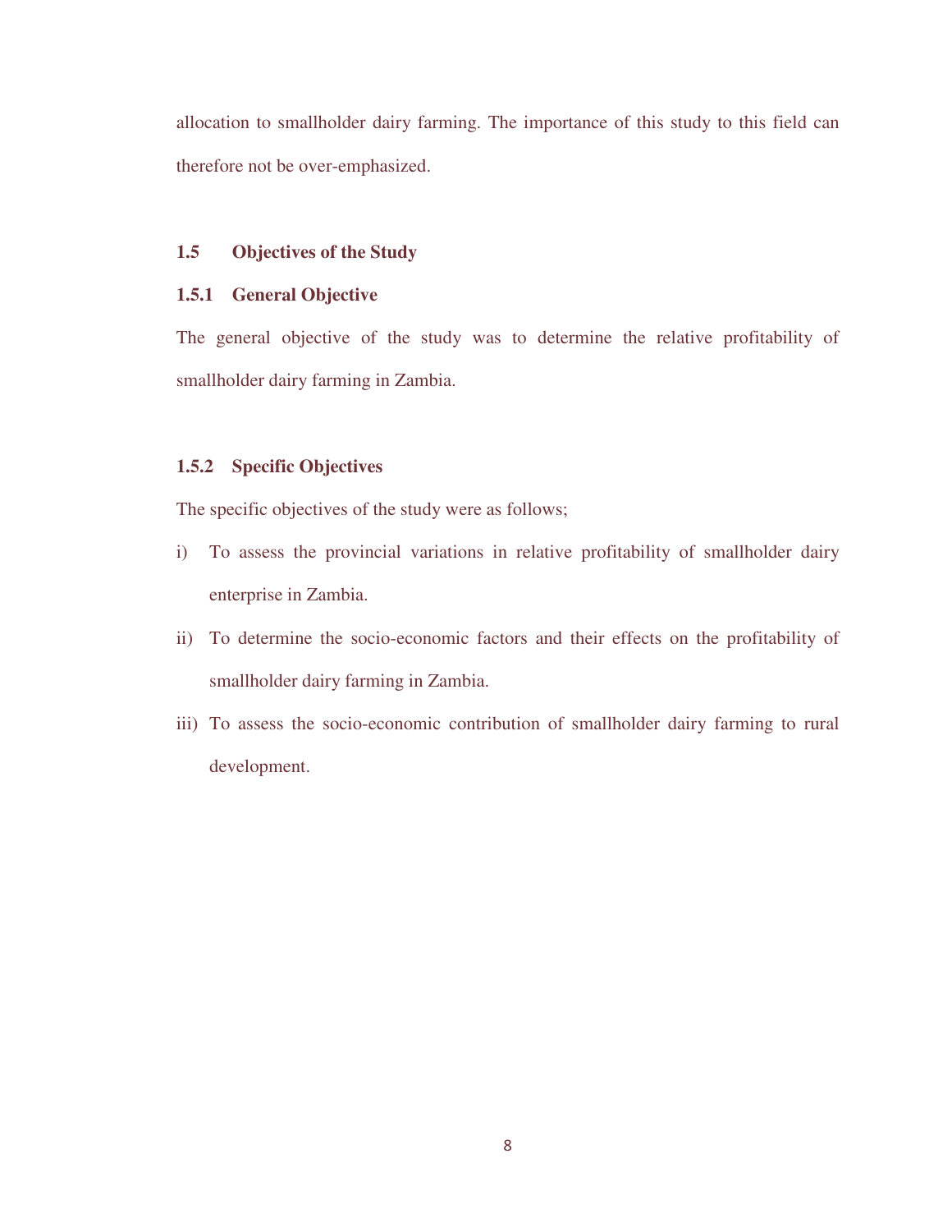allocation to smallholder dairy farming. The importance of this study to this field can therefore not be over-emphasized.

## 1.5 Objectives of the Study

### 1.5.1 General Objective

The general objective of the study was to determine the relative profitability of smallholder dairy farming in Zambia.

### 1.5.2 Specific Objectives

The specific objectives of the study were as follows;

i) To assess the provincial variations in relative profitability of smallholder dairy enterprise in Zambia.

ii) To determine the socio-economic factors and their effects on the profitability of smallholder dairy farming in Zambia.

iii) To assess the socio-economic contribution of smallholder dairy farming to rural development.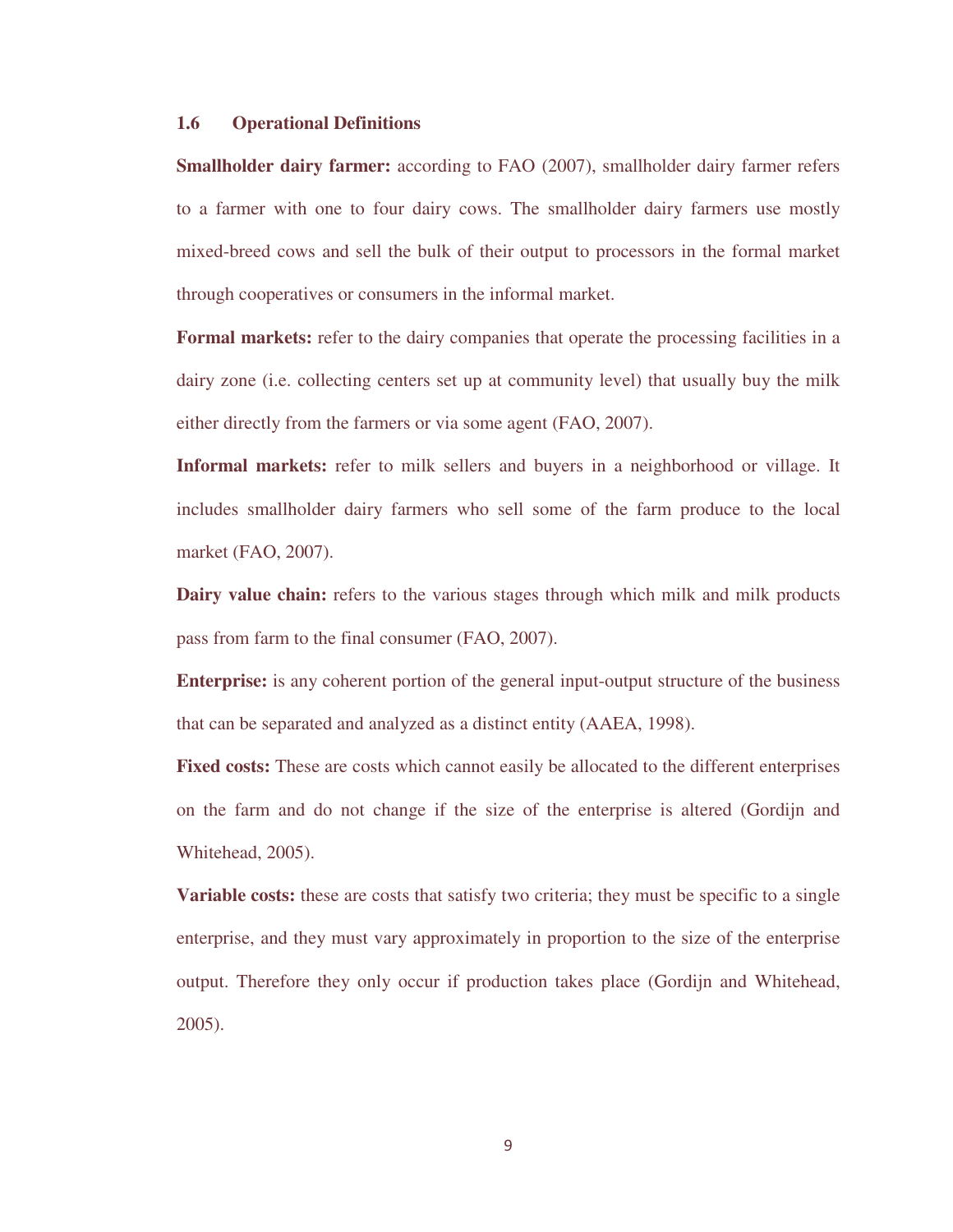### 1.6 Operational Definitions

**Smallholder dairy farmer:** according to FAO (2007), smallholder dairy farmer refers to a farmer with one to four dairy cows. The smallholder dairy farmers use mostly mixed-breed cows and sell the bulk of their output to processors in the formal market through cooperatives or consumers in the informal market.

**Formal markets:** refer to the dairy companies that operate the processing facilities in a dairy zone (i.e. collecting centers set up at community level) that usually buy the milk either directly from the farmers or via some agent (FAO, 2007).

**Informal markets:** refer to milk sellers and buyers in a neighborhood or village. It includes smallholder dairy farmers who sell some of the farm produce to the local market (FAO, 2007).

**Dairy value chain:** refers to the various stages through which milk and milk products pass from farm to the final consumer (FAO, 2007).

**Enterprise:** is any coherent portion of the general input-output structure of the business that can be separated and analyzed as a distinct entity (AAEA, 1998).

**Fixed costs:** These are costs which cannot easily be allocated to the different enterprises on the farm and do not change if the size of the enterprise is altered (Gordijn and Whitehead, 2005).

**Variable costs:** these are costs that satisfy two criteria; they must be specific to a single enterprise, and they must vary approximately in proportion to the size of the enterprise output. Therefore they only occur if production takes place (Gordijn and Whitehead, 2005).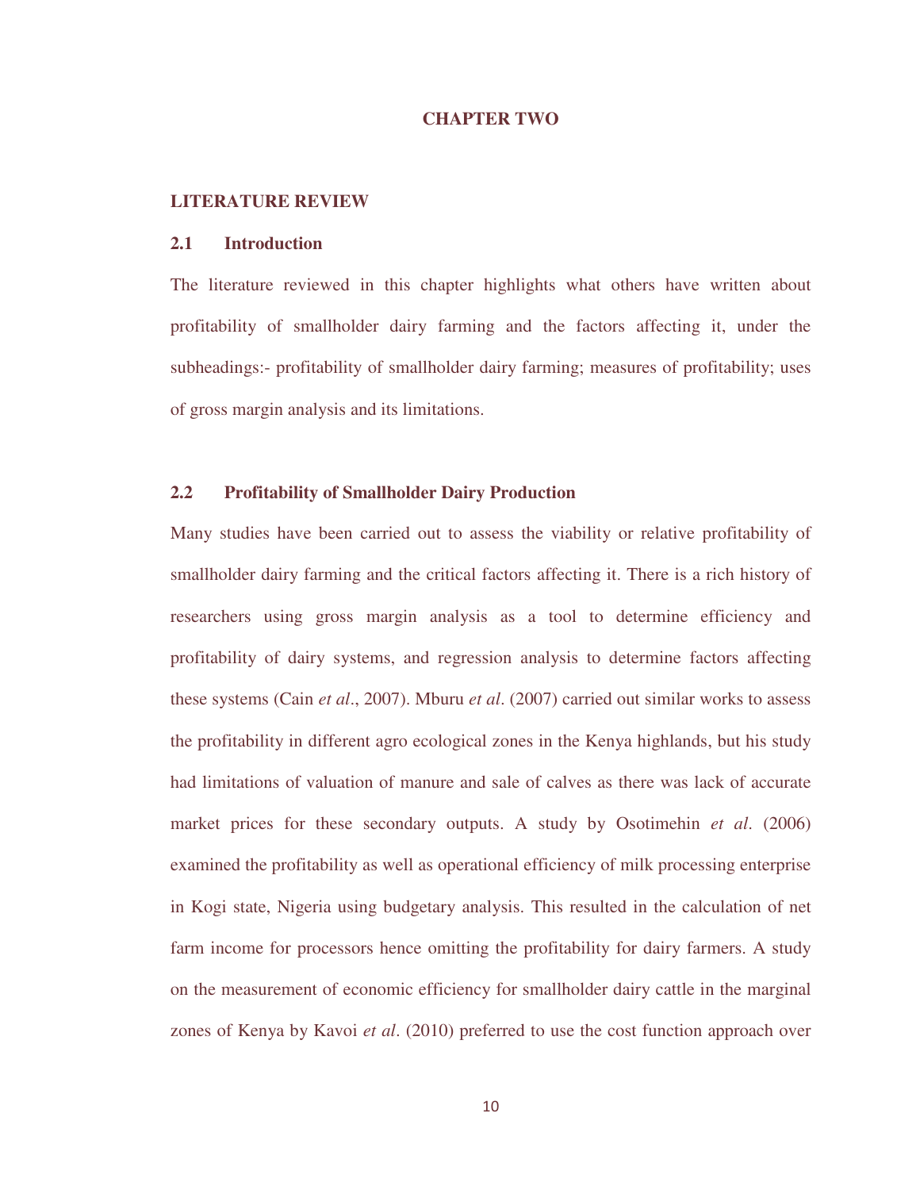# CHAPTER TWO

## LITERATURE REVIEW

### 2.1 Introduction

The literature reviewed in this chapter highlights what others have written about profitability of smallholder dairy farming and the factors affecting it, under the subheadings:- profitability of smallholder dairy farming; measures of profitability; uses of gross margin analysis and its limitations.

### 2.2 Profitability of Smallholder Dairy Production

Many studies have been carried out to assess the viability or relative profitability of smallholder dairy farming and the critical factors affecting it. There is a rich history of researchers using gross margin analysis as a tool to determine efficiency and profitability of dairy systems, and regression analysis to determine factors affecting these systems (Cain *et al*., 2007). Mburu *et al*. (2007) carried out similar works to assess the profitability in different agro ecological zones in the Kenya highlands, but his study had limitations of valuation of manure and sale of calves as there was lack of accurate market prices for these secondary outputs. A study by Osotimehin *et al*. (2006) examined the profitability as well as operational efficiency of milk processing enterprise in Kogi state, Nigeria using budgetary analysis. This resulted in the calculation of net farm income for processors hence omitting the profitability for dairy farmers. A study on the measurement of economic efficiency for smallholder dairy cattle in the marginal zones of Kenya by Kavoi *et al*. (2010) preferred to use the cost function approach over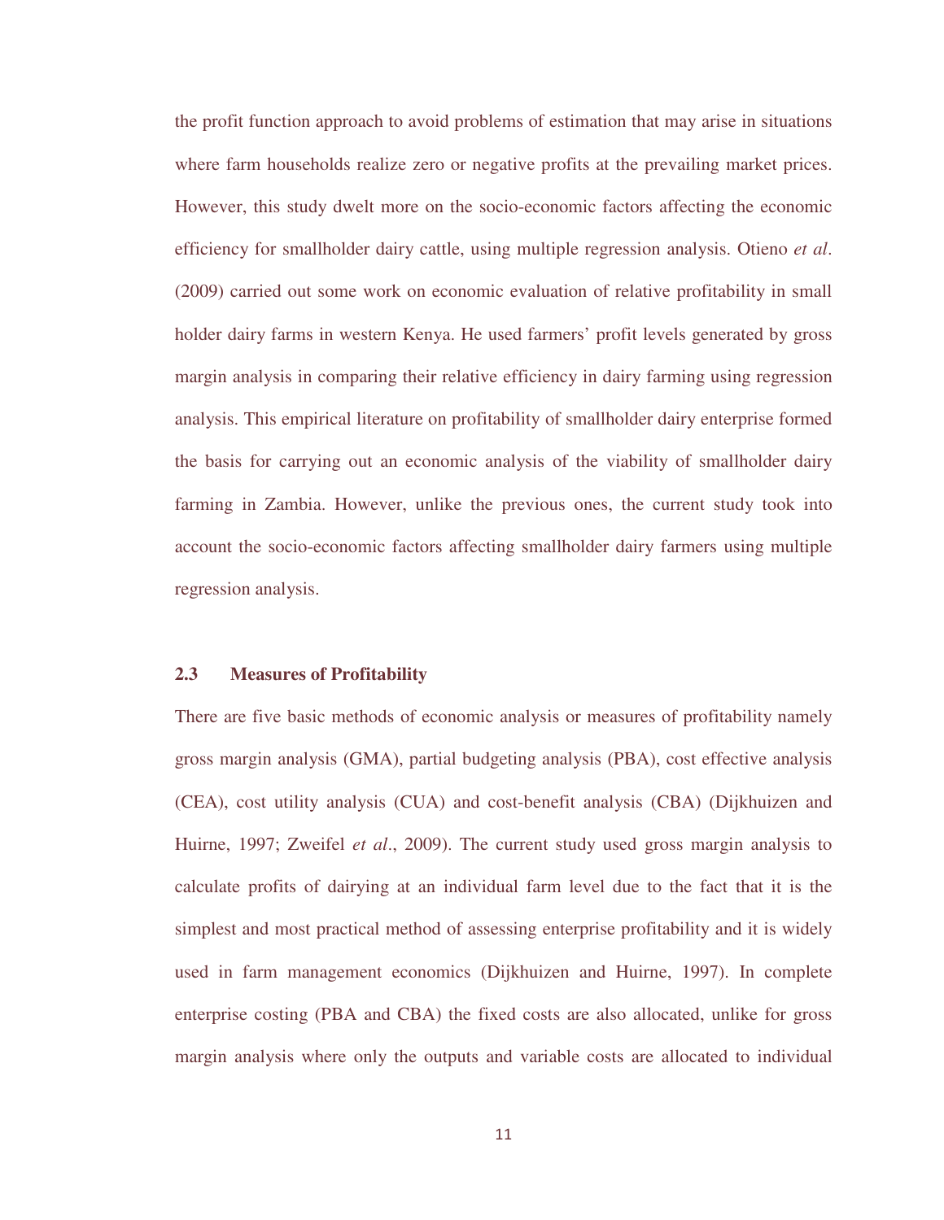the profit function approach to avoid problems of estimation that may arise in situations where farm households realize zero or negative profits at the prevailing market prices. However, this study dwelt more on the socio-economic factors affecting the economic efficiency for smallholder dairy cattle, using multiple regression analysis. Otieno *et al*. (2009) carried out some work on economic evaluation of relative profitability in small holder dairy farms in western Kenya. He used farmers' profit levels generated by gross margin analysis in comparing their relative efficiency in dairy farming using regression analysis. This empirical literature on profitability of smallholder dairy enterprise formed the basis for carrying out an economic analysis of the viability of smallholder dairy farming in Zambia. However, unlike the previous ones, the current study took into account the socio-economic factors affecting smallholder dairy farmers using multiple regression analysis.

## 2.3 Measures of Profitability

There are five basic methods of economic analysis or measures of profitability namely gross margin analysis (GMA), partial budgeting analysis (PBA), cost effective analysis (CEA), cost utility analysis (CUA) and cost-benefit analysis (CBA) (Dijkhuizen and Huirne, 1997; Zweifel *et al*., 2009). The current study used gross margin analysis to calculate profits of dairying at an individual farm level due to the fact that it is the simplest and most practical method of assessing enterprise profitability and it is widely used in farm management economics (Dijkhuizen and Huirne, 1997). In complete enterprise costing (PBA and CBA) the fixed costs are also allocated, unlike for gross margin analysis where only the outputs and variable costs are allocated to individual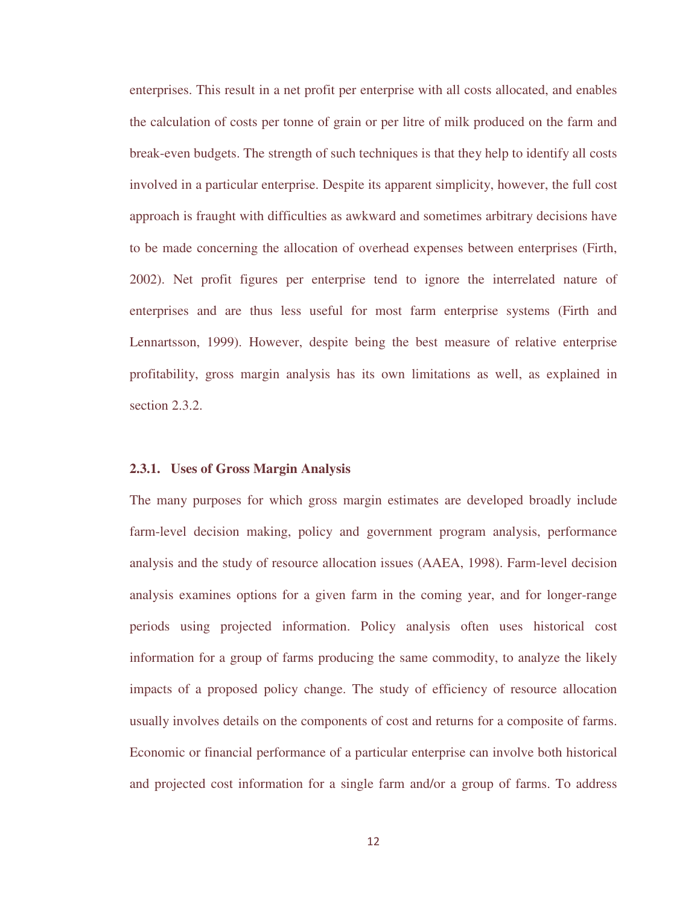enterprises. This result in a net profit per enterprise with all costs allocated, and enables the calculation of costs per tonne of grain or per litre of milk produced on the farm and break-even budgets. The strength of such techniques is that they help to identify all costs involved in a particular enterprise. Despite its apparent simplicity, however, the full cost approach is fraught with difficulties as awkward and sometimes arbitrary decisions have to be made concerning the allocation of overhead expenses between enterprises (Firth, 2002). Net profit figures per enterprise tend to ignore the interrelated nature of enterprises and are thus less useful for most farm enterprise systems (Firth and Lennartsson, 1999). However, despite being the best measure of relative enterprise profitability, gross margin analysis has its own limitations as well, as explained in section 2.3.2.

### 2.3.1. Uses of Gross Margin Analysis

The many purposes for which gross margin estimates are developed broadly include farm-level decision making, policy and government program analysis, performance analysis and the study of resource allocation issues (AAEA, 1998). Farm-level decision analysis examines options for a given farm in the coming year, and for longer-range periods using projected information. Policy analysis often uses historical cost information for a group of farms producing the same commodity, to analyze the likely impacts of a proposed policy change. The study of efficiency of resource allocation usually involves details on the components of cost and returns for a composite of farms. Economic or financial performance of a particular enterprise can involve both historical and projected cost information for a single farm and/or a group of farms. To address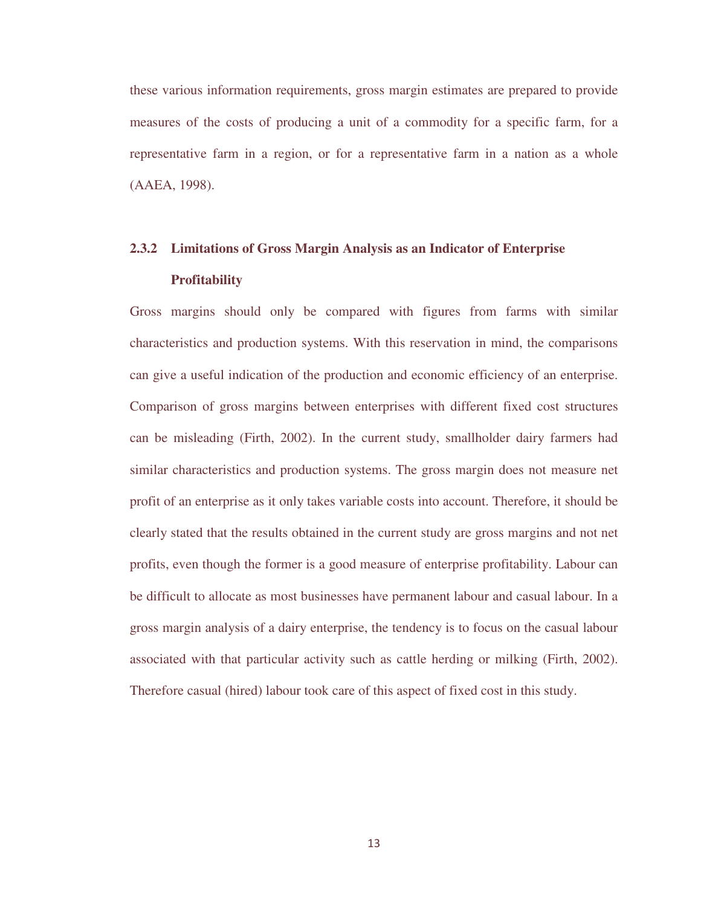these various information requirements, gross margin estimates are prepared to provide measures of the costs of producing a unit of a commodity for a specific farm, for a representative farm in a region, or for a representative farm in a nation as a whole (AAEA, 1998).

### 2.3.2 Limitations of Gross Margin Analysis as an Indicator of Enterprise Profitability

Gross margins should only be compared with figures from farms with similar characteristics and production systems. With this reservation in mind, the comparisons can give a useful indication of the production and economic efficiency of an enterprise. Comparison of gross margins between enterprises with different fixed cost structures can be misleading (Firth, 2002). In the current study, smallholder dairy farmers had similar characteristics and production systems. The gross margin does not measure net profit of an enterprise as it only takes variable costs into account. Therefore, it should be clearly stated that the results obtained in the current study are gross margins and not net profits, even though the former is a good measure of enterprise profitability. Labour can be difficult to allocate as most businesses have permanent labour and casual labour. In a gross margin analysis of a dairy enterprise, the tendency is to focus on the casual labour associated with that particular activity such as cattle herding or milking (Firth, 2002). Therefore casual (hired) labour took care of this aspect of fixed cost in this study.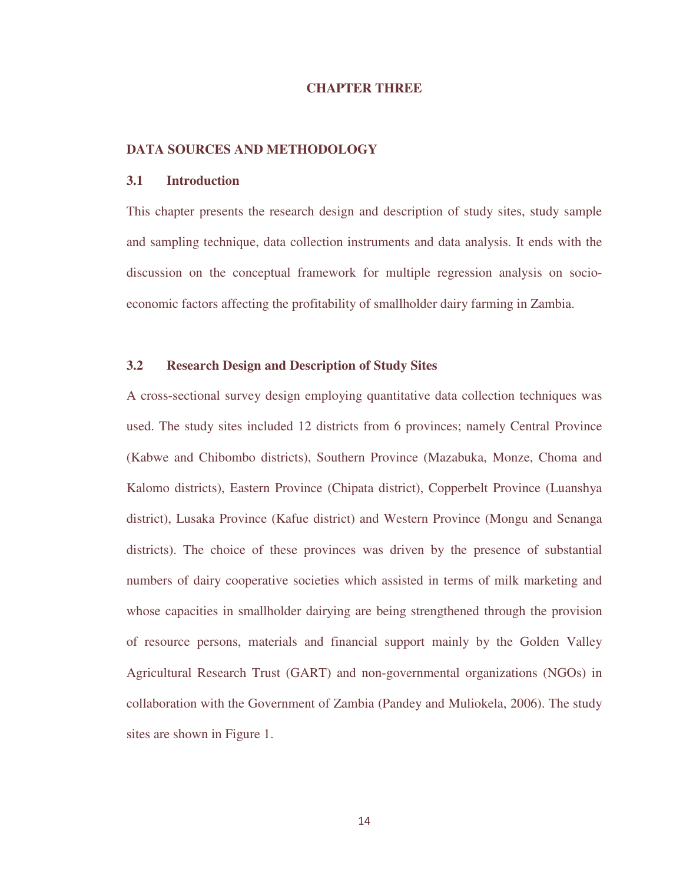# CHAPTER THREE

## DATA SOURCES AND METHODOLOGY

### 3.1 Introduction

This chapter presents the research design and description of study sites, study sample and sampling technique, data collection instruments and data analysis. It ends with the discussion on the conceptual framework for multiple regression analysis on socio-economic factors affecting the profitability of smallholder dairy farming in Zambia.

### 3.2 Research Design and Description of Study Sites

A cross-sectional survey design employing quantitative data collection techniques was used. The study sites included 12 districts from 6 provinces; namely Central Province (Kabwe and Chibombo districts), Southern Province (Mazabuka, Monze, Choma and Kalomo districts), Eastern Province (Chipata district), Copperbelt Province (Luanshya district), Lusaka Province (Kafue district) and Western Province (Mongu and Senanga districts). The choice of these provinces was driven by the presence of substantial numbers of dairy cooperative societies which assisted in terms of milk marketing and whose capacities in smallholder dairying are being strengthened through the provision of resource persons, materials and financial support mainly by the Golden Valley Agricultural Research Trust (GART) and non-governmental organizations (NGOs) in collaboration with the Government of Zambia (Pandey and Muliokela, 2006). The study sites are shown in Figure 1.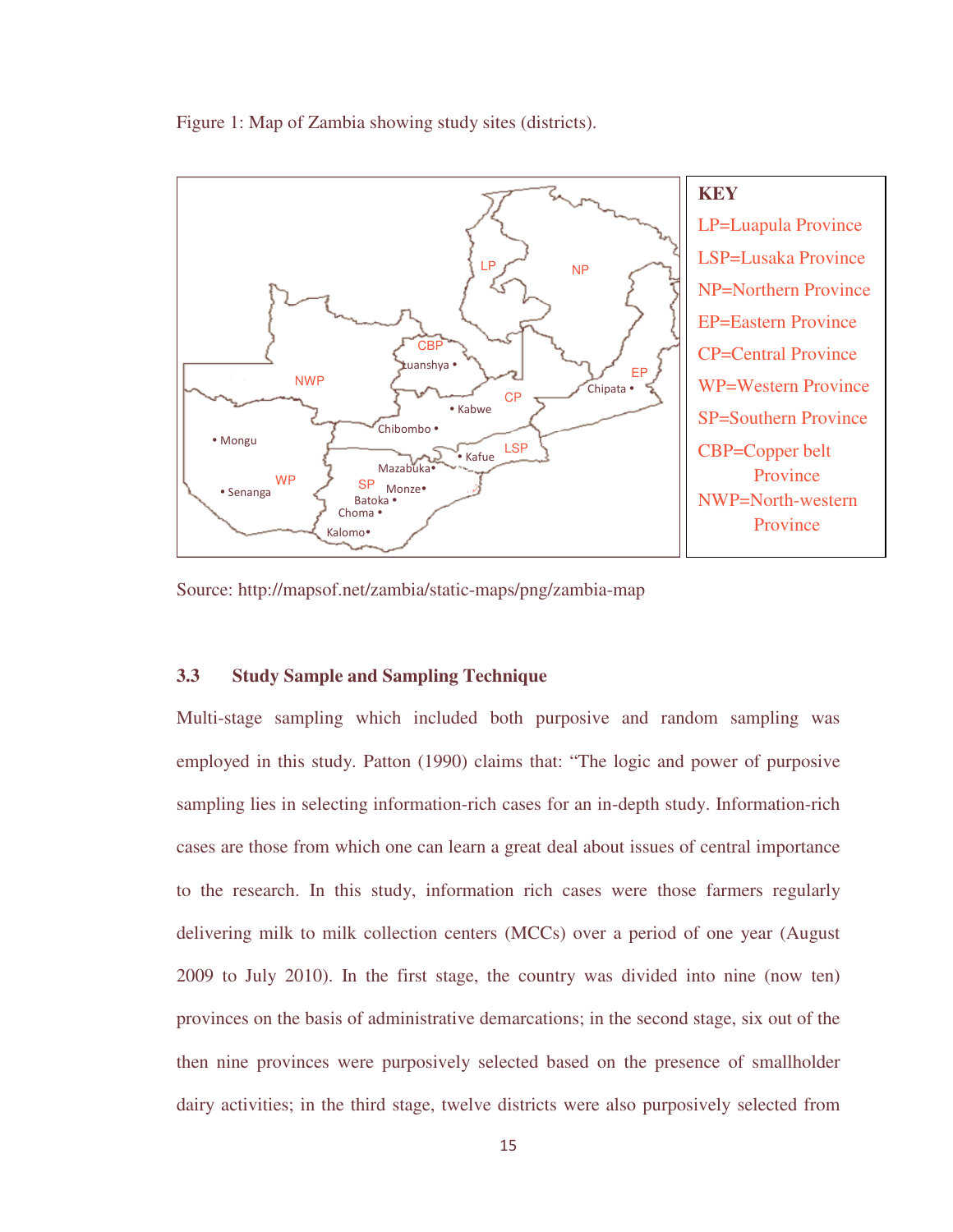Figure 1: Map of Zambia showing study sites (districts).

**KEY**

LP=Luapula Province

LSP=Lusaka Province

NP=Northern Province

EP=Eastern Province

CP=Central Province

WP=Western Province

SP=Southern Province

CBP=Copper belt Province

NWP=North-western Province

Source: http://mapsof.net/zambia/static-maps/png/zambia-map

### 3.3 Study Sample and Sampling Technique

Multi-stage sampling which included both purposive and random sampling was employed in this study. Patton (1990) claims that: "The logic and power of purposive sampling lies in selecting information-rich cases for an in-depth study. Information-rich cases are those from which one can learn a great deal about issues of central importance to the research. In this study, information rich cases were those farmers regularly delivering milk to milk collection centers (MCCs) over a period of one year (August 2009 to July 2010). In the first stage, the country was divided into nine (now ten) provinces on the basis of administrative demarcations; in the second stage, six out of the then nine provinces were purposively selected based on the presence of smallholder dairy activities; in the third stage, twelve districts were also purposively selected from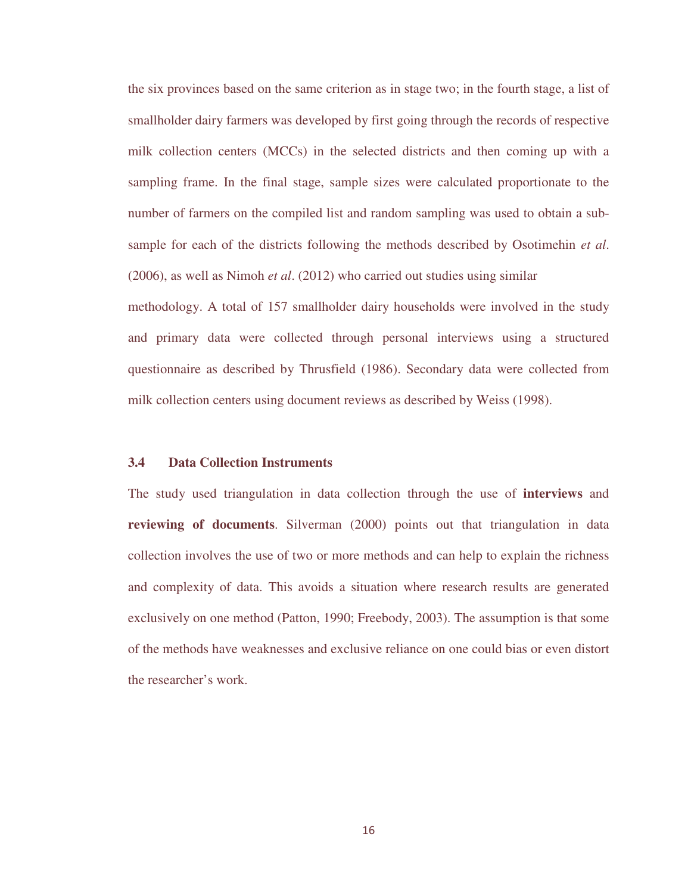the six provinces based on the same criterion as in stage two; in the fourth stage, a list of smallholder dairy farmers was developed by first going through the records of respective milk collection centers (MCCs) in the selected districts and then coming up with a sampling frame. In the final stage, sample sizes were calculated proportionate to the number of farmers on the compiled list and random sampling was used to obtain a sub-sample for each of the districts following the methods described by Osotimehin *et al*. (2006), as well as Nimoh *et al*. (2012) who carried out studies using similar methodology. A total of 157 smallholder dairy households were involved in the study and primary data were collected through personal interviews using a structured questionnaire as described by Thrusfield (1986). Secondary data were collected from milk collection centers using document reviews as described by Weiss (1998).

### 3.4 Data Collection Instruments

The study used triangulation in data collection through the use of **interviews** and **reviewing of documents**. Silverman (2000) points out that triangulation in data collection involves the use of two or more methods and can help to explain the richness and complexity of data. This avoids a situation where research results are generated exclusively on one method (Patton, 1990; Freebody, 2003). The assumption is that some of the methods have weaknesses and exclusive reliance on one could bias or even distort the researcher's work.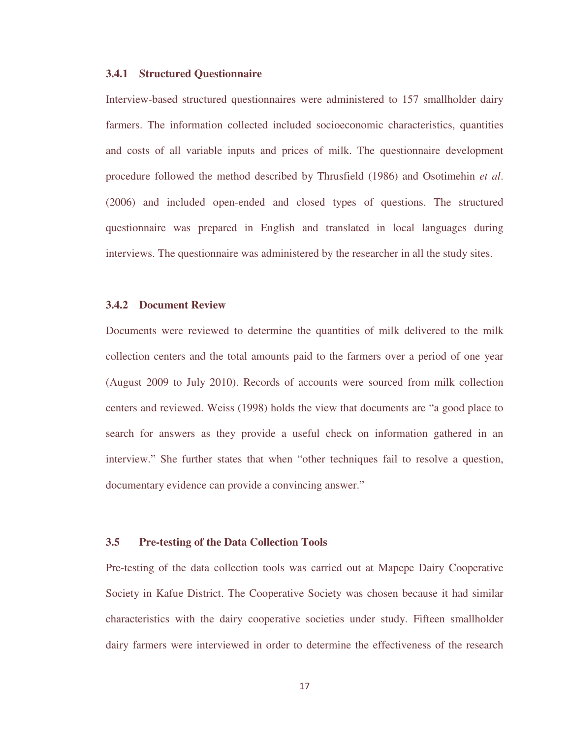### 3.4.1 Structured Questionnaire

Interview-based structured questionnaires were administered to 157 smallholder dairy farmers. The information collected included socioeconomic characteristics, quantities and costs of all variable inputs and prices of milk. The questionnaire development procedure followed the method described by Thrusfield (1986) and Osotimehin *et al*. (2006) and included open-ended and closed types of questions. The structured questionnaire was prepared in English and translated in local languages during interviews. The questionnaire was administered by the researcher in all the study sites.

### 3.4.2 Document Review

Documents were reviewed to determine the quantities of milk delivered to the milk collection centers and the total amounts paid to the farmers over a period of one year (August 2009 to July 2010). Records of accounts were sourced from milk collection centers and reviewed. Weiss (1998) holds the view that documents are "a good place to search for answers as they provide a useful check on information gathered in an interview." She further states that when "other techniques fail to resolve a question, documentary evidence can provide a convincing answer."

## 3.5 Pre-testing of the Data Collection Tools

Pre-testing of the data collection tools was carried out at Mapepe Dairy Cooperative Society in Kafue District. The Cooperative Society was chosen because it had similar characteristics with the dairy cooperative societies under study. Fifteen smallholder dairy farmers were interviewed in order to determine the effectiveness of the research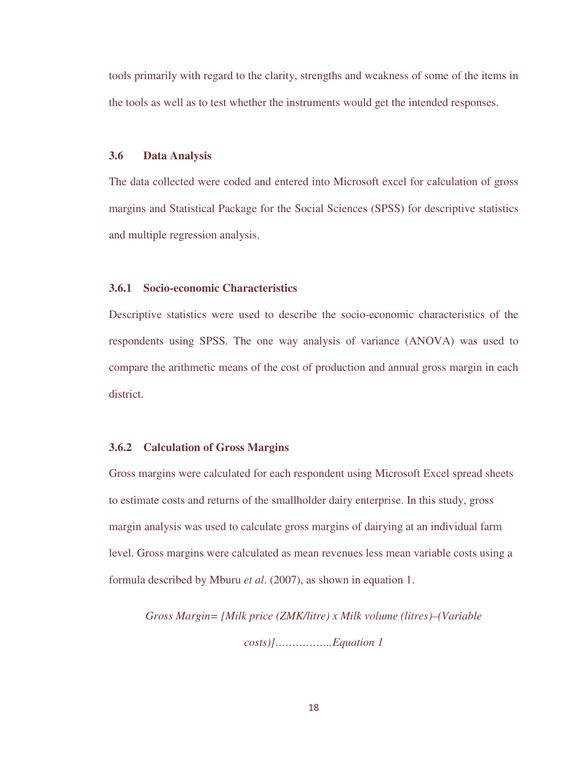tools primarily with regard to the clarity, strengths and weakness of some of the items in the tools as well as to test whether the instruments would get the intended responses.

### 3.6 Data Analysis

The data collected were coded and entered into Microsoft excel for calculation of gross margins and Statistical Package for the Social Sciences (SPSS) for descriptive statistics and multiple regression analysis.

#### 3.6.1 Socio-economic Characteristics

Descriptive statistics were used to describe the socio-economic characteristics of the respondents using SPSS. The one way analysis of variance (ANOVA) was used to compare the arithmetic means of the cost of production and annual gross margin in each district.

#### 3.6.2 Calculation of Gross Margins

Gross margins were calculated for each respondent using Microsoft Excel spread sheets to estimate costs and returns of the smallholder dairy enterprise. In this study, gross margin analysis was used to calculate gross margins of dairying at an individual farm level. Gross margins were calculated as mean revenues less mean variable costs using a formula described by Mburu *et al*. (2007), as shown in equation 1.

*Gross Margin= [Milk price (ZMK/litre) x Milk volume (litres)–(Variable costs)]……………..Equation 1*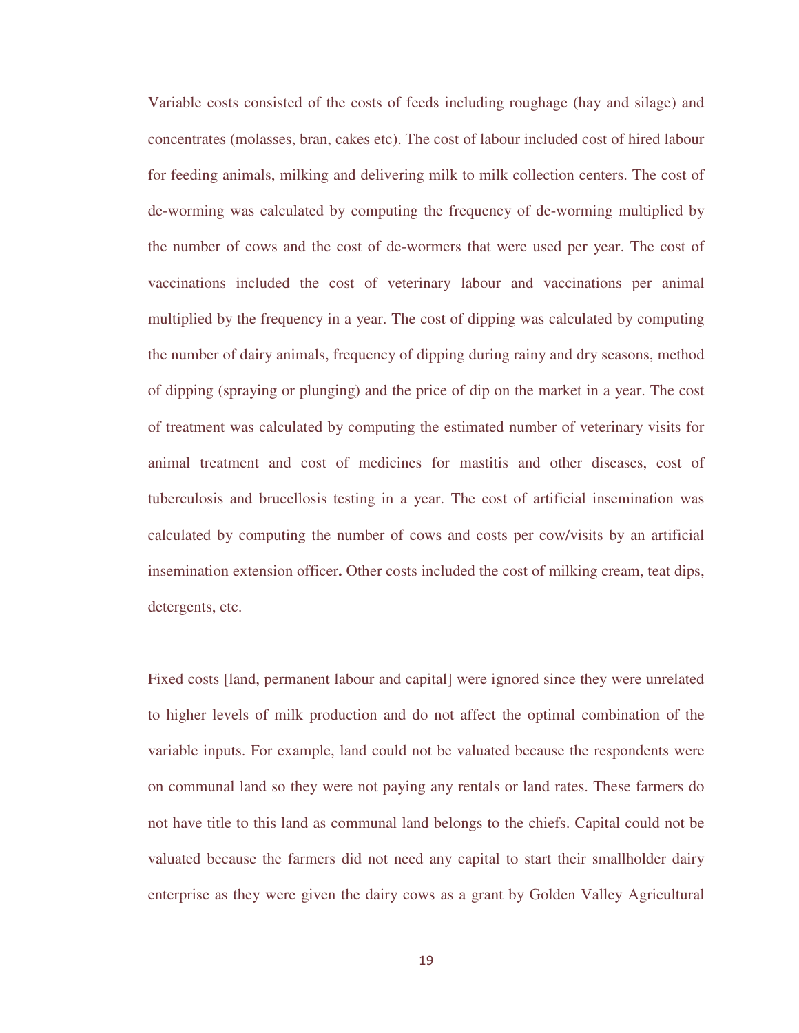Variable costs consisted of the costs of feeds including roughage (hay and silage) and concentrates (molasses, bran, cakes etc). The cost of labour included cost of hired labour for feeding animals, milking and delivering milk to milk collection centers. The cost of de-worming was calculated by computing the frequency of de-worming multiplied by the number of cows and the cost of de-wormers that were used per year. The cost of vaccinations included the cost of veterinary labour and vaccinations per animal multiplied by the frequency in a year. The cost of dipping was calculated by computing the number of dairy animals, frequency of dipping during rainy and dry seasons, method of dipping (spraying or plunging) and the price of dip on the market in a year. The cost of treatment was calculated by computing the estimated number of veterinary visits for animal treatment and cost of medicines for mastitis and other diseases, cost of tuberculosis and brucellosis testing in a year. The cost of artificial insemination was calculated by computing the number of cows and costs per cow/visits by an artificial insemination extension officer**.** Other costs included the cost of milking cream, teat dips, detergents, etc.

Fixed costs [land, permanent labour and capital] were ignored since they were unrelated to higher levels of milk production and do not affect the optimal combination of the variable inputs. For example, land could not be valuated because the respondents were on communal land so they were not paying any rentals or land rates. These farmers do not have title to this land as communal land belongs to the chiefs. Capital could not be valuated because the farmers did not need any capital to start their smallholder dairy enterprise as they were given the dairy cows as a grant by Golden Valley Agricultural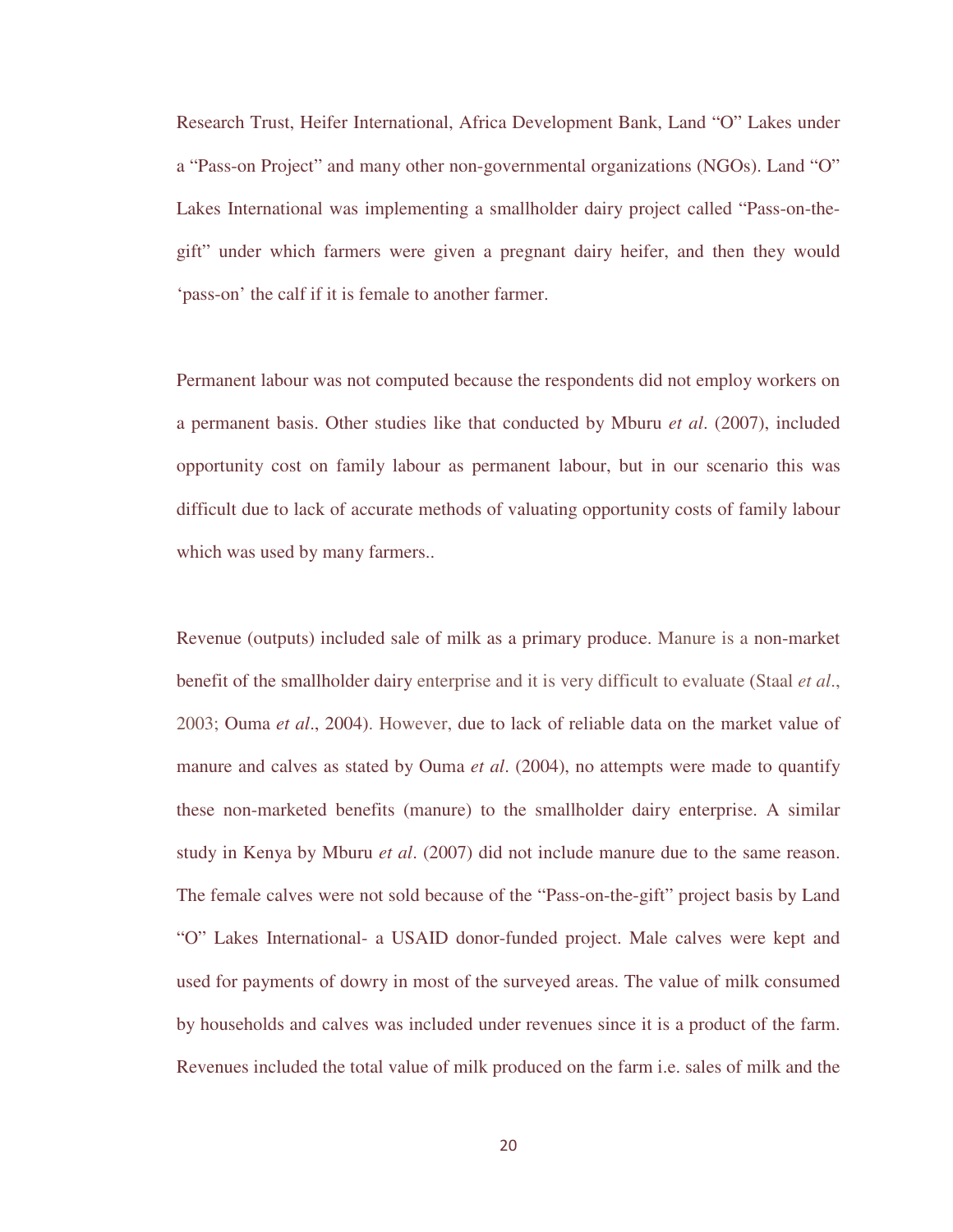Research Trust, Heifer International, Africa Development Bank, Land "O" Lakes under a "Pass-on Project" and many other non-governmental organizations (NGOs). Land "O" Lakes International was implementing a smallholder dairy project called "Pass-on-the-gift" under which farmers were given a pregnant dairy heifer, and then they would 'pass-on' the calf if it is female to another farmer.

Permanent labour was not computed because the respondents did not employ workers on a permanent basis. Other studies like that conducted by Mburu *et al*. (2007), included opportunity cost on family labour as permanent labour, but in our scenario this was difficult due to lack of accurate methods of valuating opportunity costs of family labour which was used by many farmers..

Revenue (outputs) included sale of milk as a primary produce. Manure is a non-market benefit of the smallholder dairy enterprise and it is very difficult to evaluate (Staal *et al*., 2003; Ouma *et al*., 2004). However, due to lack of reliable data on the market value of manure and calves as stated by Ouma *et al*. (2004), no attempts were made to quantify these non-marketed benefits (manure) to the smallholder dairy enterprise. A similar study in Kenya by Mburu *et al*. (2007) did not include manure due to the same reason. The female calves were not sold because of the "Pass-on-the-gift" project basis by Land "O" Lakes International- a USAID donor-funded project. Male calves were kept and used for payments of dowry in most of the surveyed areas. The value of milk consumed by households and calves was included under revenues since it is a product of the farm. Revenues included the total value of milk produced on the farm i.e. sales of milk and the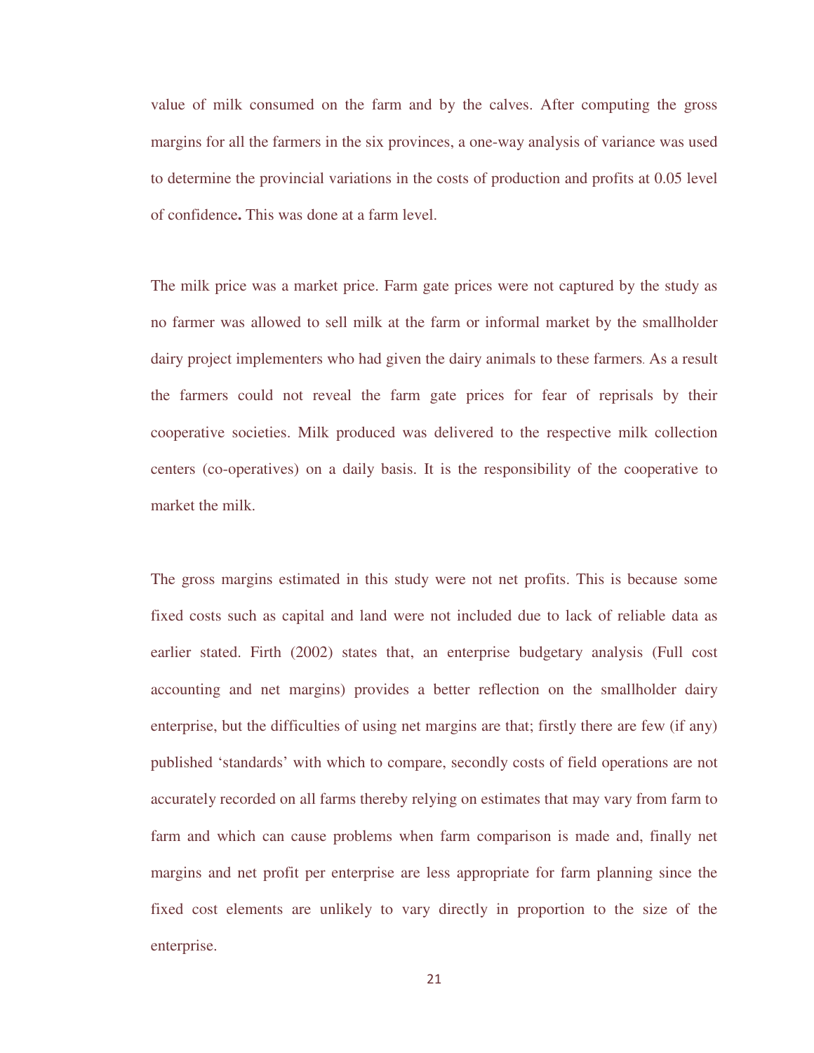value of milk consumed on the farm and by the calves. After computing the gross margins for all the farmers in the six provinces, a one-way analysis of variance was used to determine the provincial variations in the costs of production and profits at 0.05 level of confidence**.** This was done at a farm level.

The milk price was a market price. Farm gate prices were not captured by the study as no farmer was allowed to sell milk at the farm or informal market by the smallholder dairy project implementers who had given the dairy animals to these farmers. As a result the farmers could not reveal the farm gate prices for fear of reprisals by their cooperative societies. Milk produced was delivered to the respective milk collection centers (co-operatives) on a daily basis. It is the responsibility of the cooperative to market the milk.

The gross margins estimated in this study were not net profits. This is because some fixed costs such as capital and land were not included due to lack of reliable data as earlier stated. Firth (2002) states that, an enterprise budgetary analysis (Full cost accounting and net margins) provides a better reflection on the smallholder dairy enterprise, but the difficulties of using net margins are that; firstly there are few (if any) published 'standards' with which to compare, secondly costs of field operations are not accurately recorded on all farms thereby relying on estimates that may vary from farm to farm and which can cause problems when farm comparison is made and, finally net margins and net profit per enterprise are less appropriate for farm planning since the fixed cost elements are unlikely to vary directly in proportion to the size of the enterprise.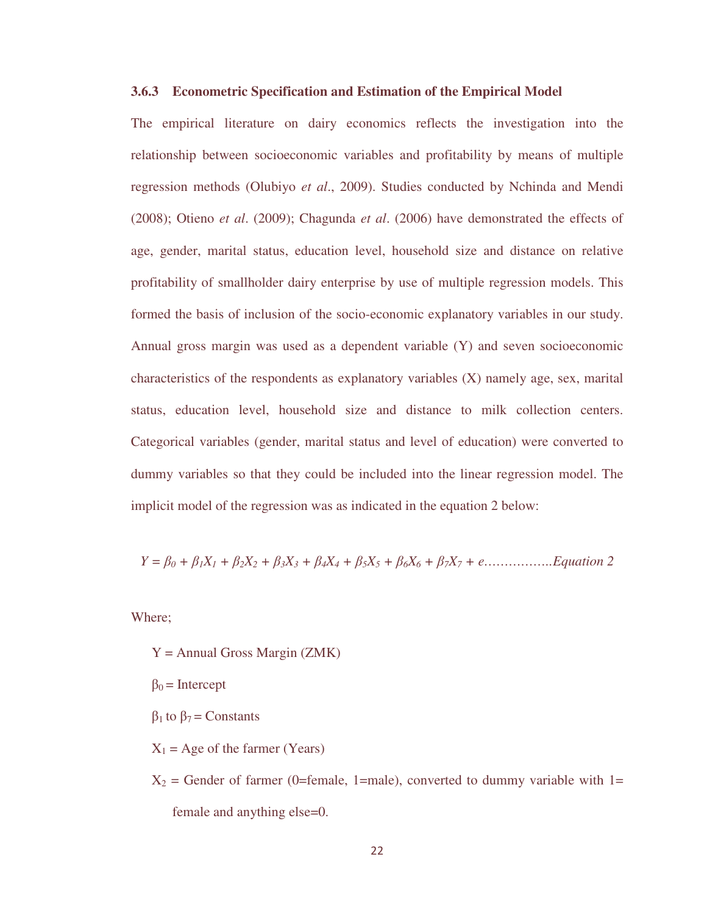### 3.6.3 Econometric Specification and Estimation of the Empirical Model

The empirical literature on dairy economics reflects the investigation into the relationship between socioeconomic variables and profitability by means of multiple regression methods (Olubiyo *et al*., 2009). Studies conducted by Nchinda and Mendi (2008); Otieno *et al*. (2009); Chagunda *et al*. (2006) have demonstrated the effects of age, gender, marital status, education level, household size and distance on relative profitability of smallholder dairy enterprise by use of multiple regression models. This formed the basis of inclusion of the socio-economic explanatory variables in our study. Annual gross margin was used as a dependent variable (Y) and seven socioeconomic characteristics of the respondents as explanatory variables (X) namely age, sex, marital status, education level, household size and distance to milk collection centers. Categorical variables (gender, marital status and level of education) were converted to dummy variables so that they could be included into the linear regression model. The implicit model of the regression was as indicated in the equation 2 below:

$$Y = \beta_0 + \beta_1 X_1 + \beta_2 X_2 + \beta_3 X_3 + \beta_4 X_4 + \beta_5 X_5 + \beta_6 X_6 + \beta_7 X_7 + e \text{ ……………..Equation 2}$$

Where;

- Y = Annual Gross Margin (ZMK)
- $\beta_0$ = Intercept
- $\beta_1$ to $\beta_7$ = Constants
- $X_1$ = Age of the farmer (Years)
- $X_2$ = Gender of farmer (0=female, 1=male), converted to dummy variable with 1= female and anything else=0.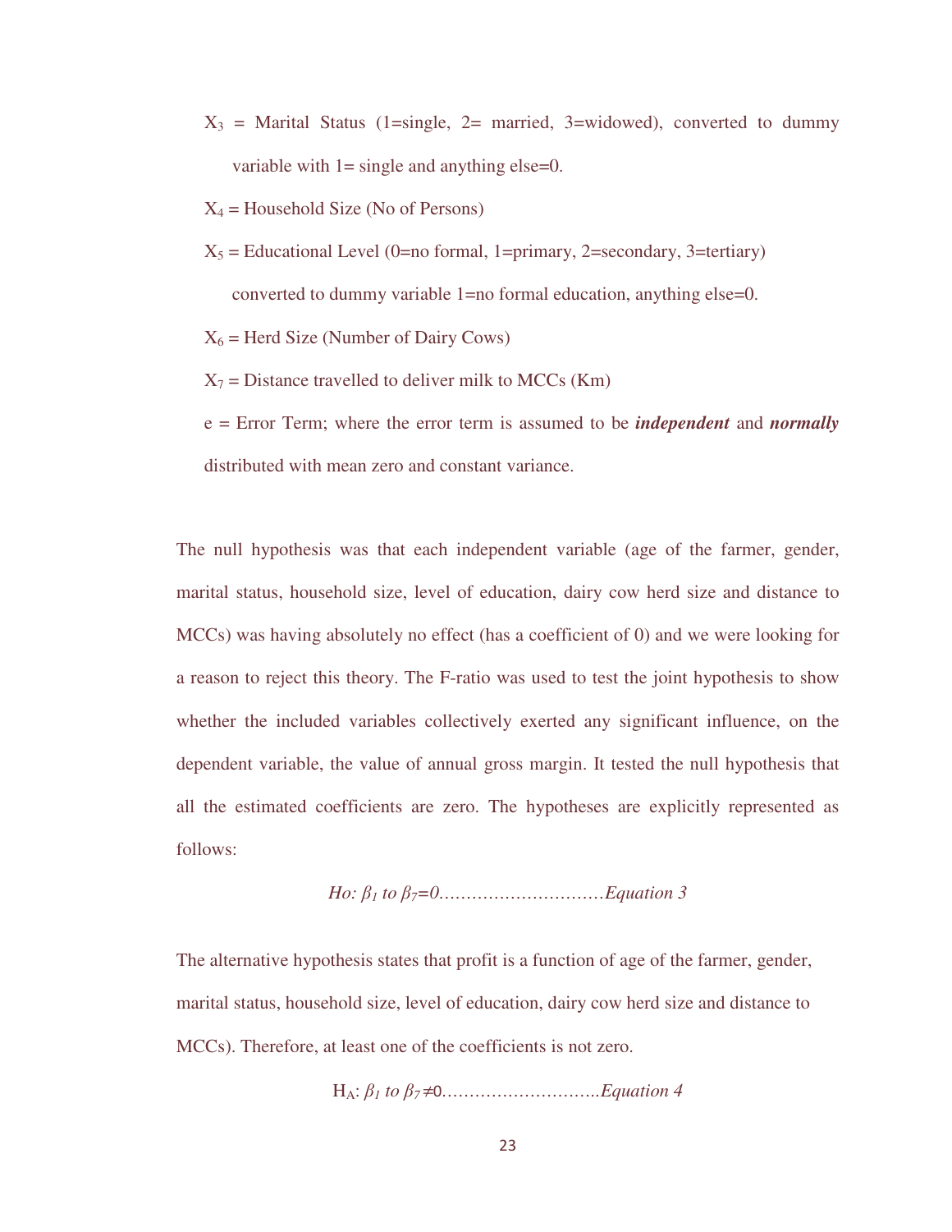$X_3$ = Marital Status (1=single, 2= married, 3=widowed), converted to dummy variable with 1= single and anything else=0.

$X_4$ = Household Size (No of Persons)

$X_5$ = Educational Level (0=no formal, 1=primary, 2=secondary, 3=tertiary) converted to dummy variable 1=no formal education, anything else=0.

$X_6$ = Herd Size (Number of Dairy Cows)

$X_7$ = Distance travelled to deliver milk to MCCs (Km)

e = Error Term; where the error term is assumed to be ***independent*** and ***normally*** distributed with mean zero and constant variance.

The null hypothesis was that each independent variable (age of the farmer, gender, marital status, household size, level of education, dairy cow herd size and distance to MCCs) was having absolutely no effect (has a coefficient of 0) and we were looking for a reason to reject this theory. The F-ratio was used to test the joint hypothesis to show whether the included variables collectively exerted any significant influence, on the dependent variable, the value of annual gross margin. It tested the null hypothesis that all the estimated coefficients are zero. The hypotheses are explicitly represented as follows:

$$Ho: \beta_1 \text{ to } \beta_7 = 0 \text{..............................Equation 3}$$

The alternative hypothesis states that profit is a function of age of the farmer, gender, marital status, household size, level of education, dairy cow herd size and distance to MCCs). Therefore, at least one of the coefficients is not zero.

$$H_A: \beta_1 \text{ to } \beta_7 \neq 0 \text{.............................Equation 4}$$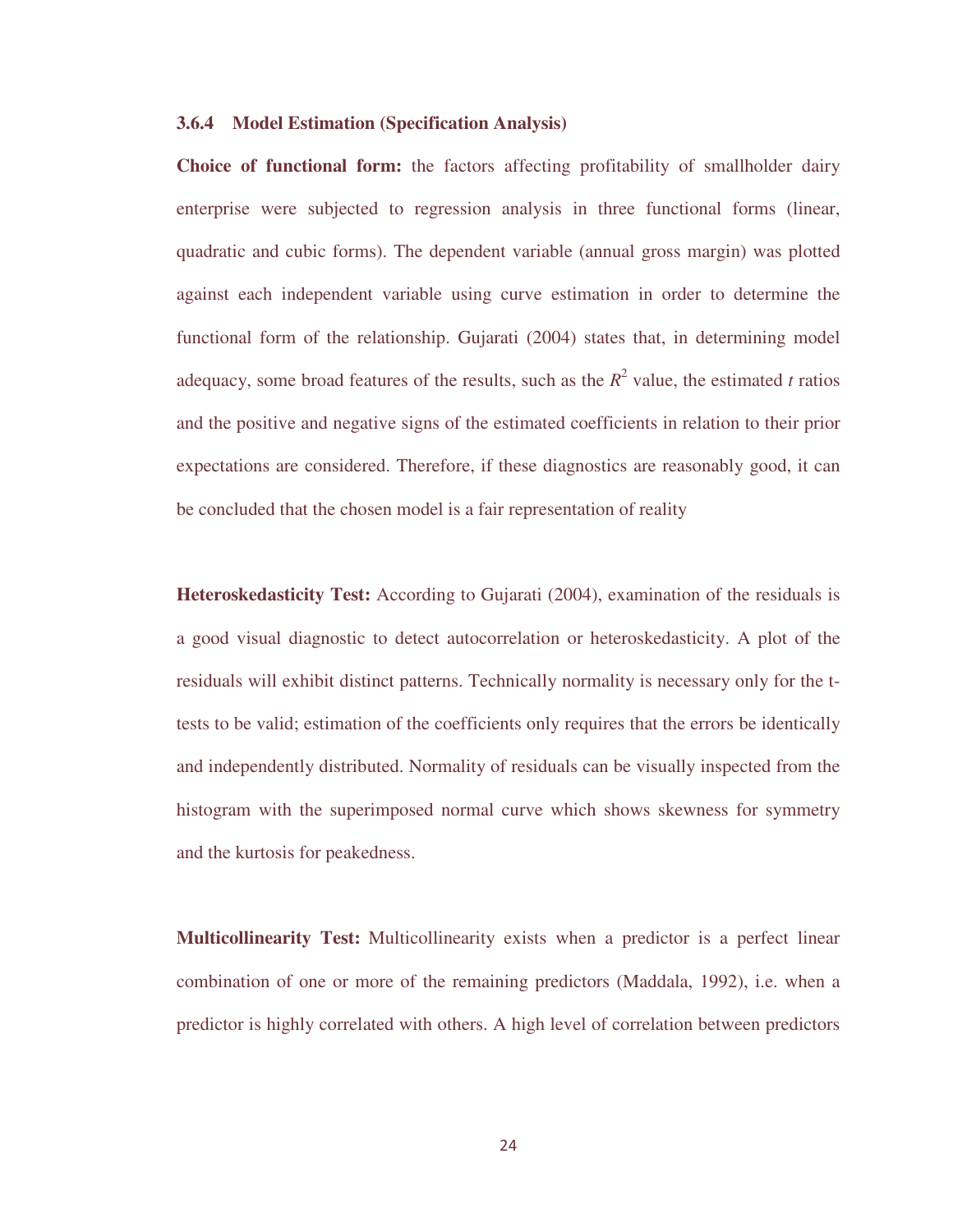### 3.6.4 Model Estimation (Specification Analysis)

**Choice of functional form:** the factors affecting profitability of smallholder dairy enterprise were subjected to regression analysis in three functional forms (linear, quadratic and cubic forms). The dependent variable (annual gross margin) was plotted against each independent variable using curve estimation in order to determine the functional form of the relationship. Gujarati (2004) states that, in determining model adequacy, some broad features of the results, such as the $R^2$ value, the estimated *t* ratios and the positive and negative signs of the estimated coefficients in relation to their prior expectations are considered. Therefore, if these diagnostics are reasonably good, it can be concluded that the chosen model is a fair representation of reality

**Heteroskedasticity Test:** According to Gujarati (2004), examination of the residuals is a good visual diagnostic to detect autocorrelation or heteroskedasticity. A plot of the residuals will exhibit distinct patterns. Technically normality is necessary only for the t-tests to be valid; estimation of the coefficients only requires that the errors be identically and independently distributed. Normality of residuals can be visually inspected from the histogram with the superimposed normal curve which shows skewness for symmetry and the kurtosis for peakedness.

**Multicollinearity Test:** Multicollinearity exists when a predictor is a perfect linear combination of one or more of the remaining predictors (Maddala, 1992), i.e. when a predictor is highly correlated with others. A high level of correlation between predictors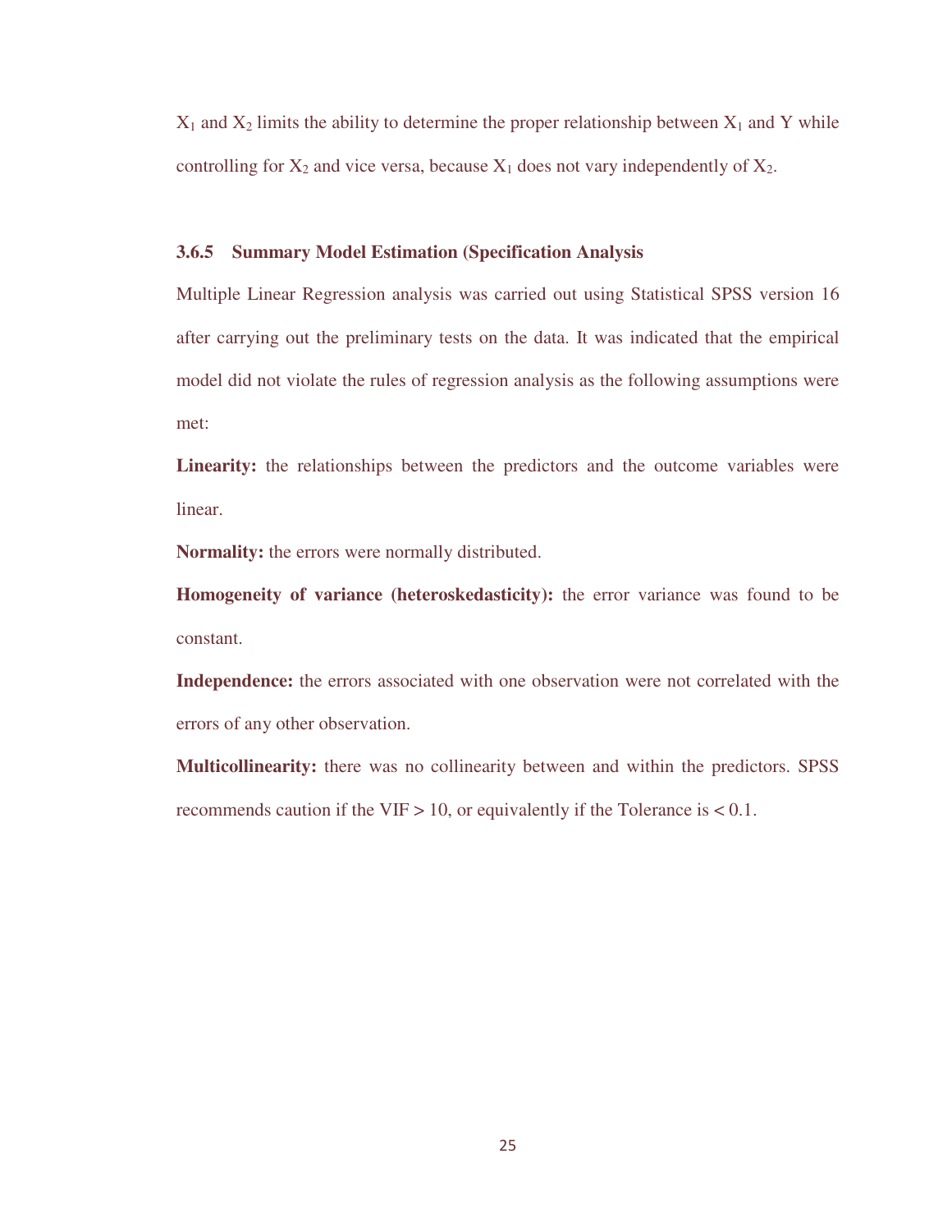$X_1$ and $X_2$ limits the ability to determine the proper relationship between $X_1$ and Y while controlling for $X_2$ and vice versa, because $X_1$ does not vary independently of $X_2$.

### 3.6.5 Summary Model Estimation (Specification Analysis

Multiple Linear Regression analysis was carried out using Statistical SPSS version 16 after carrying out the preliminary tests on the data. It was indicated that the empirical model did not violate the rules of regression analysis as the following assumptions were met:

**Linearity:** the relationships between the predictors and the outcome variables were linear.

**Normality:** the errors were normally distributed.

**Homogeneity of variance (heteroskedasticity):** the error variance was found to be constant.

**Independence:** the errors associated with one observation were not correlated with the errors of any other observation.

**Multicollinearity:** there was no collinearity between and within the predictors. SPSS recommends caution if the VIF > 10, or equivalently if the Tolerance is < 0.1.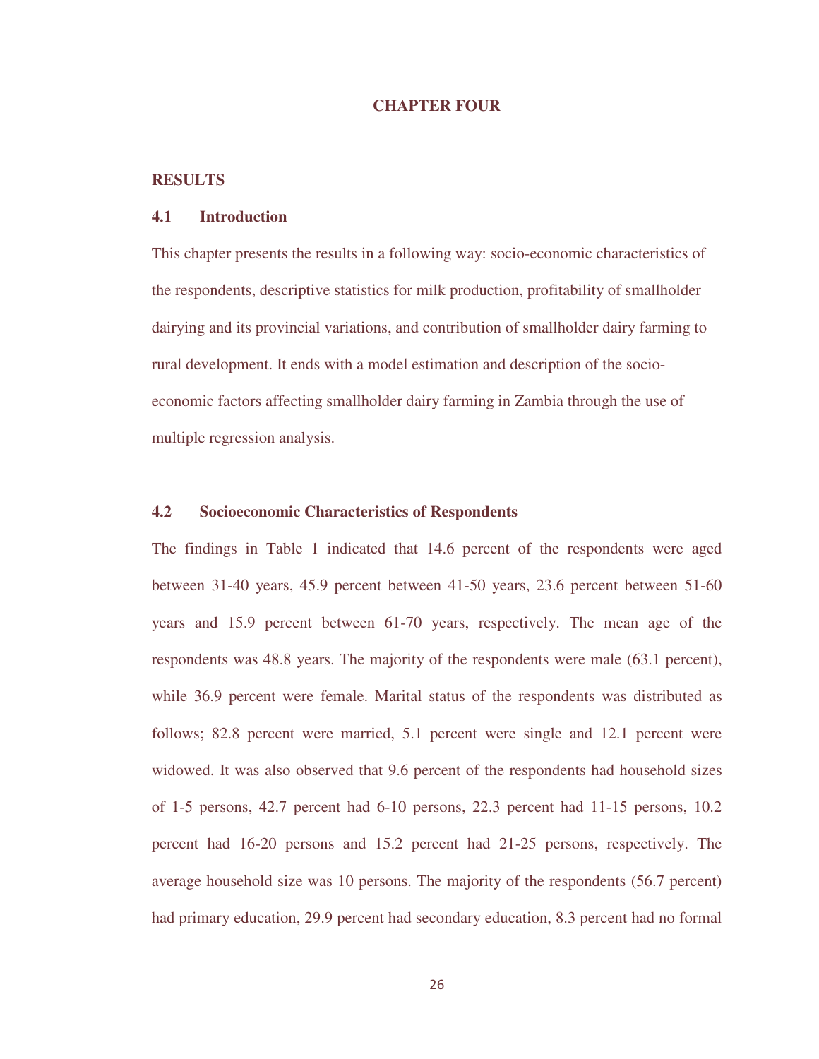# CHAPTER FOUR

## RESULTS

### 4.1 Introduction

This chapter presents the results in a following way: socio-economic characteristics of the respondents, descriptive statistics for milk production, profitability of smallholder dairying and its provincial variations, and contribution of smallholder dairy farming to rural development. It ends with a model estimation and description of the socio-economic factors affecting smallholder dairy farming in Zambia through the use of multiple regression analysis.

### 4.2 Socioeconomic Characteristics of Respondents

The findings in Table 1 indicated that 14.6 percent of the respondents were aged between 31-40 years, 45.9 percent between 41-50 years, 23.6 percent between 51-60 years and 15.9 percent between 61-70 years, respectively. The mean age of the respondents was 48.8 years. The majority of the respondents were male (63.1 percent), while 36.9 percent were female. Marital status of the respondents was distributed as follows; 82.8 percent were married, 5.1 percent were single and 12.1 percent were widowed. It was also observed that 9.6 percent of the respondents had household sizes of 1-5 persons, 42.7 percent had 6-10 persons, 22.3 percent had 11-15 persons, 10.2 percent had 16-20 persons and 15.2 percent had 21-25 persons, respectively. The average household size was 10 persons. The majority of the respondents (56.7 percent) had primary education, 29.9 percent had secondary education, 8.3 percent had no formal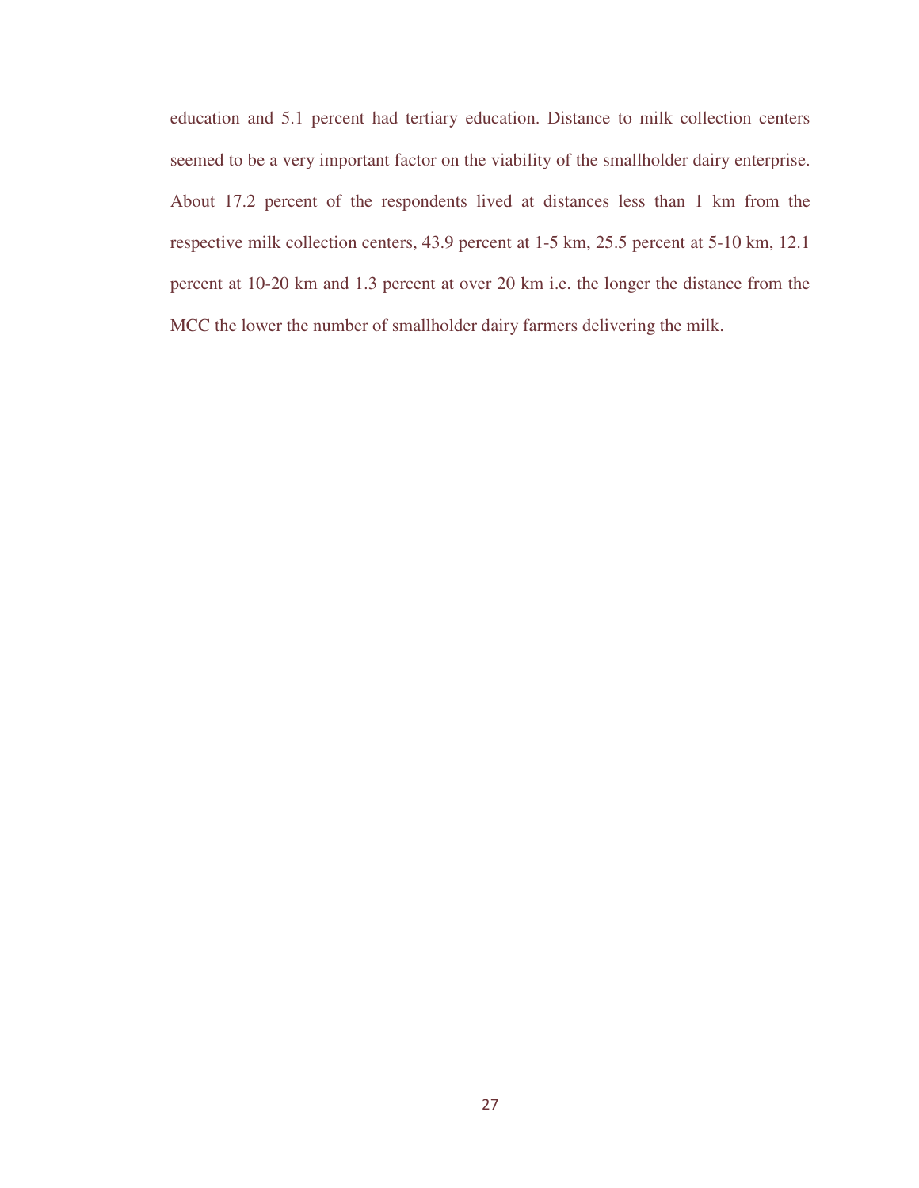education and 5.1 percent had tertiary education. Distance to milk collection centers seemed to be a very important factor on the viability of the smallholder dairy enterprise. About 17.2 percent of the respondents lived at distances less than 1 km from the respective milk collection centers, 43.9 percent at 1-5 km, 25.5 percent at 5-10 km, 12.1 percent at 10-20 km and 1.3 percent at over 20 km i.e. the longer the distance from the MCC the lower the number of smallholder dairy farmers delivering the milk.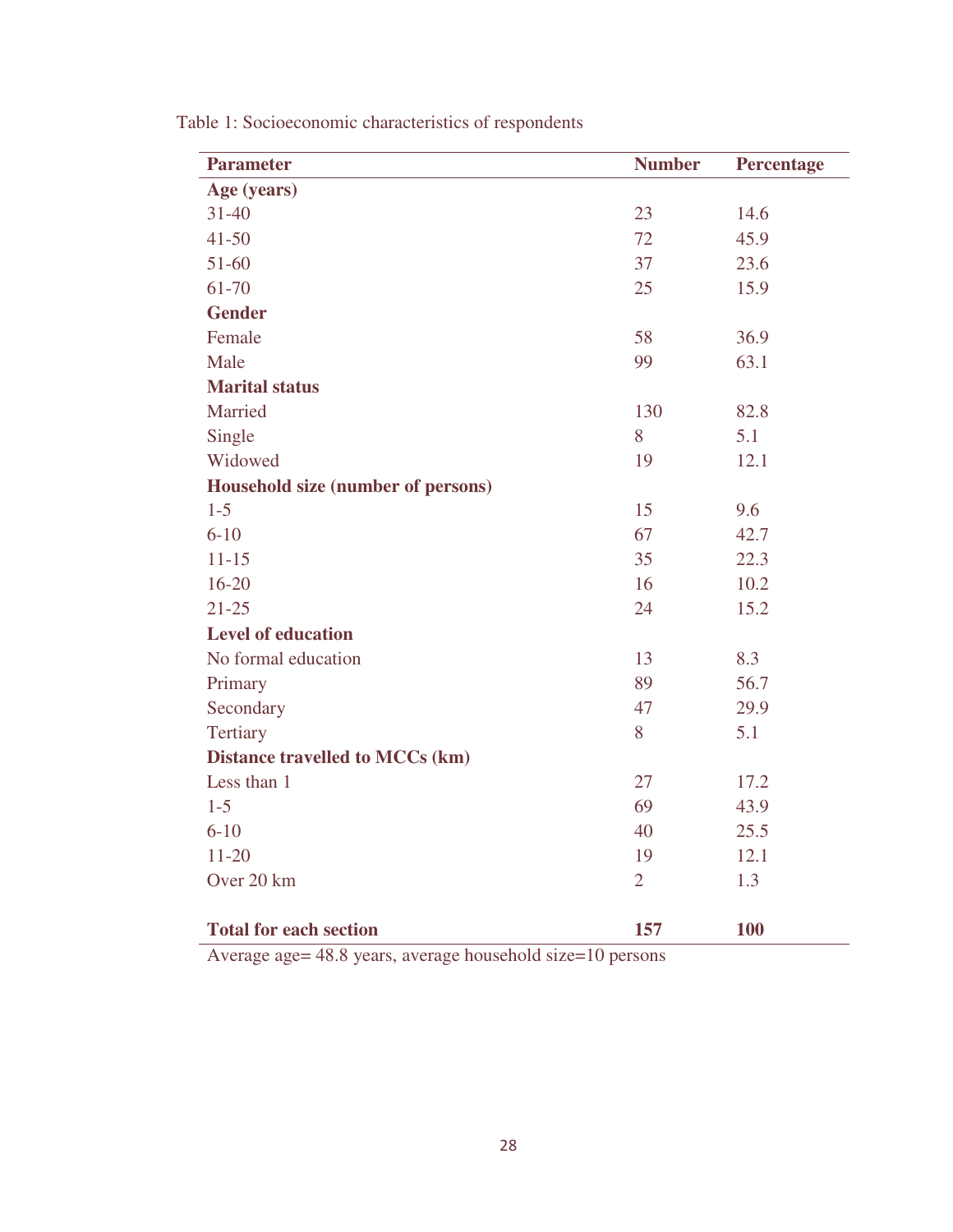Table 1: Socioeconomic characteristics of respondents

| Parameter | Number | Percentage |
|---|---|---|
| **Age (years)** | | |
| 31-40 | 23 | 14.6 |
| 41-50 | 72 | 45.9 |
| 51-60 | 37 | 23.6 |
| 61-70 | 25 | 15.9 |
| **Gender** | | |
| Female | 58 | 36.9 |
| Male | 99 | 63.1 |
| **Marital status** | | |
| Married | 130 | 82.8 |
| Single | 8 | 5.1 |
| Widowed | 19 | 12.1 |
| **Household size (number of persons)** | | |
| 1-5 | 15 | 9.6 |
| 6-10 | 67 | 42.7 |
| 11-15 | 35 | 22.3 |
| 16-20 | 16 | 10.2 |
| 21-25 | 24 | 15.2 |
| **Level of education** | | |
| No formal education | 13 | 8.3 |
| Primary | 89 | 56.7 |
| Secondary | 47 | 29.9 |
| Tertiary | 8 | 5.1 |
| **Distance travelled to MCCs (km)** | | |
| Less than 1 | 27 | 17.2 |
| 1-5 | 69 | 43.9 |
| 6-10 | 40 | 25.5 |
| 11-20 | 19 | 12.1 |
| Over 20 km | 2 | 1.3 |
| **Total for each section** | **157** | **100** |

Average age= 48.8 years, average household size=10 persons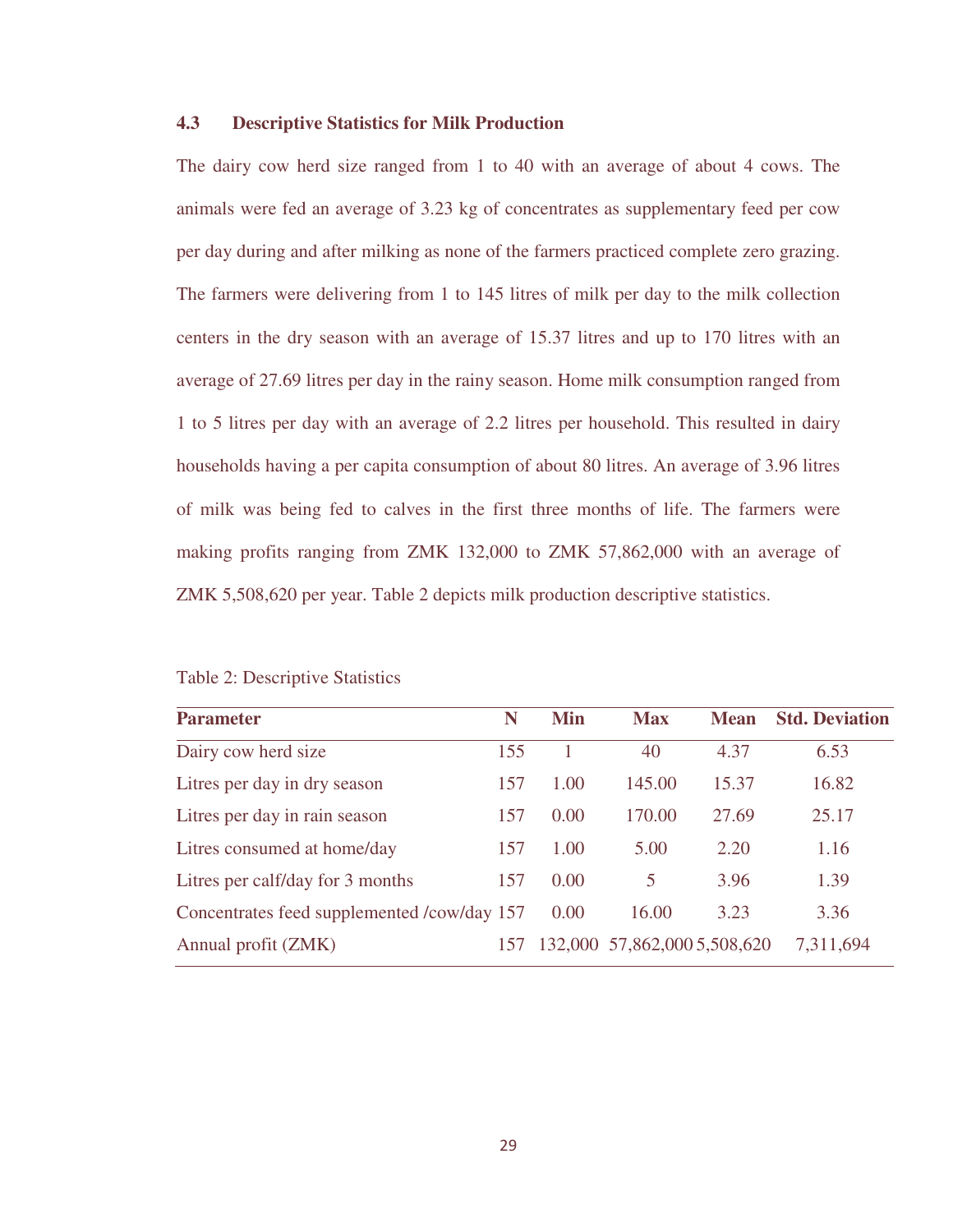### 4.3 Descriptive Statistics for Milk Production

The dairy cow herd size ranged from 1 to 40 with an average of about 4 cows. The animals were fed an average of 3.23 kg of concentrates as supplementary feed per cow per day during and after milking as none of the farmers practiced complete zero grazing. The farmers were delivering from 1 to 145 litres of milk per day to the milk collection centers in the dry season with an average of 15.37 litres and up to 170 litres with an average of 27.69 litres per day in the rainy season. Home milk consumption ranged from 1 to 5 litres per day with an average of 2.2 litres per household. This resulted in dairy households having a per capita consumption of about 80 litres. An average of 3.96 litres of milk was being fed to calves in the first three months of life. The farmers were making profits ranging from ZMK 132,000 to ZMK 57,862,000 with an average of ZMK 5,508,620 per year. Table 2 depicts milk production descriptive statistics.

Table 2: Descriptive Statistics

| Parameter | N | Min | Max | Mean | Std. Deviation |
|---|---|---|---|---|---|
| Dairy cow herd size | 155 | 1 | 40 | 4.37 | 6.53 |
| Litres per day in dry season | 157 | 1.00 | 145.00 | 15.37 | 16.82 |
| Litres per day in rain season | 157 | 0.00 | 170.00 | 27.69 | 25.17 |
| Litres consumed at home/day | 157 | 1.00 | 5.00 | 2.20 | 1.16 |
| Litres per calf/day for 3 months | 157 | 0.00 | 5 | 3.96 | 1.39 |
| Concentrates feed supplemented /cow/day | 157 | 0.00 | 16.00 | 3.23 | 3.36 |
| Annual profit (ZMK) | 157 | 132,000 | 57,862,000 | 5,508,620 | 7,311,694 |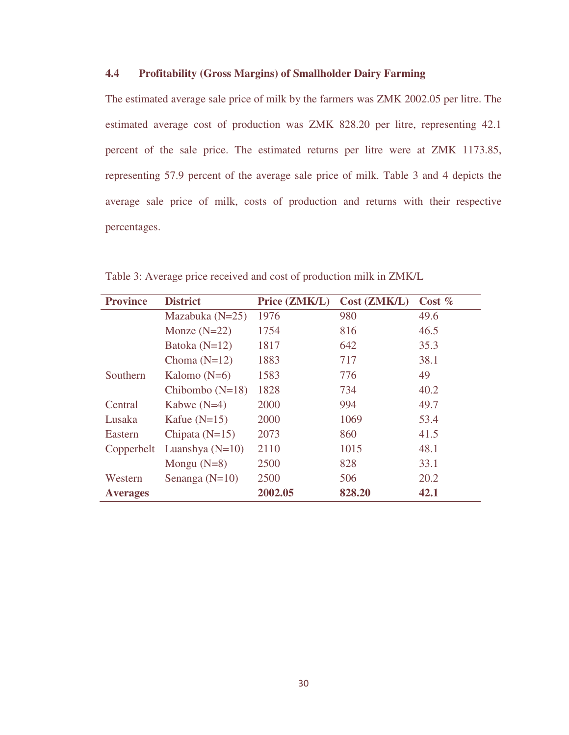### 4.4 Profitability (Gross Margins) of Smallholder Dairy Farming

The estimated average sale price of milk by the farmers was ZMK 2002.05 per litre. The estimated average cost of production was ZMK 828.20 per litre, representing 42.1 percent of the sale price. The estimated returns per litre were at ZMK 1173.85, representing 57.9 percent of the average sale price of milk. Table 3 and 4 depicts the average sale price of milk, costs of production and returns with their respective percentages.

Table 3: Average price received and cost of production milk in ZMK/L

| Province | District | Price (ZMK/L) | Cost (ZMK/L) | Cost % |
|---|---|---|---|---|
| | Mazabuka (N=25) | 1976 | 980 | 49.6 |
| | Monze (N=22) | 1754 | 816 | 46.5 |
| | Batoka (N=12) | 1817 | 642 | 35.3 |
| | Choma (N=12) | 1883 | 717 | 38.1 |
| Southern | Kalomo (N=6) | 1583 | 776 | 49 |
| | Chibombo (N=18) | 1828 | 734 | 40.2 |
| Central | Kabwe (N=4) | 2000 | 994 | 49.7 |
| Lusaka | Kafue (N=15) | 2000 | 1069 | 53.4 |
| Eastern | Chipata (N=15) | 2073 | 860 | 41.5 |
| Copperbelt | Luanshya (N=10) | 2110 | 1015 | 48.1 |
| | Mongu (N=8) | 2500 | 828 | 33.1 |
| Western | Senanga (N=10) | 2500 | 506 | 20.2 |
| **Averages** | | **2002.05** | **828.20** | **42.1** |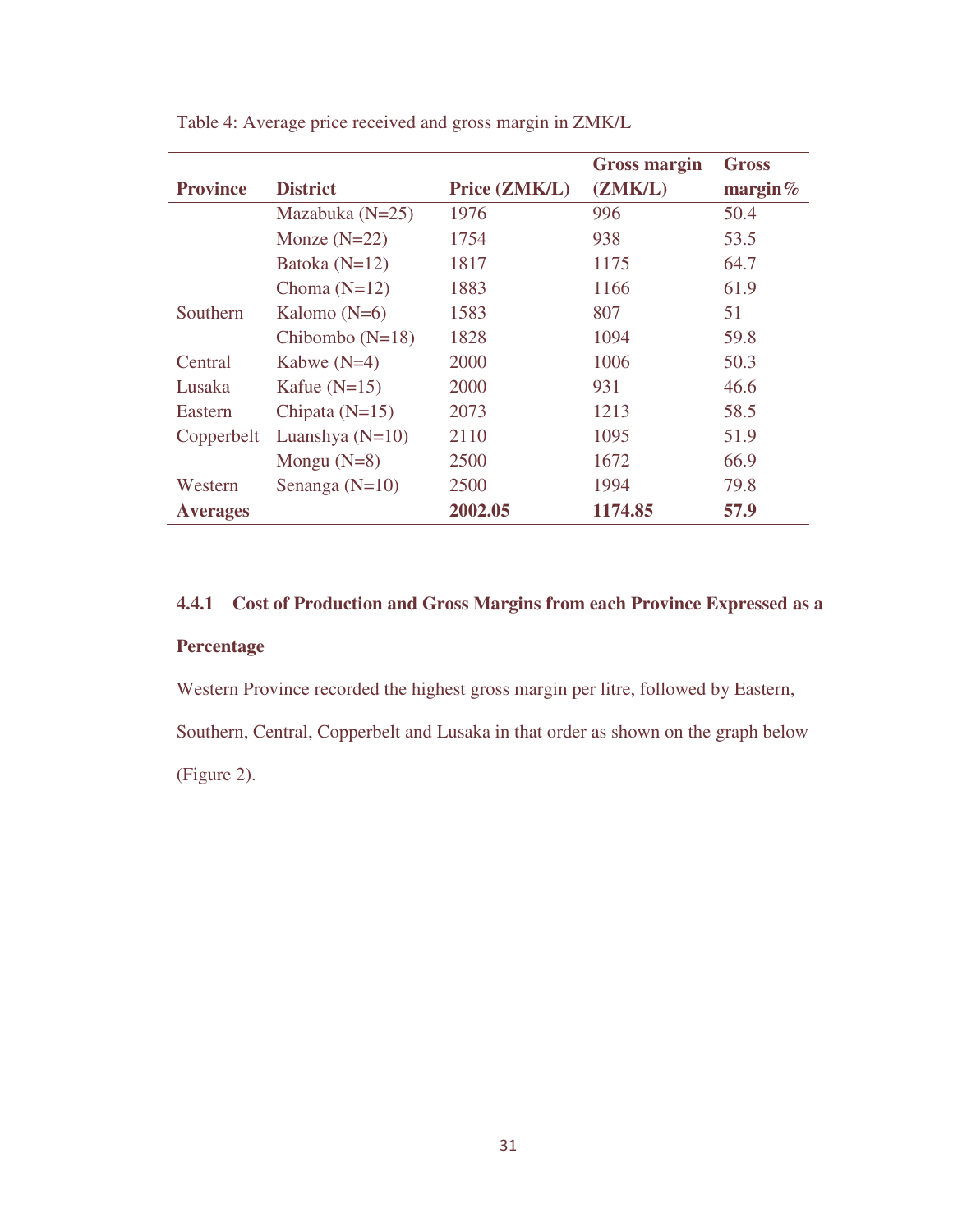Table 4: Average price received and gross margin in ZMK/L

| Province | District | Price (ZMK/L) | Gross margin (ZMK/L) | Gross margin% |
|---|---|---|---|---|
| | Mazabuka (N=25) | 1976 | 996 | 50.4 |
| | Monze (N=22) | 1754 | 938 | 53.5 |
| | Batoka (N=12) | 1817 | 1175 | 64.7 |
| | Choma (N=12) | 1883 | 1166 | 61.9 |
| Southern | Kalomo (N=6) | 1583 | 807 | 51 |
| | Chibombo (N=18) | 1828 | 1094 | 59.8 |
| Central | Kabwe (N=4) | 2000 | 1006 | 50.3 |
| Lusaka | Kafue (N=15) | 2000 | 931 | 46.6 |
| Eastern | Chipata (N=15) | 2073 | 1213 | 58.5 |
| Copperbelt | Luanshya (N=10) | 2110 | 1095 | 51.9 |
| | Mongu (N=8) | 2500 | 1672 | 66.9 |
| Western | Senanga (N=10) | 2500 | 1994 | 79.8 |
| **Averages** | | **2002.05** | **1174.85** | **57.9** |

### 4.4.1 Cost of Production and Gross Margins from each Province Expressed as a Percentage

Western Province recorded the highest gross margin per litre, followed by Eastern, Southern, Central, Copperbelt and Lusaka in that order as shown on the graph below (Figure 2).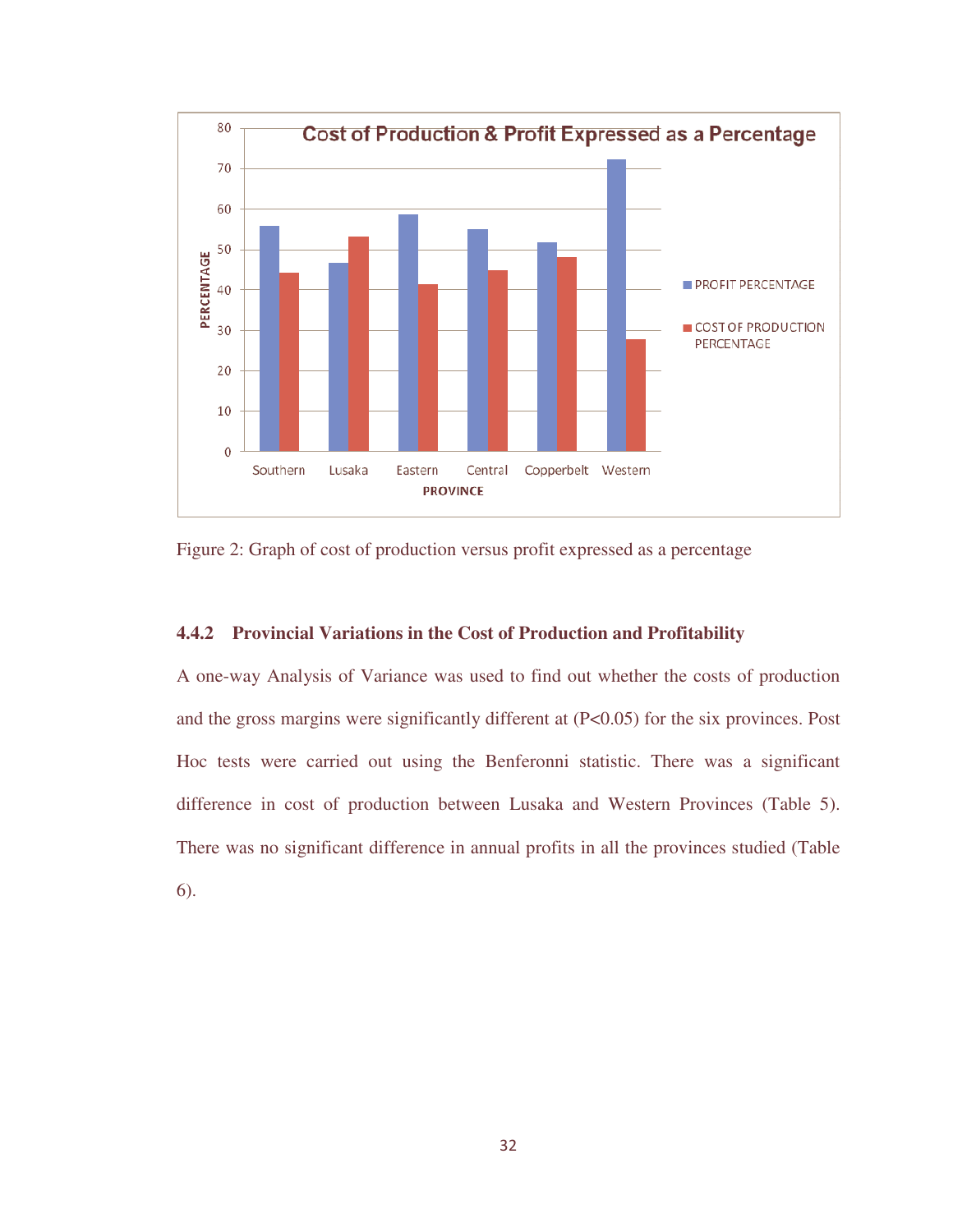Figure 2: Graph of cost of production versus profit expressed as a percentage

### 4.4.2 Provincial Variations in the Cost of Production and Profitability

A one-way Analysis of Variance was used to find out whether the costs of production and the gross margins were significantly different at (P<0.05) for the six provinces. Post Hoc tests were carried out using the Benferonni statistic. There was a significant difference in cost of production between Lusaka and Western Provinces (Table 5). There was no significant difference in annual profits in all the provinces studied (Table 6).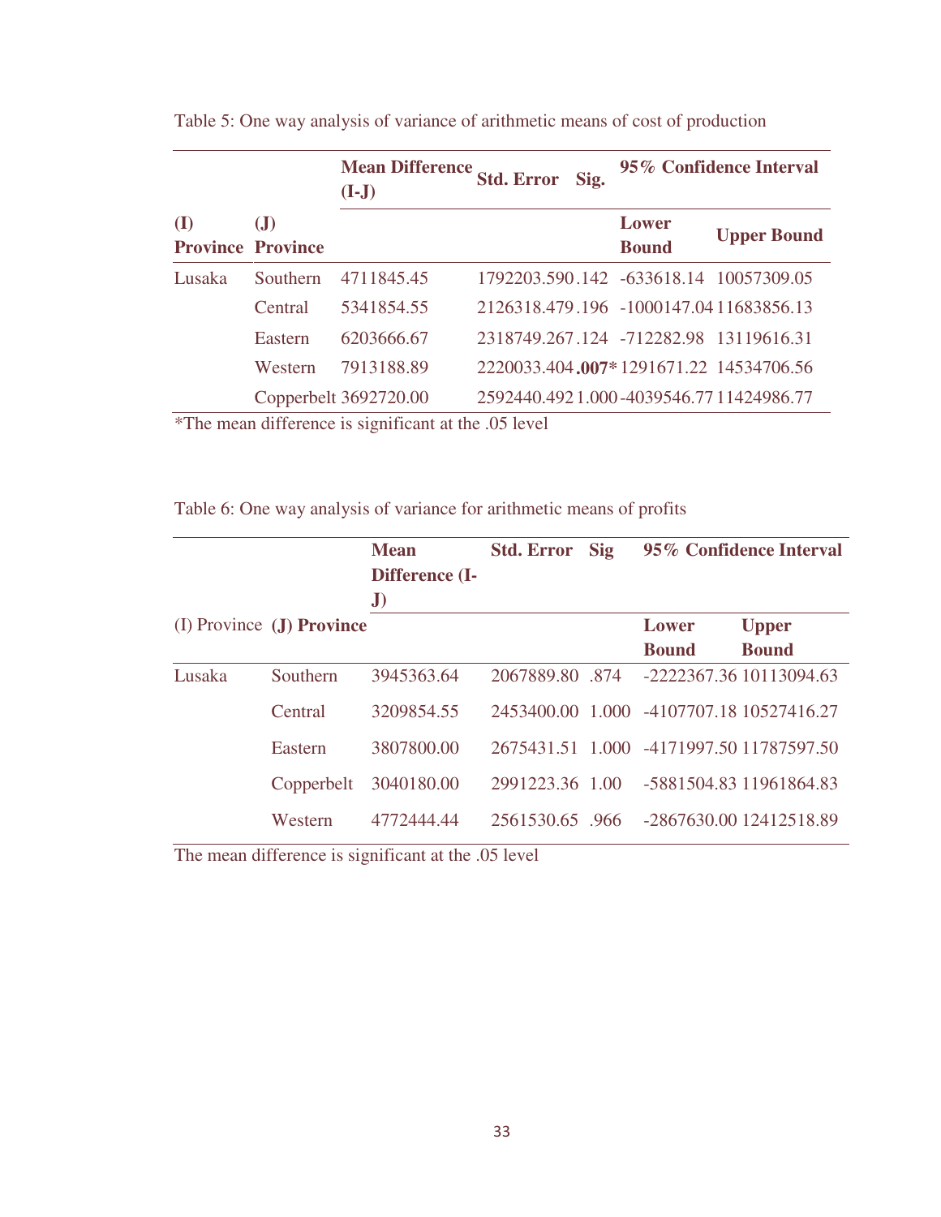Table 5: One way analysis of variance of arithmetic means of cost of production

| (I) Province | (J) Province | Mean Difference (I-J) | Std. Error | Sig. | 95% Confidence Interval | |
|---|---|---|---|---|---|---|
| | | | | | Lower Bound | Upper Bound |
| Lusaka | Southern | 4711845.45 | 1792203.590 | .142 | -633618.14 | 10057309.05 |
| | Central | 5341854.55 | 2126318.479 | .196 | -1000147.04 | 11683856.13 |
| | Eastern | 6203666.67 | 2318749.267 | .124 | -712282.98 | 13119616.31 |
| | Western | 7913188.89 | 2220033.404 | **.007*** | 1291671.22 | 14534706.56 |
| | Copperbelt | 3692720.00 | 2592440.492 | 1.000 | -4039546.77 | 11424986.77 |

*The mean difference is significant at the .05 level

Table 6: One way analysis of variance for arithmetic means of profits

| (I) Province | (J) Province | Mean Difference (I-J) | Std. Error | Sig | 95% Confidence Interval | |
|---|---|---|---|---|---|---|
| | | | | | Lower Bound | Upper Bound |
| Lusaka | Southern | 3945363.64 | 2067889.80 | .874 | -2222367.36 | 10113094.63 |
| | Central | 3209854.55 | 2453400.00 | 1.000 | -4107707.18 | 10527416.27 |
| | Eastern | 3807800.00 | 2675431.51 | 1.000 | -4171997.50 | 11787597.50 |
| | Copperbelt | 3040180.00 | 2991223.36 | 1.00 | -5881504.83 | 11961864.83 |
| | Western | 4772444.44 | 2561530.65 | .966 | -2867630.00 | 12412518.89 |

The mean difference is significant at the .05 level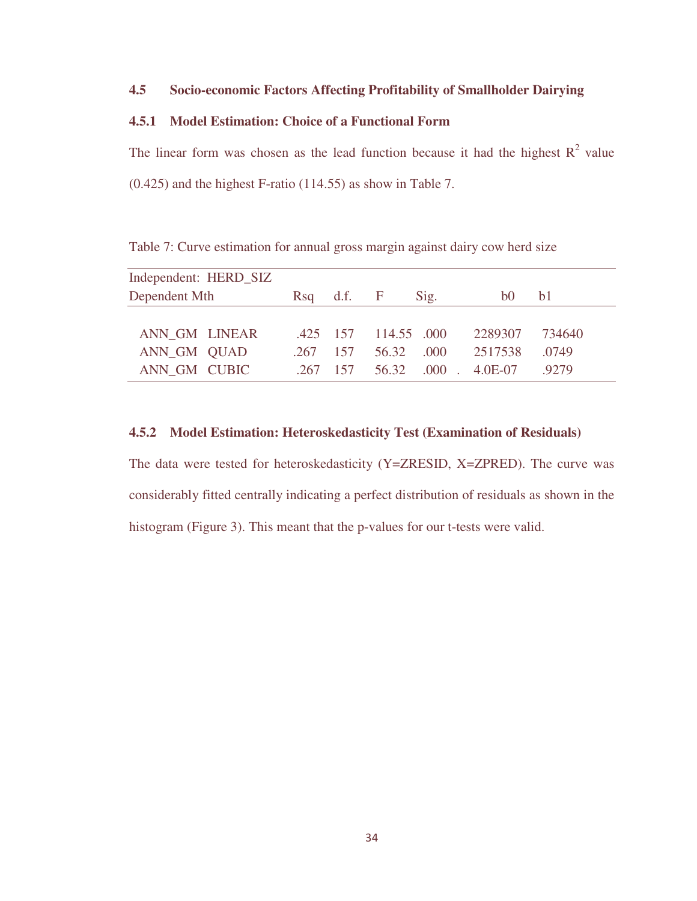### 4.5 Socio-economic Factors Affecting Profitability of Smallholder Dairying

#### 4.5.1 Model Estimation: Choice of a Functional Form

The linear form was chosen as the lead function because it had the highest $R^2$ value (0.425) and the highest F-ratio (114.55) as show in Table 7.

Table 7: Curve estimation for annual gross margin against dairy cow herd size

| Independent: HERD_SIZ | | | | | | | |
|---|---|---|---|---|---|---|---|
| Dependent | Mth | Rsq | d.f. | F | Sig. | b0 | b1 |
| ANN_GM | LINEAR | .425 | 157 | 114.55 | .000 | 2289307 | 734640 |
| ANN_GM | QUAD | .267 | 157 | 56.32 | .000 | 2517538 | .0749 |
| ANN_GM | CUBIC | .267 | 157 | 56.32 | .000 . | 4.0E-07 | .9279 |

#### 4.5.2 Model Estimation: Heteroskedasticity Test (Examination of Residuals)

The data were tested for heteroskedasticity (Y=ZRESID, X=ZPRED). The curve was considerably fitted centrally indicating a perfect distribution of residuals as shown in the histogram (Figure 3). This meant that the p-values for our t-tests were valid.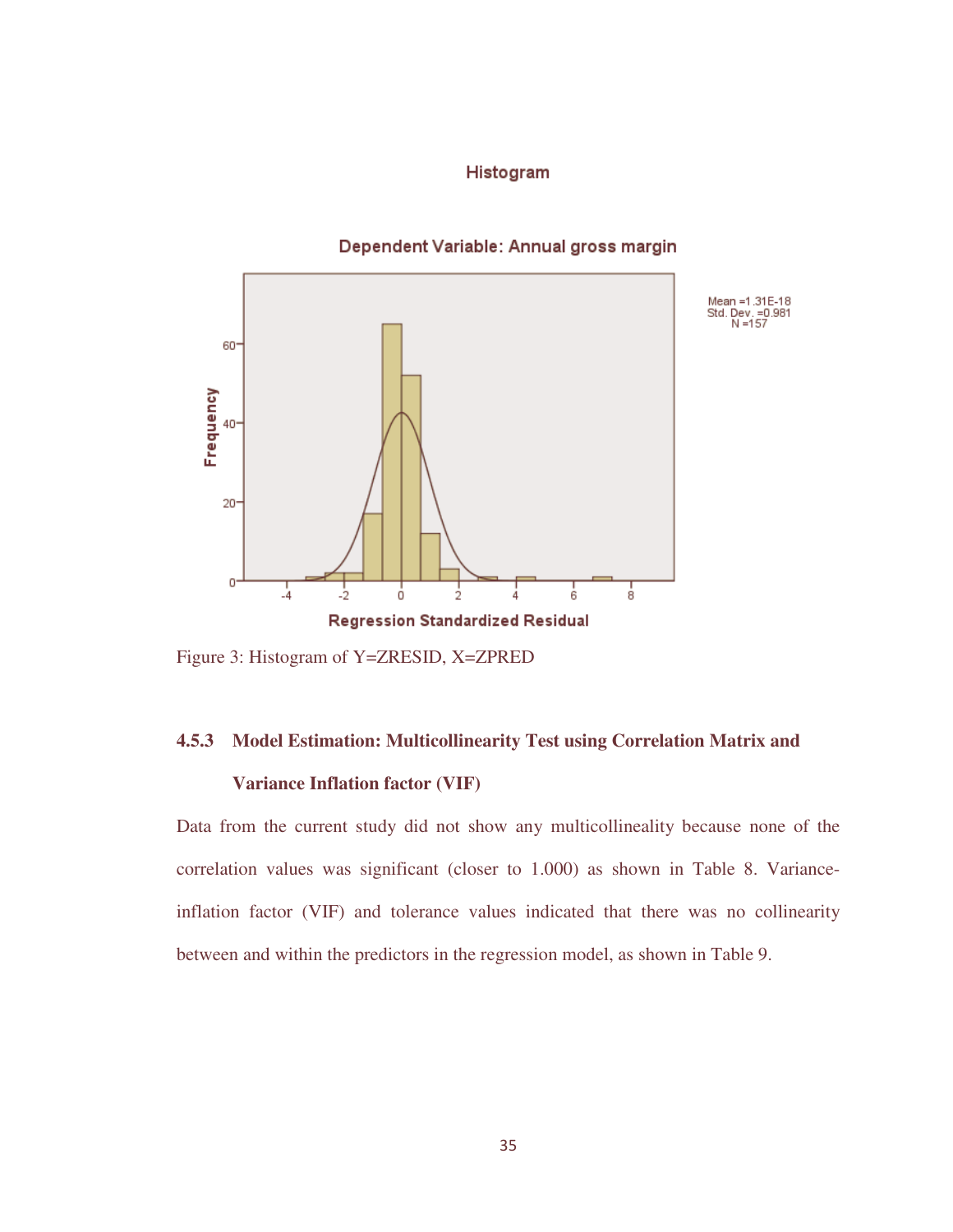Histogram

Dependent Variable: Annual gross margin

Mean =1.31E-18
Std. Dev. =0.981
N =157

Figure 3: Histogram of Y=ZRESID, X=ZPRED

### 4.5.3 Model Estimation: Multicollinearity Test using Correlation Matrix and Variance Inflation factor (VIF)

Data from the current study did not show any multicollineality because none of the correlation values was significant (closer to 1.000) as shown in Table 8. Variance-inflation factor (VIF) and tolerance values indicated that there was no collinearity between and within the predictors in the regression model, as shown in Table 9.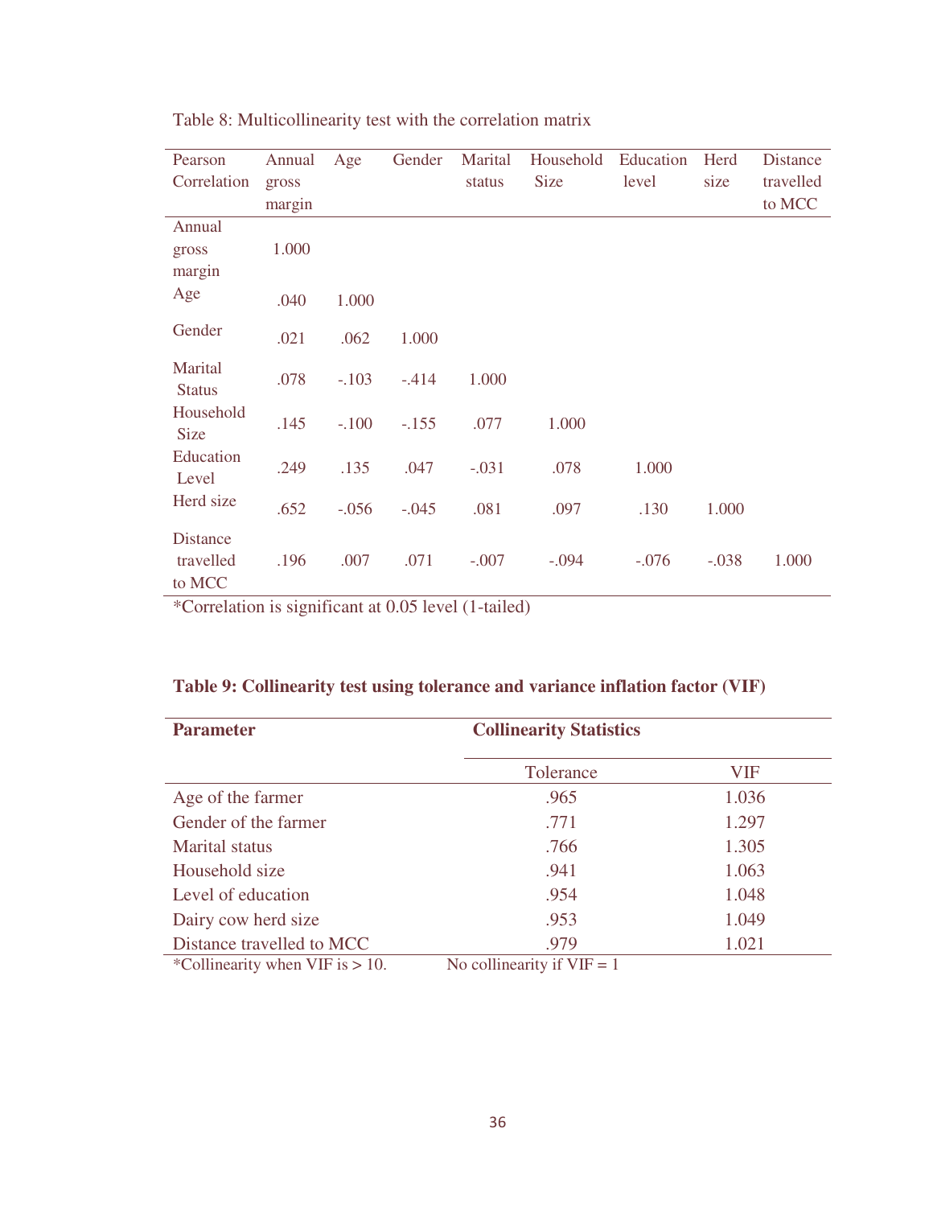Table 8: Multicollinearity test with the correlation matrix

| Pearson Correlation | Annual gross margin | Age | Gender | Marital status | Household Size | Education level | Herd size | Distance travelled to MCC |
|---|---|---|---|---|---|---|---|---|
| Annual gross margin | 1.000 | | | | | | | |
| Age | .040 | 1.000 | | | | | | |
| Gender | .021 | .062 | 1.000 | | | | | |
| Marital Status | .078 | -.103 | -.414 | 1.000 | | | | |
| Household Size | .145 | -.100 | -.155 | .077 | 1.000 | | | |
| Education Level | .249 | .135 | .047 | -.031 | .078 | 1.000 | | |
| Herd size | .652 | -.056 | -.045 | .081 | .097 | .130 | 1.000 | |
| Distance travelled to MCC | .196 | .007 | .071 | -.007 | -.094 | -.076 | -.038 | 1.000 |

*Correlation is significant at 0.05 level (1-tailed)

**Table 9: Collinearity test using tolerance and variance inflation factor (VIF)**

| Parameter | Collinearity Statistics | |
|---|---|---|
| | Tolerance | VIF |
| Age of the farmer | .965 | 1.036 |
| Gender of the farmer | .771 | 1.297 |
| Marital status | .766 | 1.305 |
| Household size | .941 | 1.063 |
| Level of education | .954 | 1.048 |
| Dairy cow herd size | .953 | 1.049 |
| Distance travelled to MCC | .979 | 1.021 |

*Collinearity when VIF is > 10. No collinearity if VIF = 1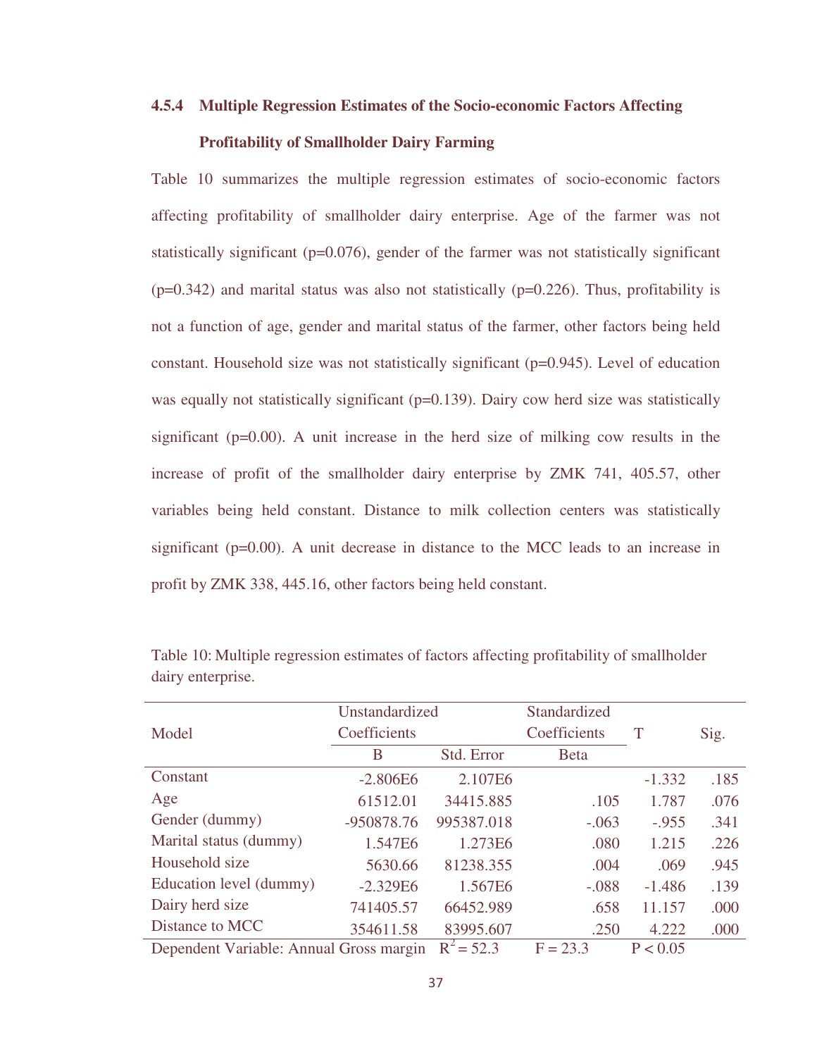### 4.5.4 Multiple Regression Estimates of the Socio-economic Factors Affecting Profitability of Smallholder Dairy Farming

Table 10 summarizes the multiple regression estimates of socio-economic factors affecting profitability of smallholder dairy enterprise. Age of the farmer was not statistically significant (p=0.076), gender of the farmer was not statistically significant (p=0.342) and marital status was also not statistically (p=0.226). Thus, profitability is not a function of age, gender and marital status of the farmer, other factors being held constant. Household size was not statistically significant (p=0.945). Level of education was equally not statistically significant (p=0.139). Dairy cow herd size was statistically significant (p=0.00). A unit increase in the herd size of milking cow results in the increase of profit of the smallholder dairy enterprise by ZMK 741, 405.57, other variables being held constant. Distance to milk collection centers was statistically significant (p=0.00). A unit decrease in distance to the MCC leads to an increase in profit by ZMK 338, 445.16, other factors being held constant.

Table 10: Multiple regression estimates of factors affecting profitability of smallholder dairy enterprise.

| Model | Unstandardized Coefficients | | Standardized Coefficients | T | Sig. |
|---|---|---|---|---|---|
| | B | Std. Error | Beta | | |
| Constant | -2.806E6 | 2.107E6 | | -1.332 | .185 |
| Age | 61512.01 | 34415.885 | .105 | 1.787 | .076 |
| Gender (dummy) | -950878.76 | 995387.018 | -.063 | -.955 | .341 |
| Marital status (dummy) | 1.547E6 | 1.273E6 | .080 | 1.215 | .226 |
| Household size | 5630.66 | 81238.355 | .004 | .069 | .945 |
| Education level (dummy) | -2.329E6 | 1.567E6 | -.088 | -1.486 | .139 |
| Dairy herd size | 741405.57 | 66452.989 | .658 | 11.157 | .000 |
| Distance to MCC | 354611.58 | 83995.607 | .250 | 4.222 | .000 |
| Dependent Variable: Annual Gross margin | $R^2 = 52.3$ | | $F = 23.3$ | $P < 0.05$ | |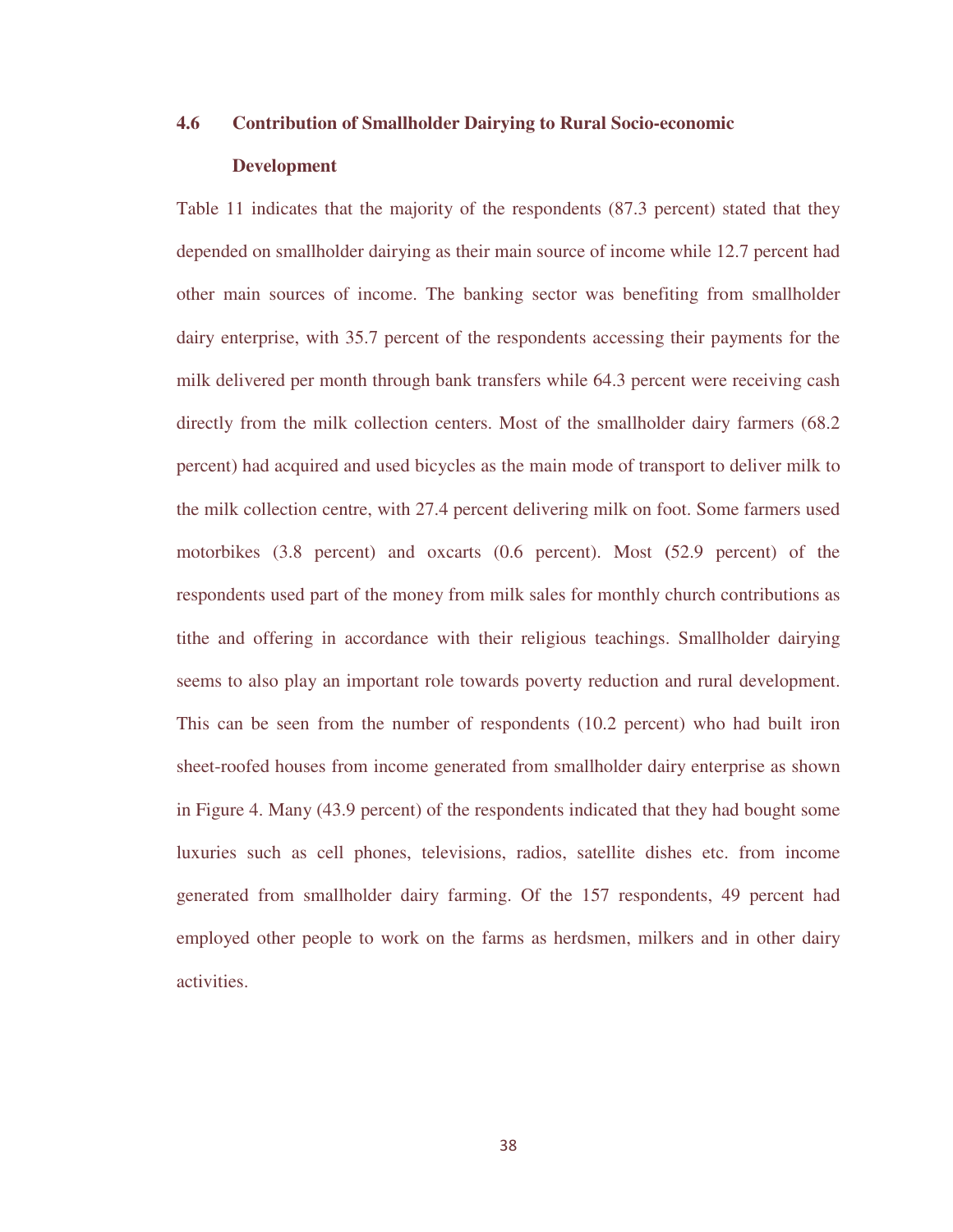## 4.6 Contribution of Smallholder Dairying to Rural Socio-economic Development

Table 11 indicates that the majority of the respondents (87.3 percent) stated that they depended on smallholder dairying as their main source of income while 12.7 percent had other main sources of income. The banking sector was benefiting from smallholder dairy enterprise, with 35.7 percent of the respondents accessing their payments for the milk delivered per month through bank transfers while 64.3 percent were receiving cash directly from the milk collection centers. Most of the smallholder dairy farmers (68.2 percent) had acquired and used bicycles as the main mode of transport to deliver milk to the milk collection centre, with 27.4 percent delivering milk on foot. Some farmers used motorbikes (3.8 percent) and oxcarts (0.6 percent). Most (52.9 percent) of the respondents used part of the money from milk sales for monthly church contributions as tithe and offering in accordance with their religious teachings. Smallholder dairying seems to also play an important role towards poverty reduction and rural development. This can be seen from the number of respondents (10.2 percent) who had built iron sheet-roofed houses from income generated from smallholder dairy enterprise as shown in Figure 4. Many (43.9 percent) of the respondents indicated that they had bought some luxuries such as cell phones, televisions, radios, satellite dishes etc. from income generated from smallholder dairy farming. Of the 157 respondents, 49 percent had employed other people to work on the farms as herdsmen, milkers and in other dairy activities.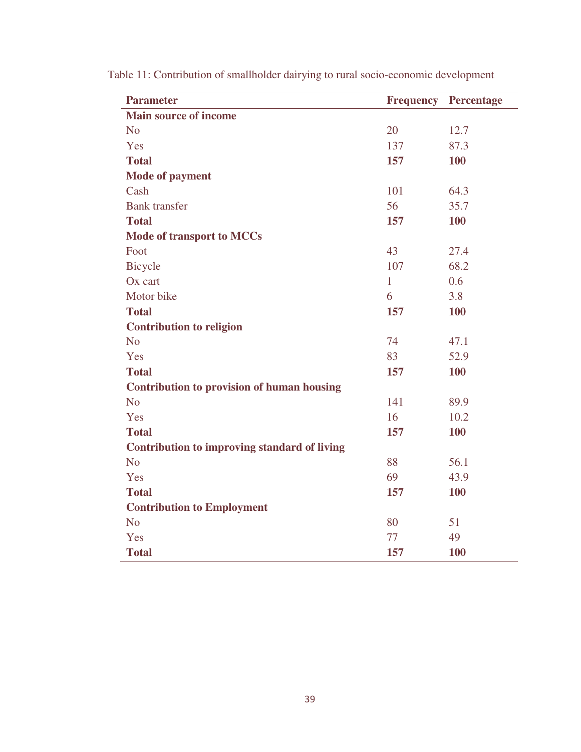Table 11: Contribution of smallholder dairying to rural socio-economic development

| Parameter | Frequency | Percentage |
|---|---|---|
| **Main source of income** | | |
| No | 20 | 12.7 |
| Yes | 137 | 87.3 |
| **Total** | **157** | **100** |
| **Mode of payment** | | |
| Cash | 101 | 64.3 |
| Bank transfer | 56 | 35.7 |
| **Total** | **157** | **100** |
| **Mode of transport to MCCs** | | |
| Foot | 43 | 27.4 |
| Bicycle | 107 | 68.2 |
| Ox cart | 1 | 0.6 |
| Motor bike | 6 | 3.8 |
| **Total** | **157** | **100** |
| **Contribution to religion** | | |
| No | 74 | 47.1 |
| Yes | 83 | 52.9 |
| **Total** | **157** | **100** |
| **Contribution to provision of human housing** | | |
| No | 141 | 89.9 |
| Yes | 16 | 10.2 |
| **Total** | **157** | **100** |
| **Contribution to improving standard of living** | | |
| No | 88 | 56.1 |
| Yes | 69 | 43.9 |
| **Total** | **157** | **100** |
| **Contribution to Employment** | | |
| No | 80 | 51 |
| Yes | 77 | 49 |
| **Total** | **157** | **100** |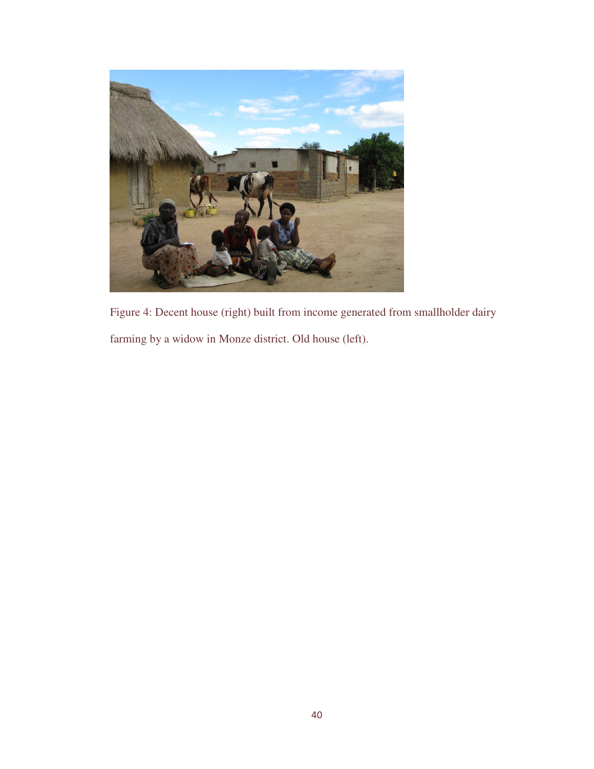Figure 4: Decent house (right) built from income generated from smallholder dairy farming by a widow in Monze district. Old house (left).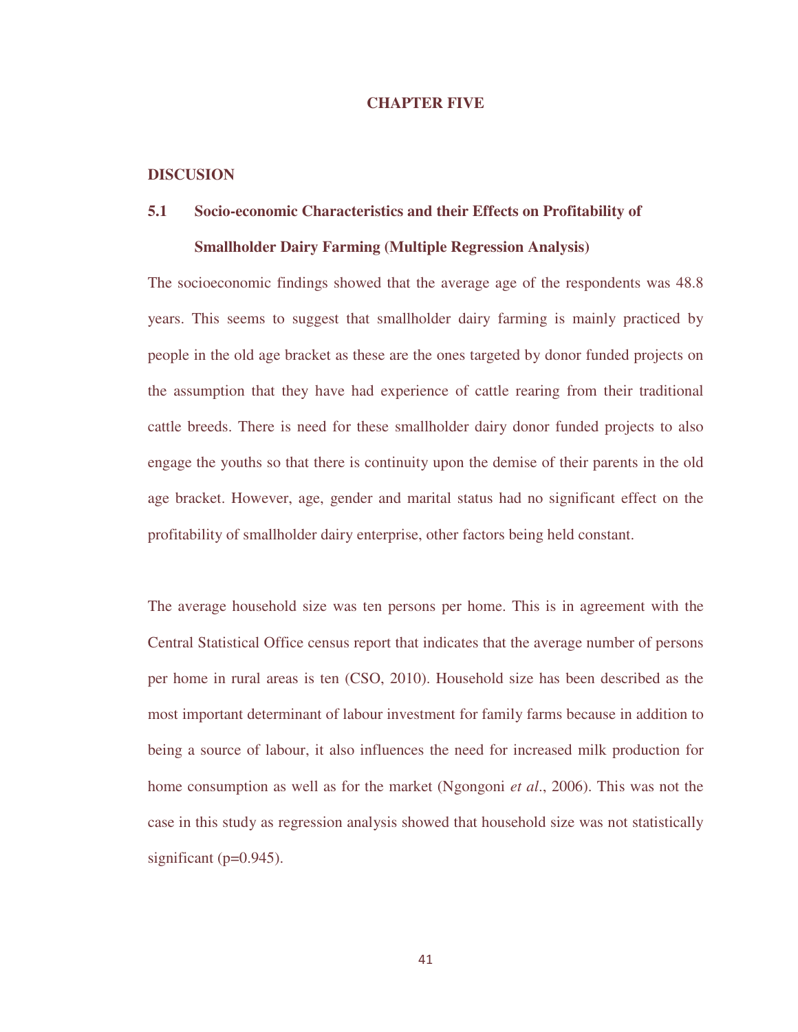# CHAPTER FIVE

## DISCUSION

### 5.1 Socio-economic Characteristics and their Effects on Profitability of Smallholder Dairy Farming (Multiple Regression Analysis)

The socioeconomic findings showed that the average age of the respondents was 48.8 years. This seems to suggest that smallholder dairy farming is mainly practiced by people in the old age bracket as these are the ones targeted by donor funded projects on the assumption that they have had experience of cattle rearing from their traditional cattle breeds. There is need for these smallholder dairy donor funded projects to also engage the youths so that there is continuity upon the demise of their parents in the old age bracket. However, age, gender and marital status had no significant effect on the profitability of smallholder dairy enterprise, other factors being held constant.

The average household size was ten persons per home. This is in agreement with the Central Statistical Office census report that indicates that the average number of persons per home in rural areas is ten (CSO, 2010). Household size has been described as the most important determinant of labour investment for family farms because in addition to being a source of labour, it also influences the need for increased milk production for home consumption as well as for the market (Ngongoni *et al*., 2006). This was not the case in this study as regression analysis showed that household size was not statistically significant ($p=0.945$).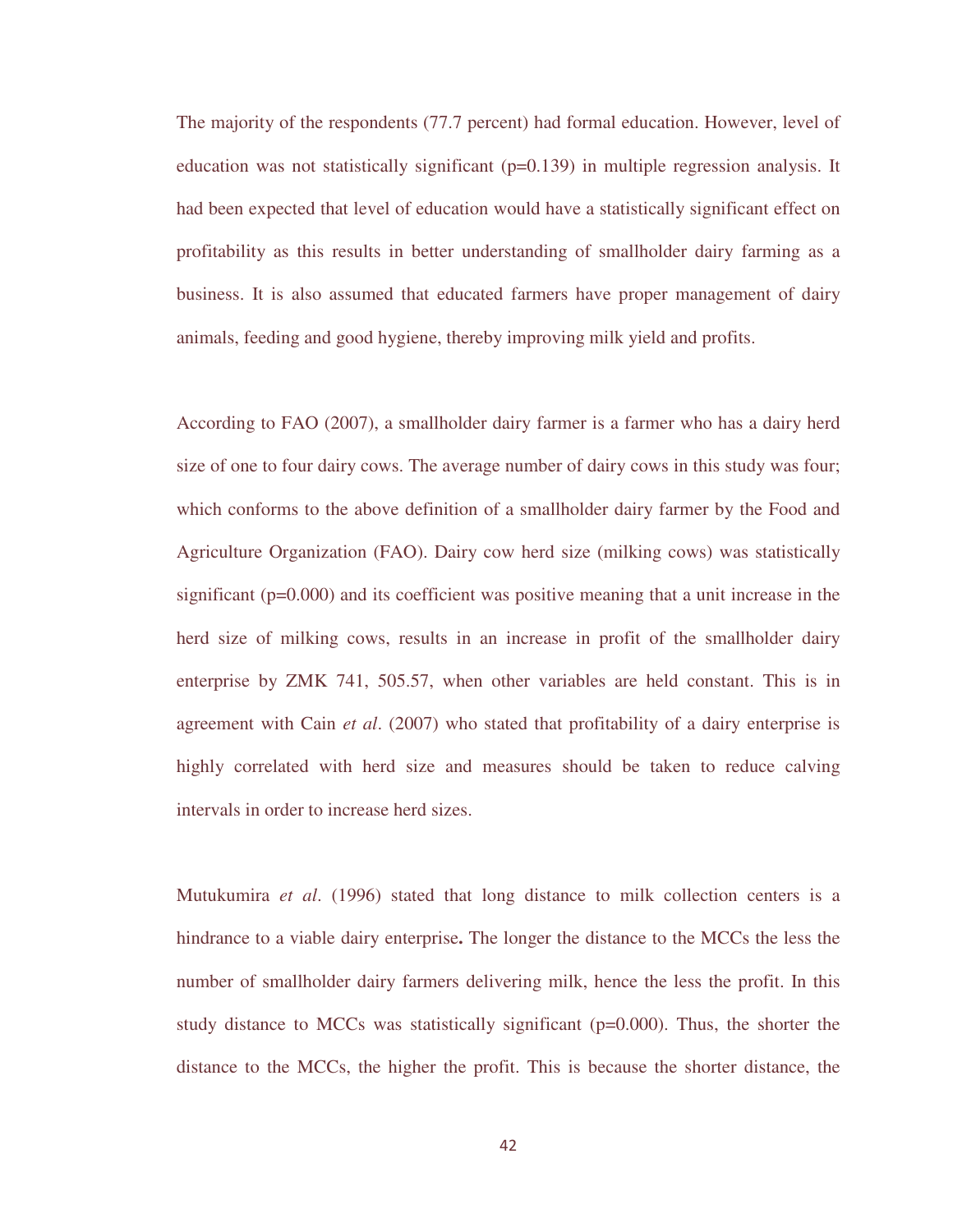The majority of the respondents (77.7 percent) had formal education. However, level of education was not statistically significant (p=0.139) in multiple regression analysis. It had been expected that level of education would have a statistically significant effect on profitability as this results in better understanding of smallholder dairy farming as a business. It is also assumed that educated farmers have proper management of dairy animals, feeding and good hygiene, thereby improving milk yield and profits.

According to FAO (2007), a smallholder dairy farmer is a farmer who has a dairy herd size of one to four dairy cows. The average number of dairy cows in this study was four; which conforms to the above definition of a smallholder dairy farmer by the Food and Agriculture Organization (FAO). Dairy cow herd size (milking cows) was statistically significant (p=0.000) and its coefficient was positive meaning that a unit increase in the herd size of milking cows, results in an increase in profit of the smallholder dairy enterprise by ZMK 741, 505.57, when other variables are held constant. This is in agreement with Cain *et al*. (2007) who stated that profitability of a dairy enterprise is highly correlated with herd size and measures should be taken to reduce calving intervals in order to increase herd sizes.

Mutukumira *et al*. (1996) stated that long distance to milk collection centers is a hindrance to a viable dairy enterprise**.** The longer the distance to the MCCs the less the number of smallholder dairy farmers delivering milk, hence the less the profit. In this study distance to MCCs was statistically significant (p=0.000). Thus, the shorter the distance to the MCCs, the higher the profit. This is because the shorter distance, the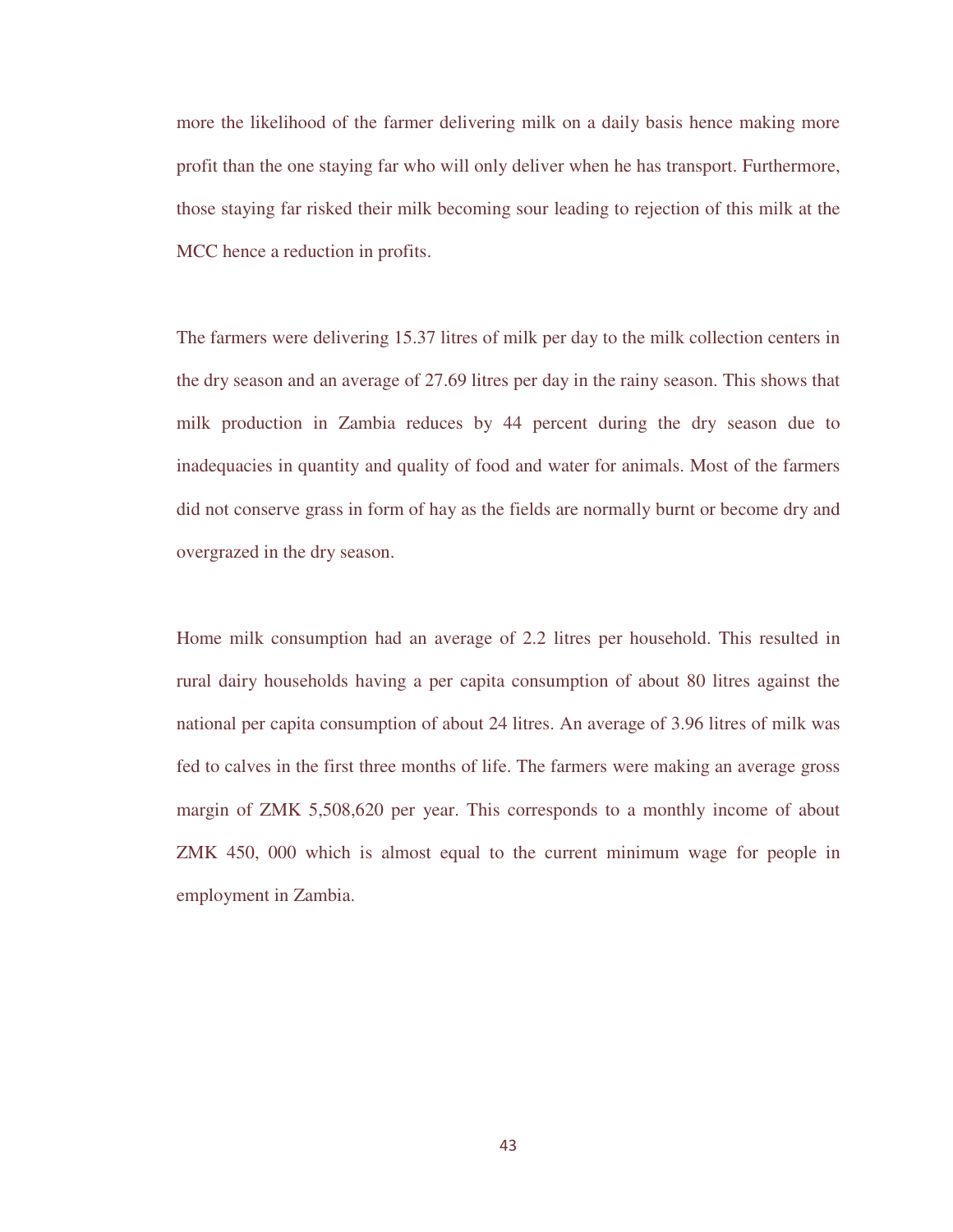more the likelihood of the farmer delivering milk on a daily basis hence making more profit than the one staying far who will only deliver when he has transport. Furthermore, those staying far risked their milk becoming sour leading to rejection of this milk at the MCC hence a reduction in profits.

The farmers were delivering 15.37 litres of milk per day to the milk collection centers in the dry season and an average of 27.69 litres per day in the rainy season. This shows that milk production in Zambia reduces by 44 percent during the dry season due to inadequacies in quantity and quality of food and water for animals. Most of the farmers did not conserve grass in form of hay as the fields are normally burnt or become dry and overgrazed in the dry season.

Home milk consumption had an average of 2.2 litres per household. This resulted in rural dairy households having a per capita consumption of about 80 litres against the national per capita consumption of about 24 litres. An average of 3.96 litres of milk was fed to calves in the first three months of life. The farmers were making an average gross margin of ZMK 5,508,620 per year. This corresponds to a monthly income of about ZMK 450, 000 which is almost equal to the current minimum wage for people in employment in Zambia.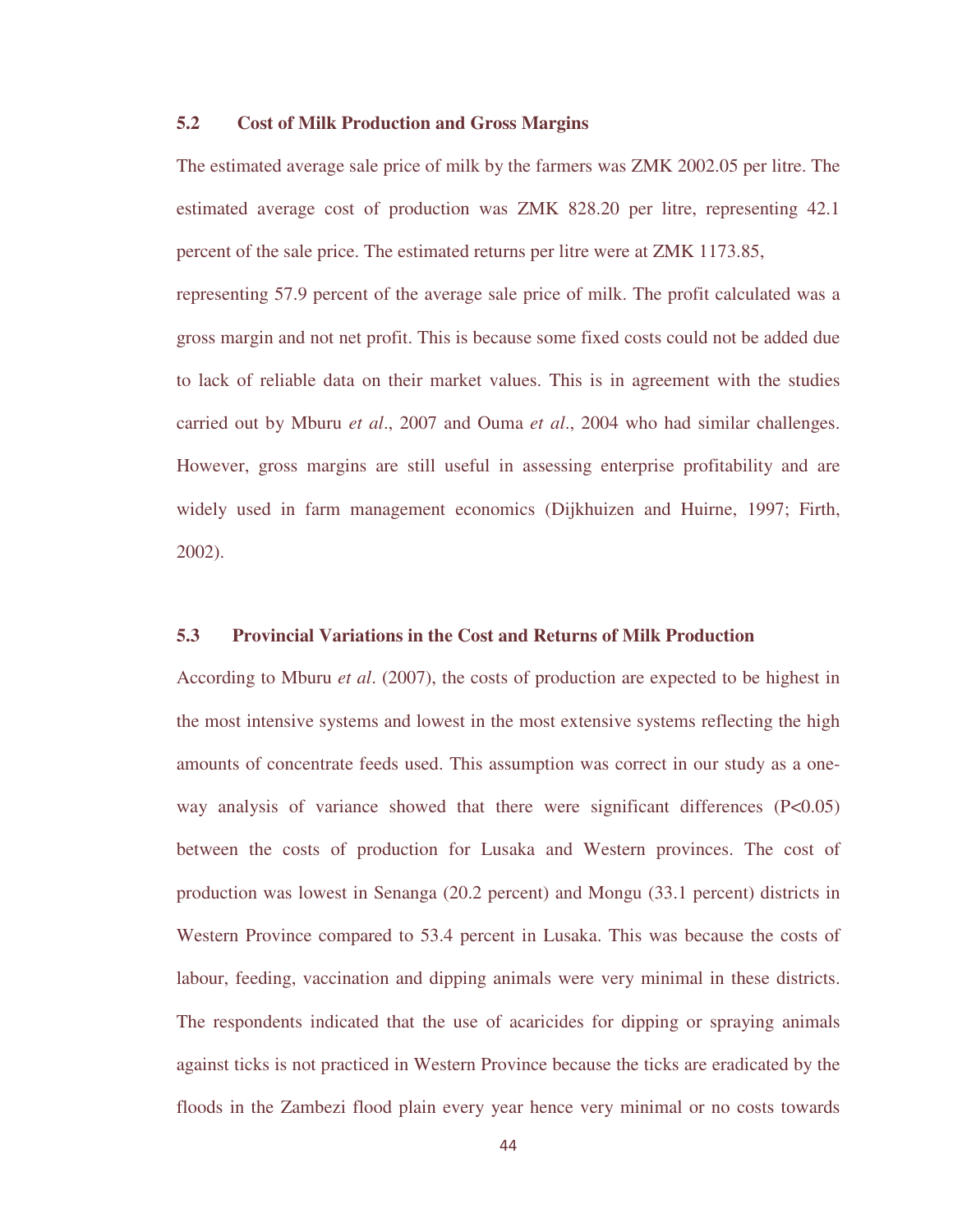## 5.2 Cost of Milk Production and Gross Margins

The estimated average sale price of milk by the farmers was ZMK 2002.05 per litre. The estimated average cost of production was ZMK 828.20 per litre, representing 42.1 percent of the sale price. The estimated returns per litre were at ZMK 1173.85, representing 57.9 percent of the average sale price of milk. The profit calculated was a gross margin and not net profit. This is because some fixed costs could not be added due to lack of reliable data on their market values. This is in agreement with the studies carried out by Mburu *et al*., 2007 and Ouma *et al*., 2004 who had similar challenges. However, gross margins are still useful in assessing enterprise profitability and are widely used in farm management economics (Dijkhuizen and Huirne, 1997; Firth, 2002).

## 5.3 Provincial Variations in the Cost and Returns of Milk Production

According to Mburu *et al*. (2007), the costs of production are expected to be highest in the most intensive systems and lowest in the most extensive systems reflecting the high amounts of concentrate feeds used. This assumption was correct in our study as a one-way analysis of variance showed that there were significant differences ($P<0.05$) between the costs of production for Lusaka and Western provinces. The cost of production was lowest in Senanga (20.2 percent) and Mongu (33.1 percent) districts in Western Province compared to 53.4 percent in Lusaka. This was because the costs of labour, feeding, vaccination and dipping animals were very minimal in these districts. The respondents indicated that the use of acaricides for dipping or spraying animals against ticks is not practiced in Western Province because the ticks are eradicated by the floods in the Zambezi flood plain every year hence very minimal or no costs towards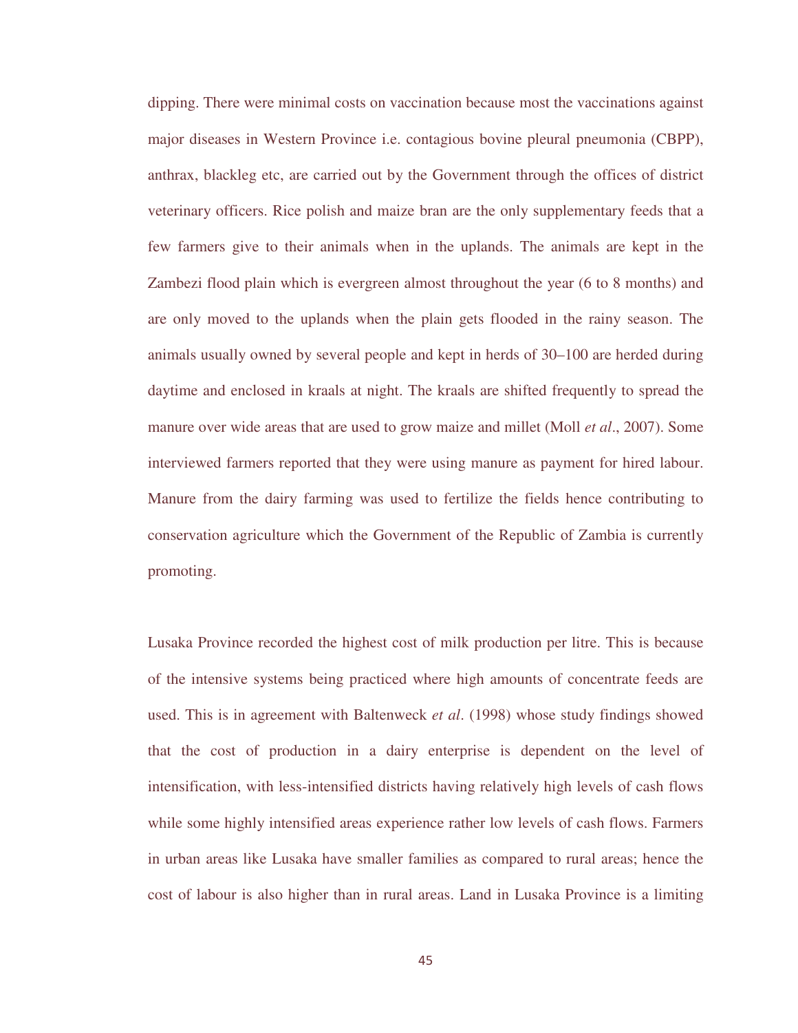dipping. There were minimal costs on vaccination because most the vaccinations against major diseases in Western Province i.e. contagious bovine pleural pneumonia (CBPP), anthrax, blackleg etc, are carried out by the Government through the offices of district veterinary officers. Rice polish and maize bran are the only supplementary feeds that a few farmers give to their animals when in the uplands. The animals are kept in the Zambezi flood plain which is evergreen almost throughout the year (6 to 8 months) and are only moved to the uplands when the plain gets flooded in the rainy season. The animals usually owned by several people and kept in herds of 30–100 are herded during daytime and enclosed in kraals at night. The kraals are shifted frequently to spread the manure over wide areas that are used to grow maize and millet (Moll *et al*., 2007). Some interviewed farmers reported that they were using manure as payment for hired labour. Manure from the dairy farming was used to fertilize the fields hence contributing to conservation agriculture which the Government of the Republic of Zambia is currently promoting.

Lusaka Province recorded the highest cost of milk production per litre. This is because of the intensive systems being practiced where high amounts of concentrate feeds are used. This is in agreement with Baltenweck *et al*. (1998) whose study findings showed that the cost of production in a dairy enterprise is dependent on the level of intensification, with less-intensified districts having relatively high levels of cash flows while some highly intensified areas experience rather low levels of cash flows. Farmers in urban areas like Lusaka have smaller families as compared to rural areas; hence the cost of labour is also higher than in rural areas. Land in Lusaka Province is a limiting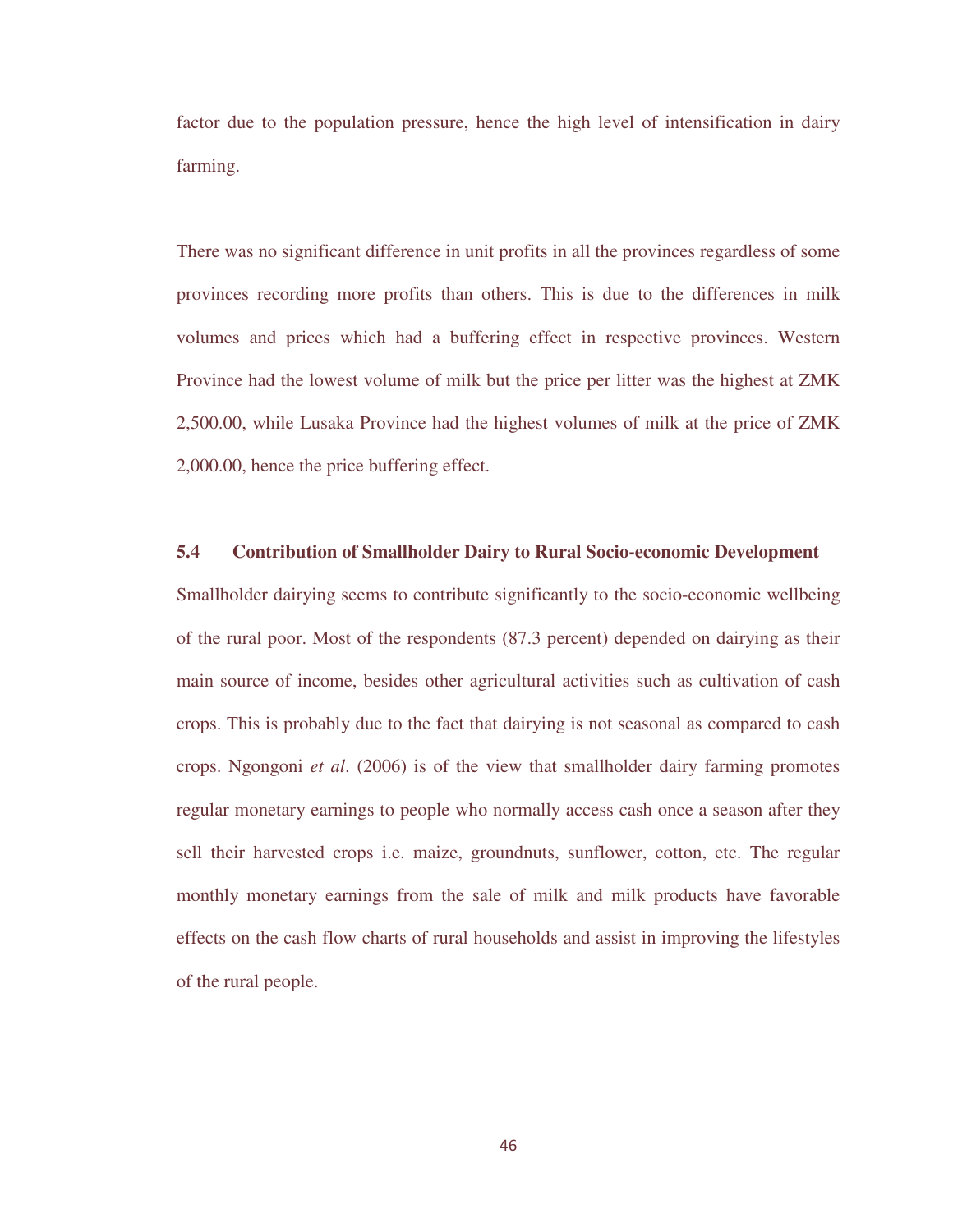factor due to the population pressure, hence the high level of intensification in dairy farming.

There was no significant difference in unit profits in all the provinces regardless of some provinces recording more profits than others. This is due to the differences in milk volumes and prices which had a buffering effect in respective provinces. Western Province had the lowest volume of milk but the price per litter was the highest at ZMK 2,500.00, while Lusaka Province had the highest volumes of milk at the price of ZMK 2,000.00, hence the price buffering effect.

## 5.4 Contribution of Smallholder Dairy to Rural Socio-economic Development

Smallholder dairying seems to contribute significantly to the socio-economic wellbeing of the rural poor. Most of the respondents (87.3 percent) depended on dairying as their main source of income, besides other agricultural activities such as cultivation of cash crops. This is probably due to the fact that dairying is not seasonal as compared to cash crops. Ngongoni *et al*. (2006) is of the view that smallholder dairy farming promotes regular monetary earnings to people who normally access cash once a season after they sell their harvested crops i.e. maize, groundnuts, sunflower, cotton, etc. The regular monthly monetary earnings from the sale of milk and milk products have favorable effects on the cash flow charts of rural households and assist in improving the lifestyles of the rural people.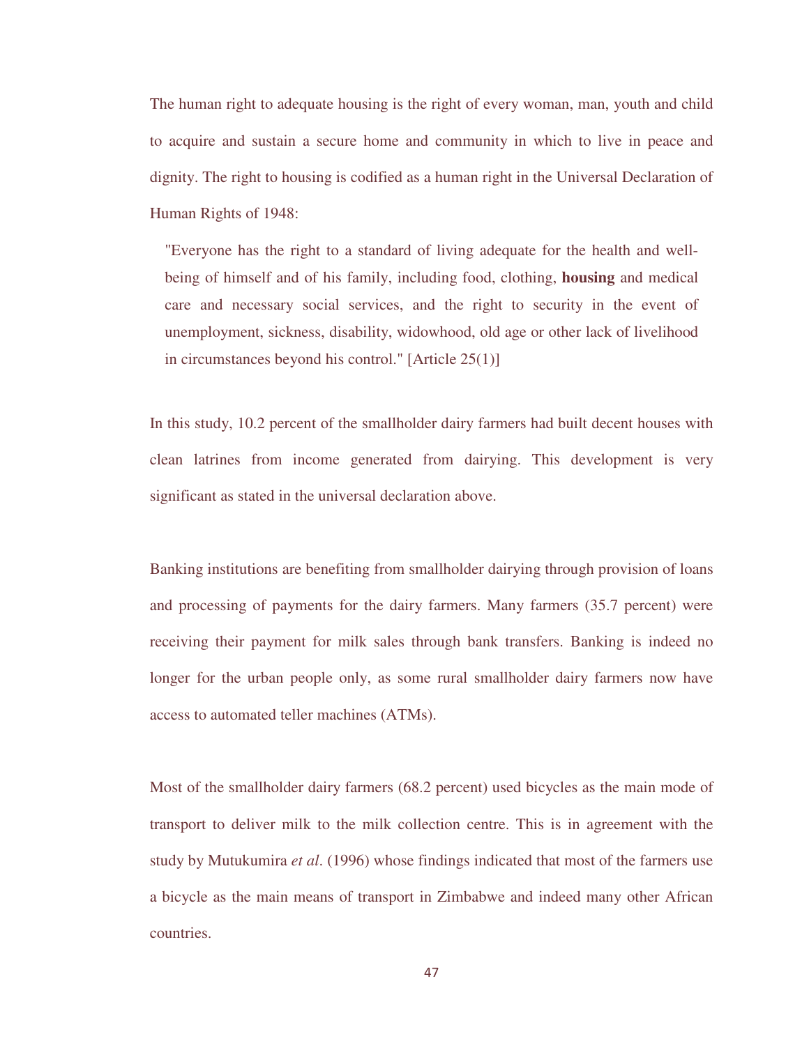The human right to adequate housing is the right of every woman, man, youth and child to acquire and sustain a secure home and community in which to live in peace and dignity. The right to housing is codified as a human right in the Universal Declaration of Human Rights of 1948:

> "Everyone has the right to a standard of living adequate for the health and well-being of himself and of his family, including food, clothing, **housing** and medical care and necessary social services, and the right to security in the event of unemployment, sickness, disability, widowhood, old age or other lack of livelihood in circumstances beyond his control." [Article 25(1)]

In this study, 10.2 percent of the smallholder dairy farmers had built decent houses with clean latrines from income generated from dairying. This development is very significant as stated in the universal declaration above.

Banking institutions are benefiting from smallholder dairying through provision of loans and processing of payments for the dairy farmers. Many farmers (35.7 percent) were receiving their payment for milk sales through bank transfers. Banking is indeed no longer for the urban people only, as some rural smallholder dairy farmers now have access to automated teller machines (ATMs).

Most of the smallholder dairy farmers (68.2 percent) used bicycles as the main mode of transport to deliver milk to the milk collection centre. This is in agreement with the study by Mutukumira *et al*. (1996) whose findings indicated that most of the farmers use a bicycle as the main means of transport in Zimbabwe and indeed many other African countries.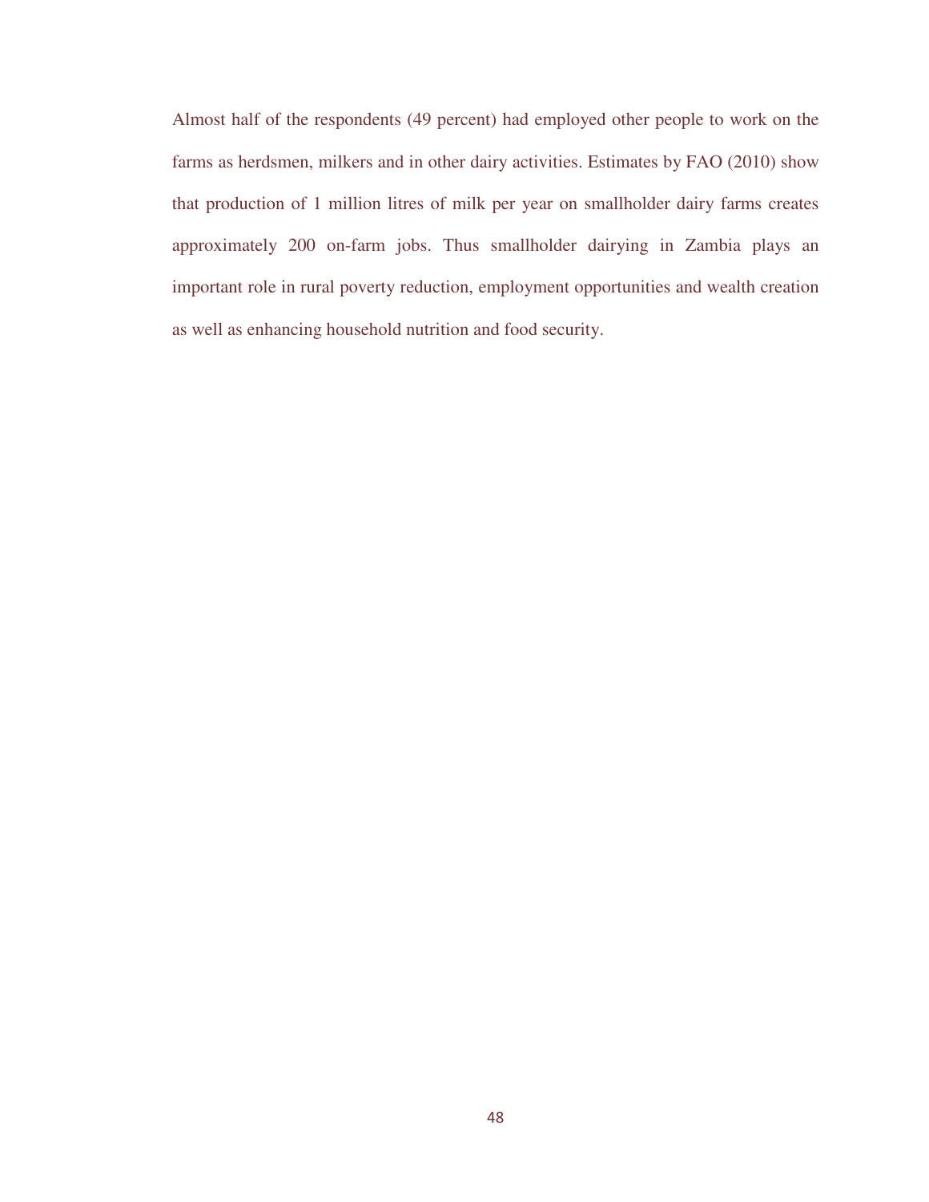Almost half of the respondents (49 percent) had employed other people to work on the farms as herdsmen, milkers and in other dairy activities. Estimates by FAO (2010) show that production of 1 million litres of milk per year on smallholder dairy farms creates approximately 200 on-farm jobs. Thus smallholder dairying in Zambia plays an important role in rural poverty reduction, employment opportunities and wealth creation as well as enhancing household nutrition and food security.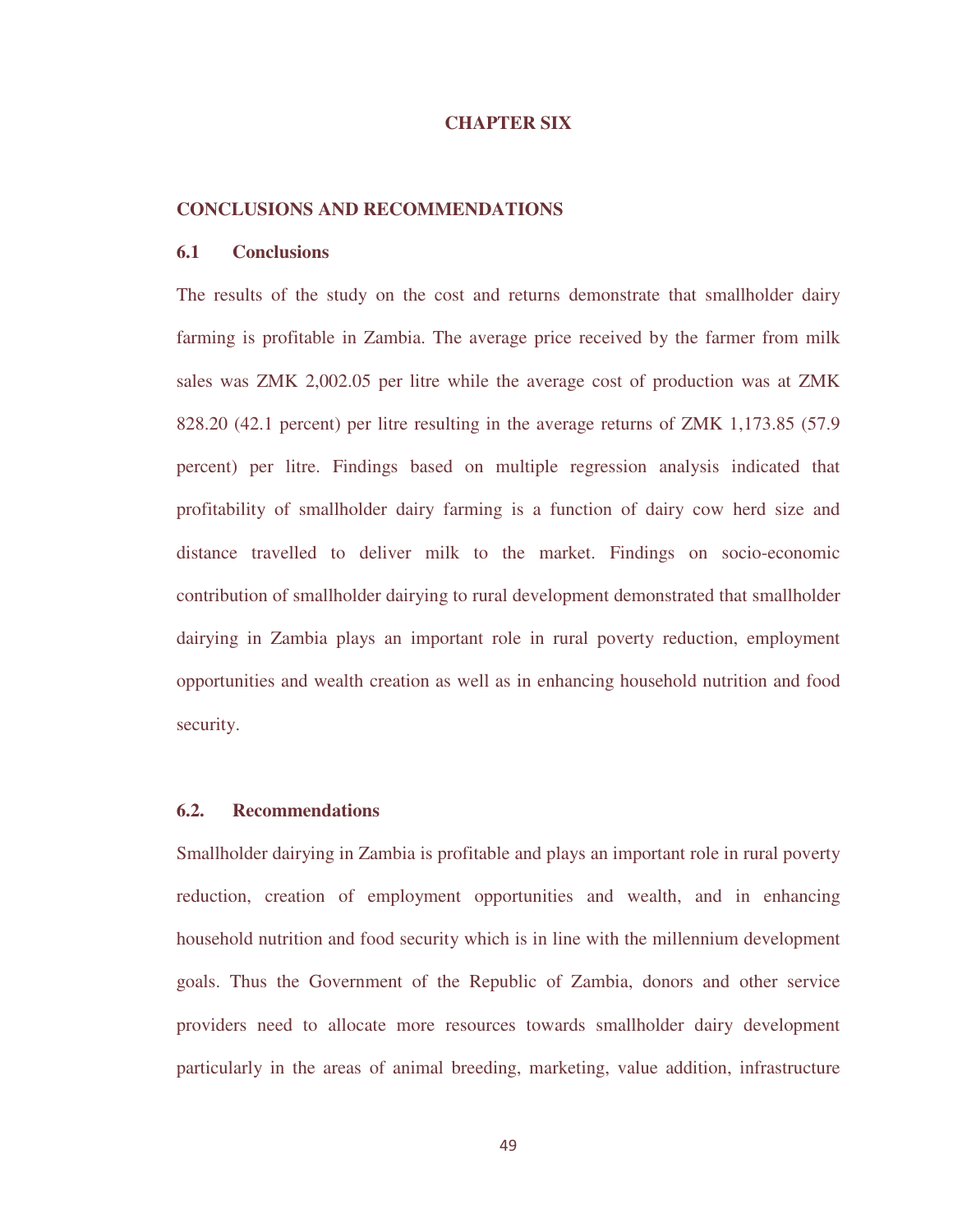# CHAPTER SIX

## CONCLUSIONS AND RECOMMENDATIONS

### 6.1 Conclusions

The results of the study on the cost and returns demonstrate that smallholder dairy farming is profitable in Zambia. The average price received by the farmer from milk sales was ZMK 2,002.05 per litre while the average cost of production was at ZMK 828.20 (42.1 percent) per litre resulting in the average returns of ZMK 1,173.85 (57.9 percent) per litre. Findings based on multiple regression analysis indicated that profitability of smallholder dairy farming is a function of dairy cow herd size and distance travelled to deliver milk to the market. Findings on socio-economic contribution of smallholder dairying to rural development demonstrated that smallholder dairying in Zambia plays an important role in rural poverty reduction, employment opportunities and wealth creation as well as in enhancing household nutrition and food security.

### 6.2. Recommendations

Smallholder dairying in Zambia is profitable and plays an important role in rural poverty reduction, creation of employment opportunities and wealth, and in enhancing household nutrition and food security which is in line with the millennium development goals. Thus the Government of the Republic of Zambia, donors and other service providers need to allocate more resources towards smallholder dairy development particularly in the areas of animal breeding, marketing, value addition, infrastructure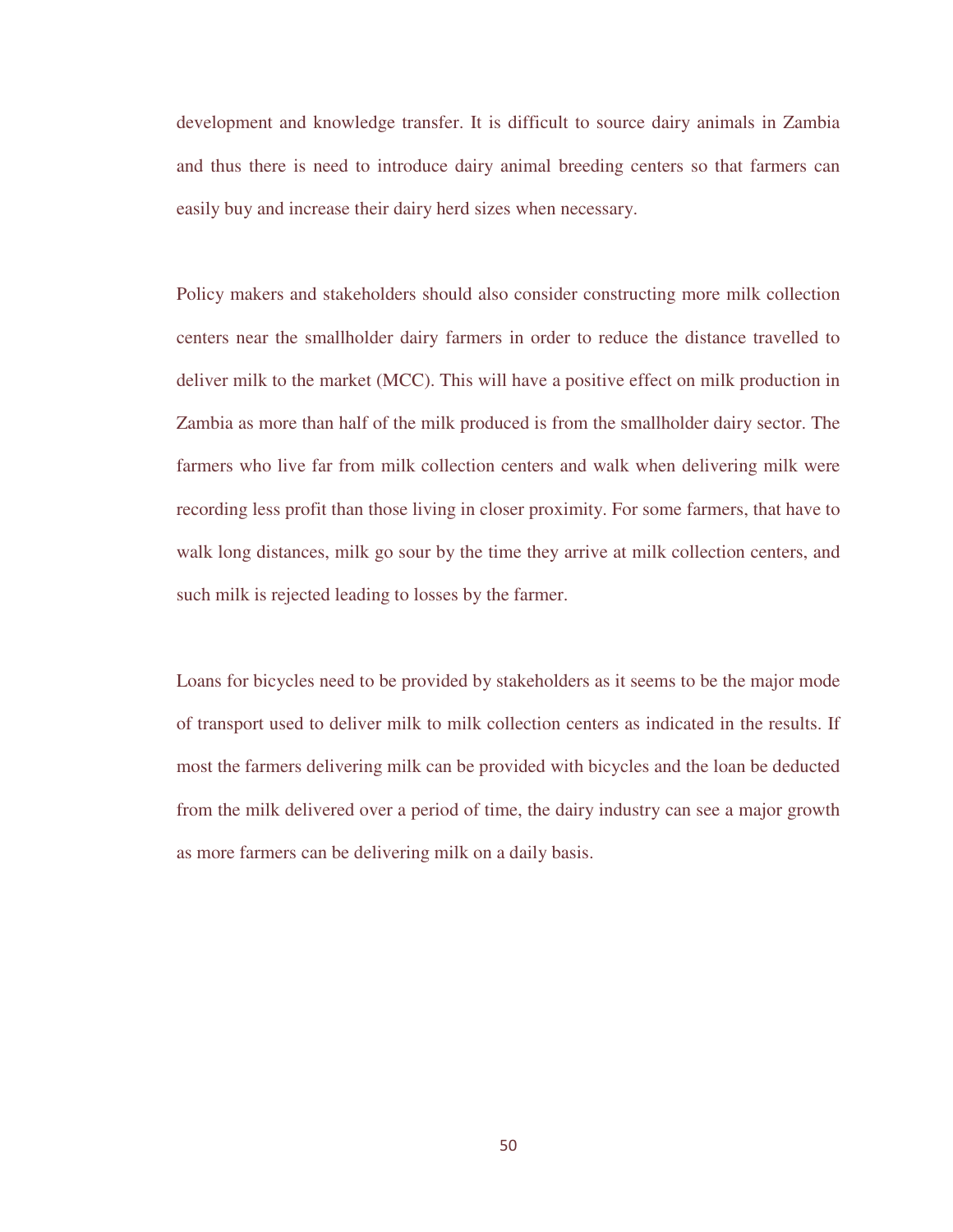development and knowledge transfer. It is difficult to source dairy animals in Zambia and thus there is need to introduce dairy animal breeding centers so that farmers can easily buy and increase their dairy herd sizes when necessary.

Policy makers and stakeholders should also consider constructing more milk collection centers near the smallholder dairy farmers in order to reduce the distance travelled to deliver milk to the market (MCC). This will have a positive effect on milk production in Zambia as more than half of the milk produced is from the smallholder dairy sector. The farmers who live far from milk collection centers and walk when delivering milk were recording less profit than those living in closer proximity. For some farmers, that have to walk long distances, milk go sour by the time they arrive at milk collection centers, and such milk is rejected leading to losses by the farmer.

Loans for bicycles need to be provided by stakeholders as it seems to be the major mode of transport used to deliver milk to milk collection centers as indicated in the results. If most the farmers delivering milk can be provided with bicycles and the loan be deducted from the milk delivered over a period of time, the dairy industry can see a major growth as more farmers can be delivering milk on a daily basis.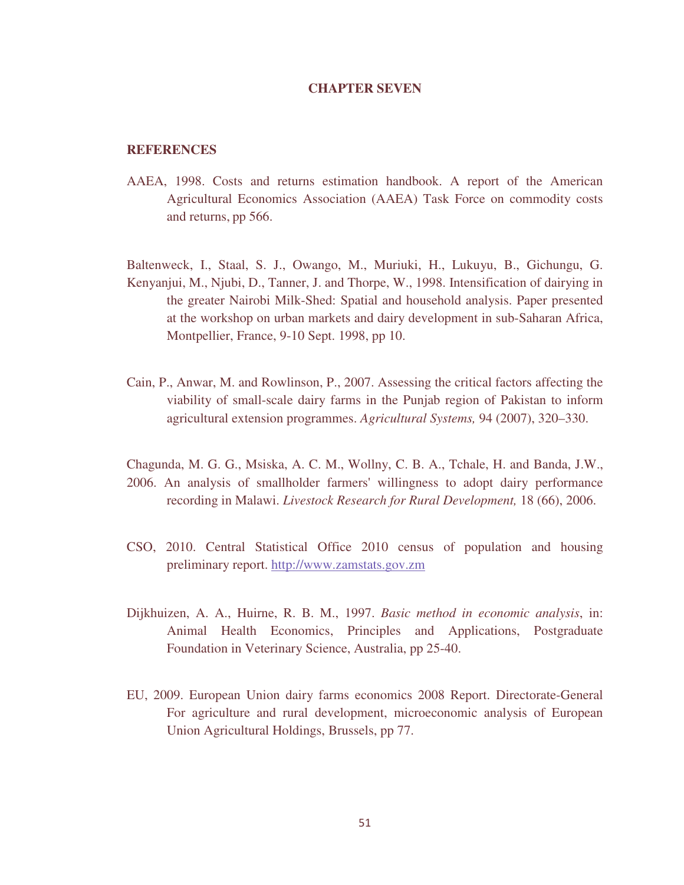# CHAPTER SEVEN

## REFERENCES

AAEA, 1998. Costs and returns estimation handbook. A report of the American Agricultural Economics Association (AAEA) Task Force on commodity costs and returns, pp 566.

Baltenweck, I., Staal, S. J., Owango, M., Muriuki, H., Lukuyu, B., Gichungu, G. Kenyanjui, M., Njubi, D., Tanner, J. and Thorpe, W., 1998. Intensification of dairying in the greater Nairobi Milk-Shed: Spatial and household analysis. Paper presented at the workshop on urban markets and dairy development in sub-Saharan Africa, Montpellier, France, 9-10 Sept. 1998, pp 10.

Cain, P., Anwar, M. and Rowlinson, P., 2007. Assessing the critical factors affecting the viability of small-scale dairy farms in the Punjab region of Pakistan to inform agricultural extension programmes. *Agricultural Systems,* 94 (2007), 320–330.

Chagunda, M. G. G., Msiska, A. C. M., Wollny, C. B. A., Tchale, H. and Banda, J.W., 2006. An analysis of smallholder farmers' willingness to adopt dairy performance recording in Malawi. *Livestock Research for Rural Development,* 18 (66), 2006.

CSO, 2010. Central Statistical Office 2010 census of population and housing preliminary report. http://www.zamstats.gov.zm

Dijkhuizen, A. A., Huirne, R. B. M., 1997. *Basic method in economic analysis*, in: Animal Health Economics, Principles and Applications, Postgraduate Foundation in Veterinary Science, Australia, pp 25-40.

EU, 2009. European Union dairy farms economics 2008 Report. Directorate-General For agriculture and rural development, microeconomic analysis of European Union Agricultural Holdings, Brussels, pp 77.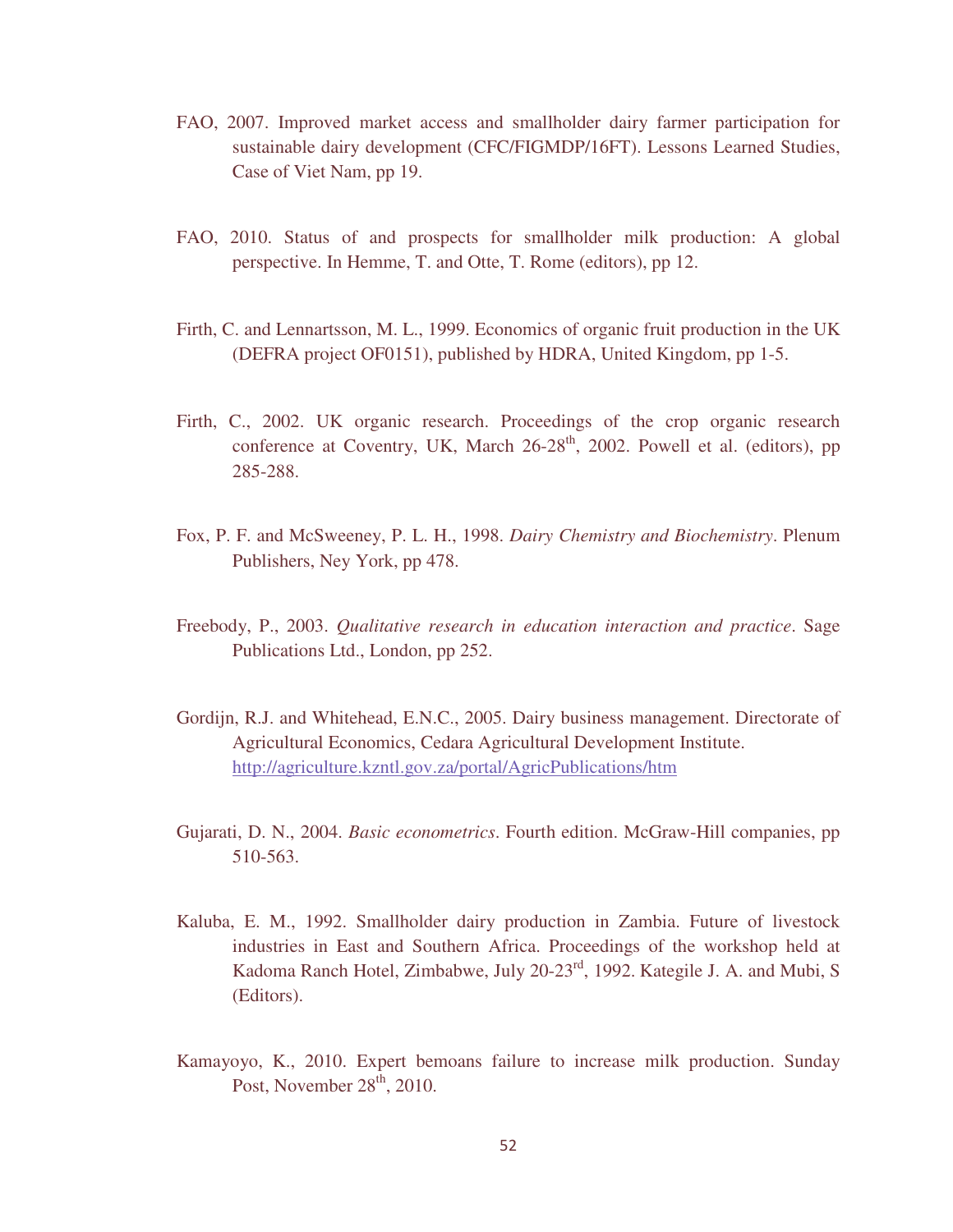FAO, 2007. Improved market access and smallholder dairy farmer participation for sustainable dairy development (CFC/FIGMDP/16FT). Lessons Learned Studies, Case of Viet Nam, pp 19.

FAO, 2010. Status of and prospects for smallholder milk production: A global perspective. In Hemme, T. and Otte, T. Rome (editors), pp 12.

Firth, C. and Lennartsson, M. L., 1999. Economics of organic fruit production in the UK (DEFRA project OF0151), published by HDRA, United Kingdom, pp 1-5.

Firth, C., 2002. UK organic research. Proceedings of the crop organic research conference at Coventry, UK, March 26-28th, 2002. Powell et al. (editors), pp 285-288.

Fox, P. F. and McSweeney, P. L. H., 1998. *Dairy Chemistry and Biochemistry*. Plenum Publishers, Ney York, pp 478.

Freebody, P., 2003. *Qualitative research in education interaction and practice*. Sage Publications Ltd., London, pp 252.

Gordijn, R.J. and Whitehead, E.N.C., 2005. Dairy business management. Directorate of Agricultural Economics, Cedara Agricultural Development Institute. http://agriculture.kzntl.gov.za/portal/AgricPublications/htm

Gujarati, D. N., 2004. *Basic econometrics*. Fourth edition. McGraw-Hill companies, pp 510-563.

Kaluba, E. M., 1992. Smallholder dairy production in Zambia. Future of livestock industries in East and Southern Africa. Proceedings of the workshop held at Kadoma Ranch Hotel, Zimbabwe, July 20-23rd, 1992. Kategile J. A. and Mubi, S (Editors).

Kamayoyo, K., 2010. Expert bemoans failure to increase milk production. Sunday Post, November 28th, 2010.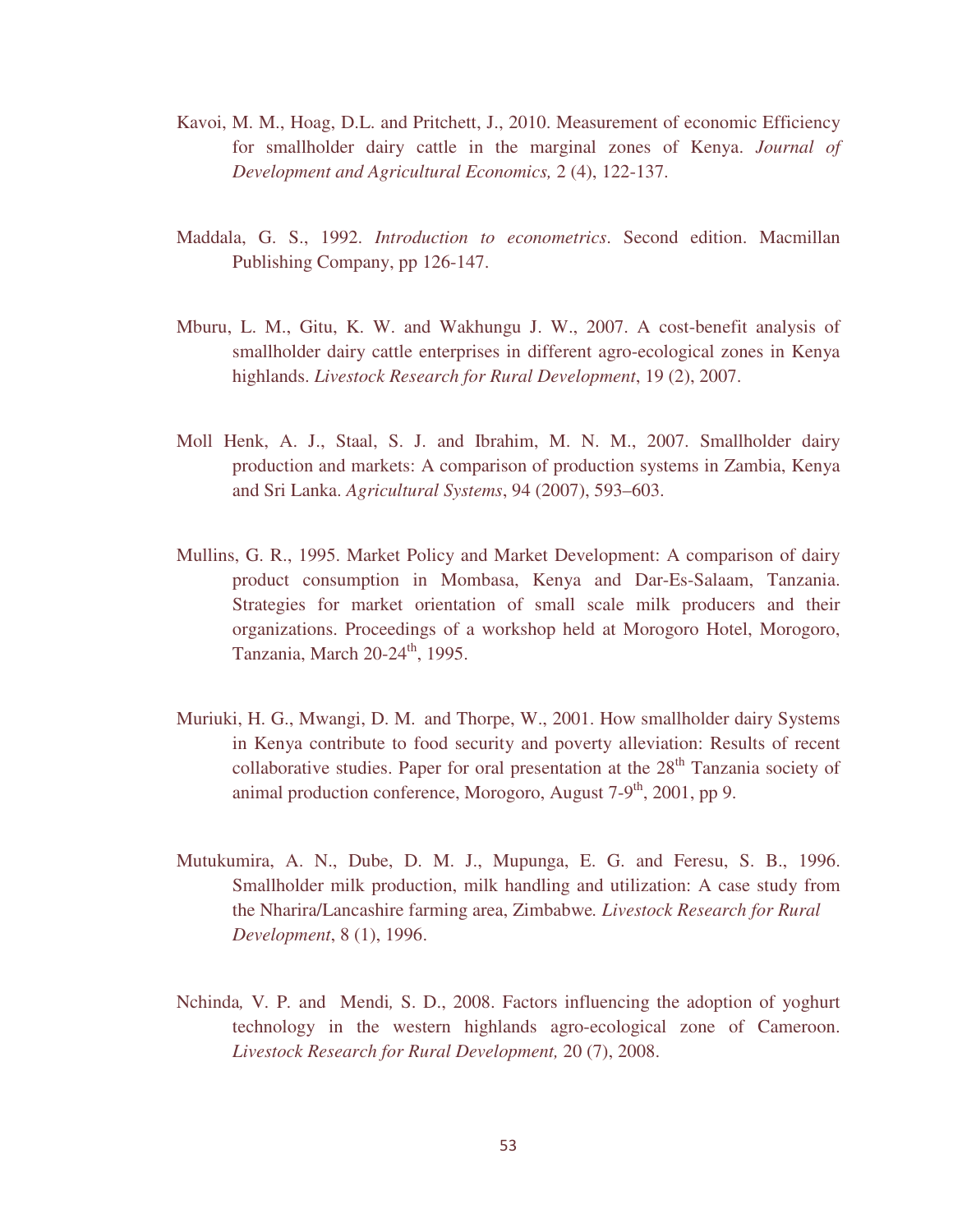Kavoi, M. M., Hoag, D.L. and Pritchett, J., 2010. Measurement of economic Efficiency for smallholder dairy cattle in the marginal zones of Kenya. *Journal of Development and Agricultural Economics,* 2 (4), 122-137.

Maddala, G. S., 1992. *Introduction to econometrics*. Second edition. Macmillan Publishing Company, pp 126-147.

Mburu, L. M., Gitu, K. W. and Wakhungu J. W., 2007. A cost-benefit analysis of smallholder dairy cattle enterprises in different agro-ecological zones in Kenya highlands. *Livestock Research for Rural Development*, 19 (2), 2007.

Moll Henk, A. J., Staal, S. J. and Ibrahim, M. N. M., 2007. Smallholder dairy production and markets: A comparison of production systems in Zambia, Kenya and Sri Lanka. *Agricultural Systems*, 94 (2007), 593–603.

Mullins, G. R., 1995. Market Policy and Market Development: A comparison of dairy product consumption in Mombasa, Kenya and Dar-Es-Salaam, Tanzania. Strategies for market orientation of small scale milk producers and their organizations. Proceedings of a workshop held at Morogoro Hotel, Morogoro, Tanzania, March 20-24th, 1995.

Muriuki, H. G., Mwangi, D. M. and Thorpe, W., 2001. How smallholder dairy Systems in Kenya contribute to food security and poverty alleviation: Results of recent collaborative studies. Paper for oral presentation at the 28th Tanzania society of animal production conference, Morogoro, August 7-9th, 2001, pp 9.

Mutukumira, A. N., Dube, D. M. J., Mupunga, E. G. and Feresu, S. B., 1996. Smallholder milk production, milk handling and utilization: A case study from the Nharira/Lancashire farming area, Zimbabwe. *Livestock Research for Rural Development*, 8 (1), 1996.

Nchinda, V. P. and Mendi, S. D., 2008. Factors influencing the adoption of yoghurt technology in the western highlands agro-ecological zone of Cameroon. *Livestock Research for Rural Development,* 20 (7), 2008.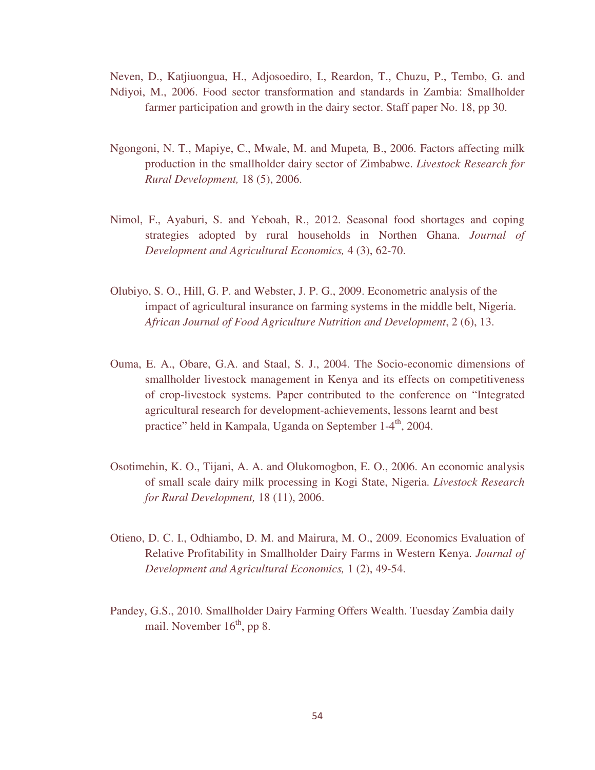Neven, D., Katjiuongua, H., Adjosoediro, I., Reardon, T., Chuzu, P., Tembo, G. and Ndiyoi, M., 2006. Food sector transformation and standards in Zambia: Smallholder farmer participation and growth in the dairy sector. Staff paper No. 18, pp 30.

Ngongoni, N. T., Mapiye, C., Mwale, M. and Mupeta, B., 2006. Factors affecting milk production in the smallholder dairy sector of Zimbabwe. *Livestock Research for Rural Development,* 18 (5), 2006.

Nimol, F., Ayaburi, S. and Yeboah, R., 2012. Seasonal food shortages and coping strategies adopted by rural households in Northen Ghana. *Journal of Development and Agricultural Economics,* 4 (3), 62-70.

Olubiyo, S. O., Hill, G. P. and Webster, J. P. G., 2009. Econometric analysis of the impact of agricultural insurance on farming systems in the middle belt, Nigeria. *African Journal of Food Agriculture Nutrition and Development*, 2 (6), 13.

Ouma, E. A., Obare, G.A. and Staal, S. J., 2004. The Socio-economic dimensions of smallholder livestock management in Kenya and its effects on competitiveness of crop-livestock systems. Paper contributed to the conference on "Integrated agricultural research for development-achievements, lessons learnt and best practice" held in Kampala, Uganda on September 1-4th, 2004.

Osotimehin, K. O., Tijani, A. A. and Olukomogbon, E. O., 2006. An economic analysis of small scale dairy milk processing in Kogi State, Nigeria. *Livestock Research for Rural Development,* 18 (11), 2006.

Otieno, D. C. I., Odhiambo, D. M. and Mairura, M. O., 2009. Economics Evaluation of Relative Profitability in Smallholder Dairy Farms in Western Kenya. *Journal of Development and Agricultural Economics,* 1 (2), 49-54.

Pandey, G.S., 2010. Smallholder Dairy Farming Offers Wealth. Tuesday Zambia daily mail. November 16th, pp 8.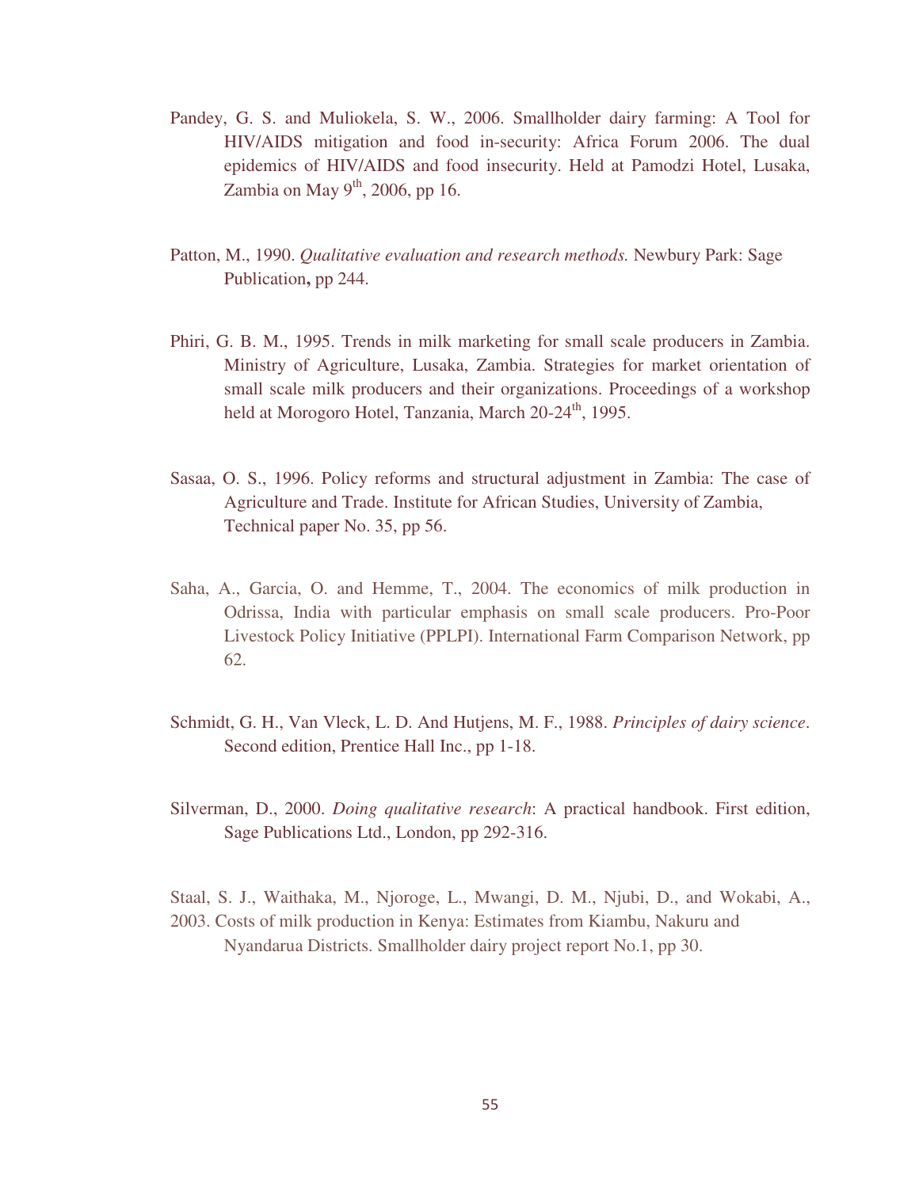Pandey, G. S. and Muliokela, S. W., 2006. Smallholder dairy farming: A Tool for HIV/AIDS mitigation and food in-security: Africa Forum 2006. The dual epidemics of HIV/AIDS and food insecurity. Held at Pamodzi Hotel, Lusaka, Zambia on May 9th, 2006, pp 16.

Patton, M., 1990. *Qualitative evaluation and research methods.* Newbury Park: Sage Publication**,** pp 244.

Phiri, G. B. M., 1995. Trends in milk marketing for small scale producers in Zambia. Ministry of Agriculture, Lusaka, Zambia. Strategies for market orientation of small scale milk producers and their organizations. Proceedings of a workshop held at Morogoro Hotel, Tanzania, March 20-24th, 1995.

Sasaa, O. S., 1996. Policy reforms and structural adjustment in Zambia: The case of Agriculture and Trade. Institute for African Studies, University of Zambia, Technical paper No. 35, pp 56.

Saha, A., Garcia, O. and Hemme, T., 2004. The economics of milk production in Odrissa, India with particular emphasis on small scale producers. Pro-Poor Livestock Policy Initiative (PPLPI). International Farm Comparison Network, pp 62.

Schmidt, G. H., Van Vleck, L. D. And Hutjens, M. F., 1988. *Principles of dairy science*. Second edition, Prentice Hall Inc., pp 1-18.

Silverman, D., 2000. *Doing qualitative research*: A practical handbook. First edition, Sage Publications Ltd., London, pp 292-316.

Staal, S. J., Waithaka, M., Njoroge, L., Mwangi, D. M., Njubi, D., and Wokabi, A., 2003. Costs of milk production in Kenya: Estimates from Kiambu, Nakuru and Nyandarua Districts. Smallholder dairy project report No.1, pp 30.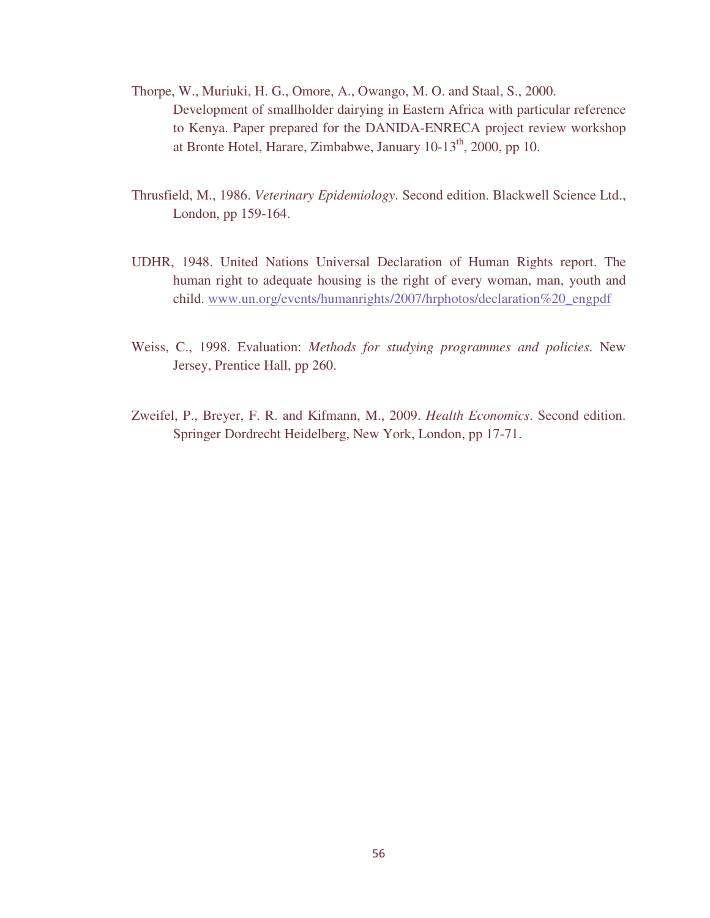Thorpe, W., Muriuki, H. G., Omore, A., Owango, M. O. and Staal, S., 2000. Development of smallholder dairying in Eastern Africa with particular reference to Kenya. Paper prepared for the DANIDA-ENRECA project review workshop at Bronte Hotel, Harare, Zimbabwe, January 10-13th, 2000, pp 10.

Thrusfield, M., 1986. *Veterinary Epidemiology*. Second edition. Blackwell Science Ltd., London, pp 159-164.

UDHR, 1948. United Nations Universal Declaration of Human Rights report. The human right to adequate housing is the right of every woman, man, youth and child. www.un.org/events/humanrights/2007/hrphotos/declaration%20_engpdf

Weiss, C., 1998. Evaluation: *Methods for studying programmes and policies*. New Jersey, Prentice Hall, pp 260.

Zweifel, P., Breyer, F. R. and Kifmann, M., 2009. *Health Economics*. Second edition. Springer Dordrecht Heidelberg, New York, London, pp 17-71.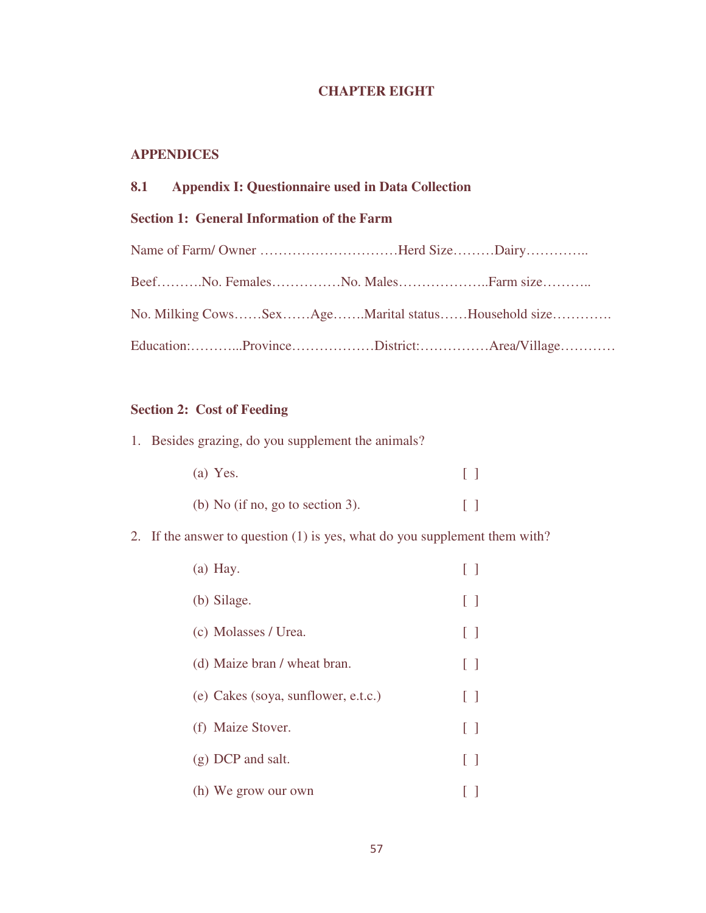# CHAPTER EIGHT

## APPENDICES

### 8.1 Appendix I: Questionnaire used in Data Collection

**Section 1: General Information of the Farm**

Name of Farm/ Owner …………………………Herd Size………Dairy…………..

Beef……….No. Females……………No. Males………………..Farm size………..

No. Milking Cows……Sex……Age…….Marital status……Household size………….

Education:………...Province………………District:……………Area/Village…………

**Section 2: Cost of Feeding**

1. Besides grazing, do you supplement the animals?

   (a) Yes. [ ]

   (b) No (if no, go to section 3). [ ]

2. If the answer to question (1) is yes, what do you supplement them with?

   (a) Hay. [ ]

   (b) Silage. [ ]

   (c) Molasses / Urea. [ ]

   (d) Maize bran / wheat bran. [ ]

   (e) Cakes (soya, sunflower, e.t.c.) [ ]

   (f) Maize Stover. [ ]

   (g) DCP and salt. [ ]

   (h) We grow our own [ ]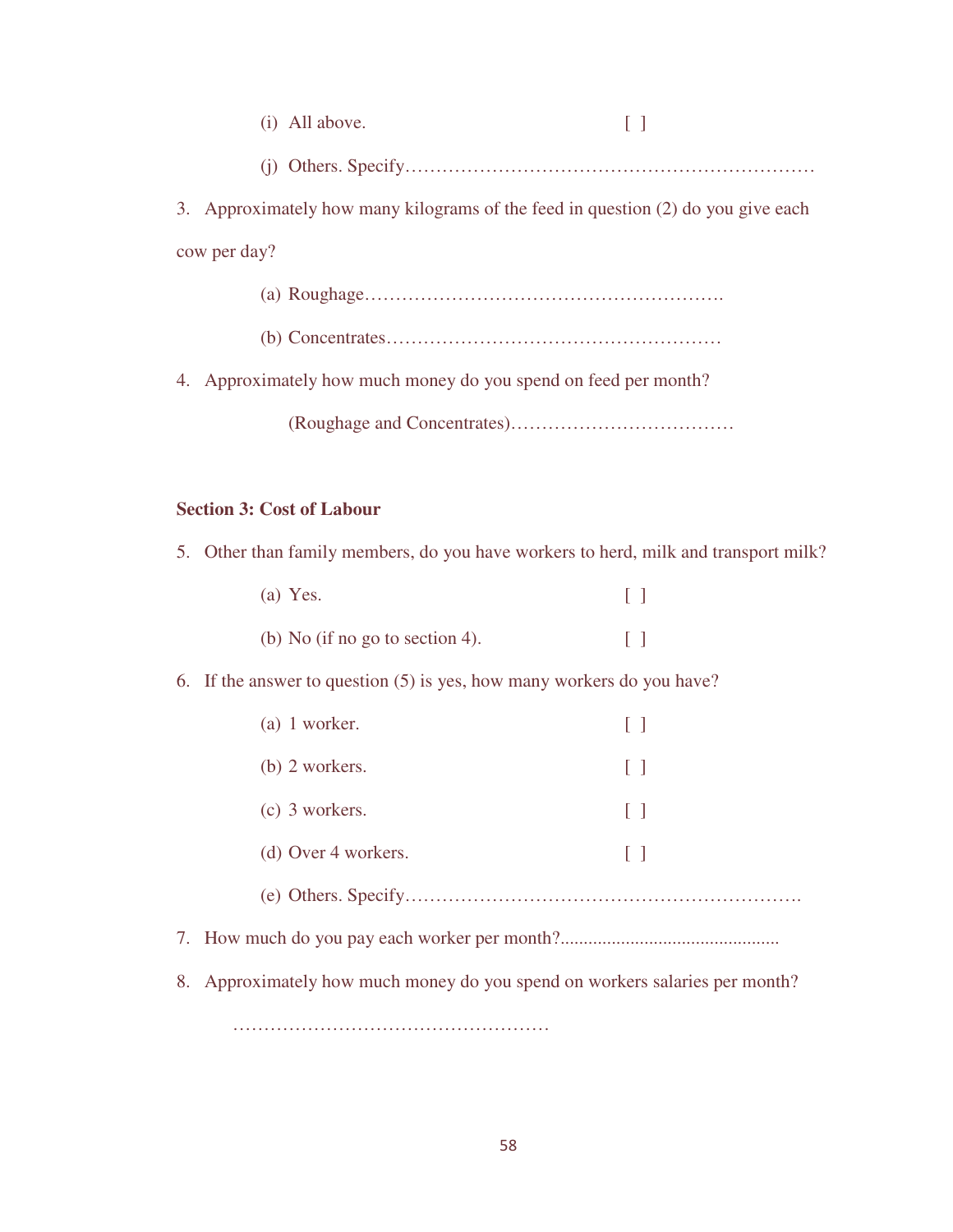(i) All above. [ ]

(j) Others. Specify…………………………………………………………

3. Approximately how many kilograms of the feed in question (2) do you give each cow per day?

(a) Roughage………………………………………………….

(b) Concentrates………………………………………………

4. Approximately how much money do you spend on feed per month?

(Roughage and Concentrates)………………………………

**Section 3: Cost of Labour**

5. Other than family members, do you have workers to herd, milk and transport milk?

(a) Yes. [ ]

(b) No (if no go to section 4). [ ]

6. If the answer to question (5) is yes, how many workers do you have?

(a) 1 worker. [ ]

(b) 2 workers. [ ]

(c) 3 workers. [ ]

(d) Over 4 workers. [ ]

(e) Others. Specify……………………………………………………….

7. How much do you pay each worker per month?...............................................

8. Approximately how much money do you spend on workers salaries per month?

……………………………………………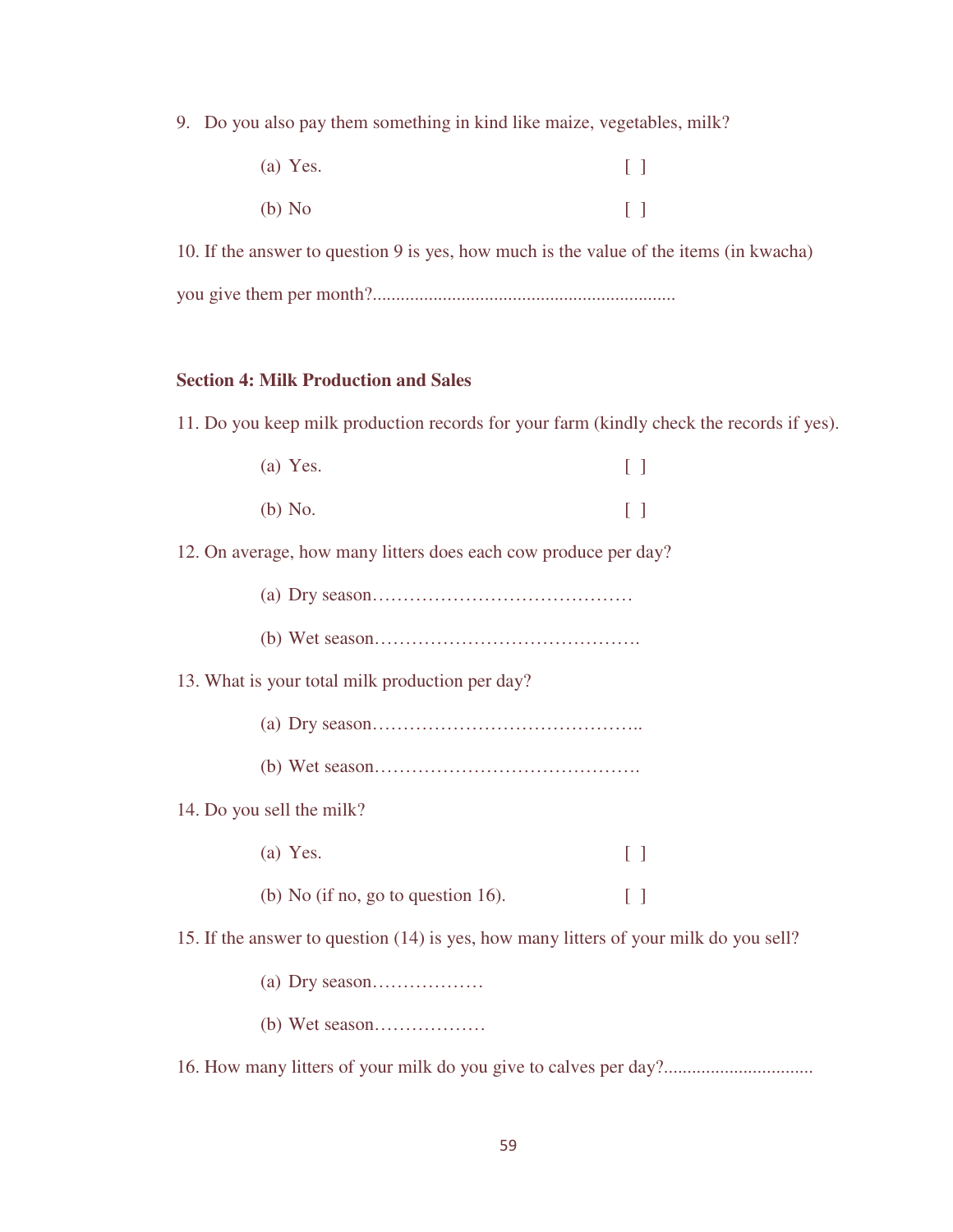9. Do you also pay them something in kind like maize, vegetables, milk?

   (a) Yes. [ ]

   (b) No [ ]

10. If the answer to question 9 is yes, how much is the value of the items (in kwacha) you give them per month?.................................................................

**Section 4: Milk Production and Sales**

11. Do you keep milk production records for your farm (kindly check the records if yes).

    (a) Yes. [ ]

    (b) No. [ ]

12. On average, how many litters does each cow produce per day?

    (a) Dry season……………………………………

    (b) Wet season…………………………………….

13. What is your total milk production per day?

    (a) Dry season……………………………………..

    (b) Wet season…………………………………….

14. Do you sell the milk?

    (a) Yes. [ ]

    (b) No (if no, go to question 16). [ ]

15. If the answer to question (14) is yes, how many litters of your milk do you sell?

    (a) Dry season………………

    (b) Wet season………………

16. How many litters of your milk do you give to calves per day?................................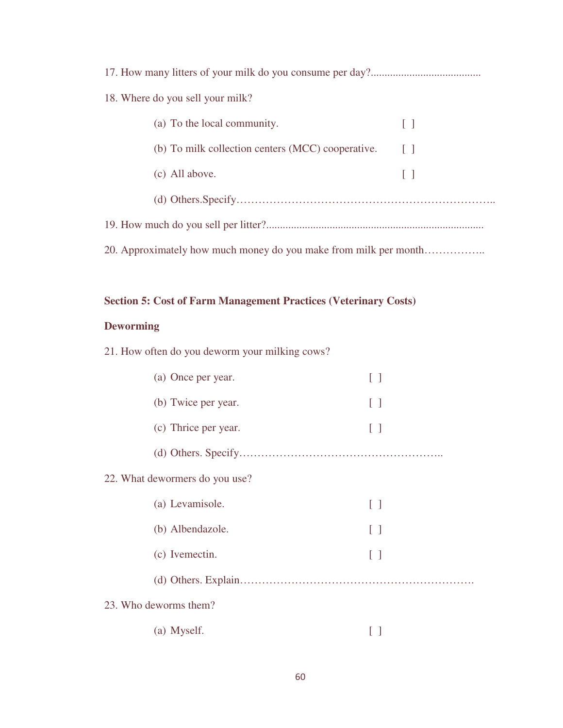17. How many litters of your milk do you consume per day?........................................

18. Where do you sell your milk?

    (a) To the local community. [ ]

    (b) To milk collection centers (MCC) cooperative. [ ]

    (c) All above. [ ]

    (d) Others.Specify……………………………………………………………..

19. How much do you sell per litter?..............................................................................

20. Approximately how much money do you make from milk per month……………..

**Section 5: Cost of Farm Management Practices (Veterinary Costs)**

**Deworming**

21. How often do you deworm your milking cows?

    (a) Once per year. [ ]

    (b) Twice per year. [ ]

    (c) Thrice per year. [ ]

    (d) Others. Specify………………………………………………..

22. What dewormers do you use?

    (a) Levamisole. [ ]

    (b) Albendazole. [ ]

    (c) Ivemectin. [ ]

    (d) Others. Explain……………………………………………………….

23. Who deworms them?

    (a) Myself. [ ]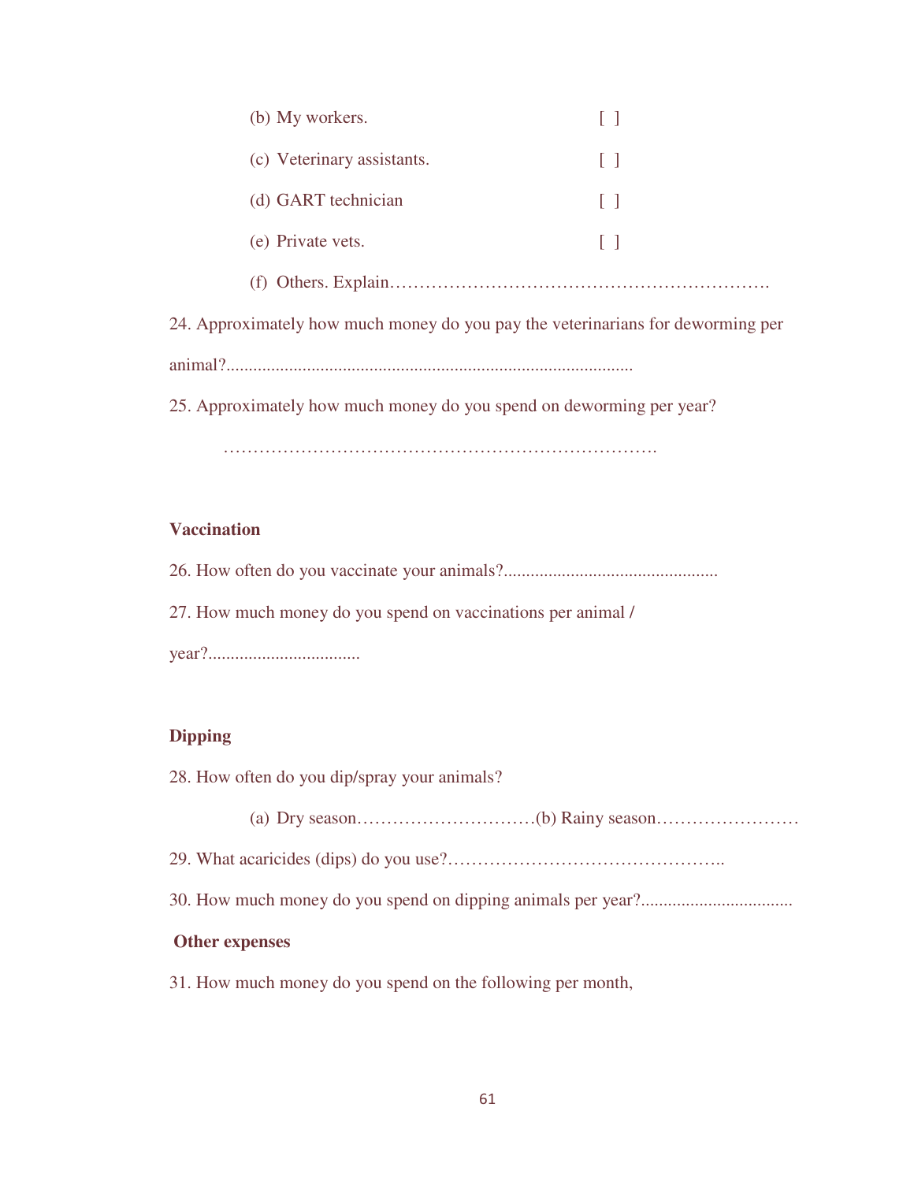(b) My workers. [ ]

(c) Veterinary assistants. [ ]

(d) GART technician [ ]

(e) Private vets. [ ]

(f) Others. Explain……………………………………………………….

24. Approximately how much money do you pay the veterinarians for deworming per animal?..........................................................................................

25. Approximately how much money do you spend on deworming per year?

…………………………………………………………………

**Vaccination**

26. How often do you vaccinate your animals?................................................

27. How much money do you spend on vaccinations per animal / year?..................................

**Dipping**

28. How often do you dip/spray your animals?

(a) Dry season…………………………(b) Rainy season……………………

29. What acaricides (dips) do you use?………………………………………..

30. How much money do you spend on dipping animals per year?.................................

**Other expenses**

31. How much money do you spend on the following per month,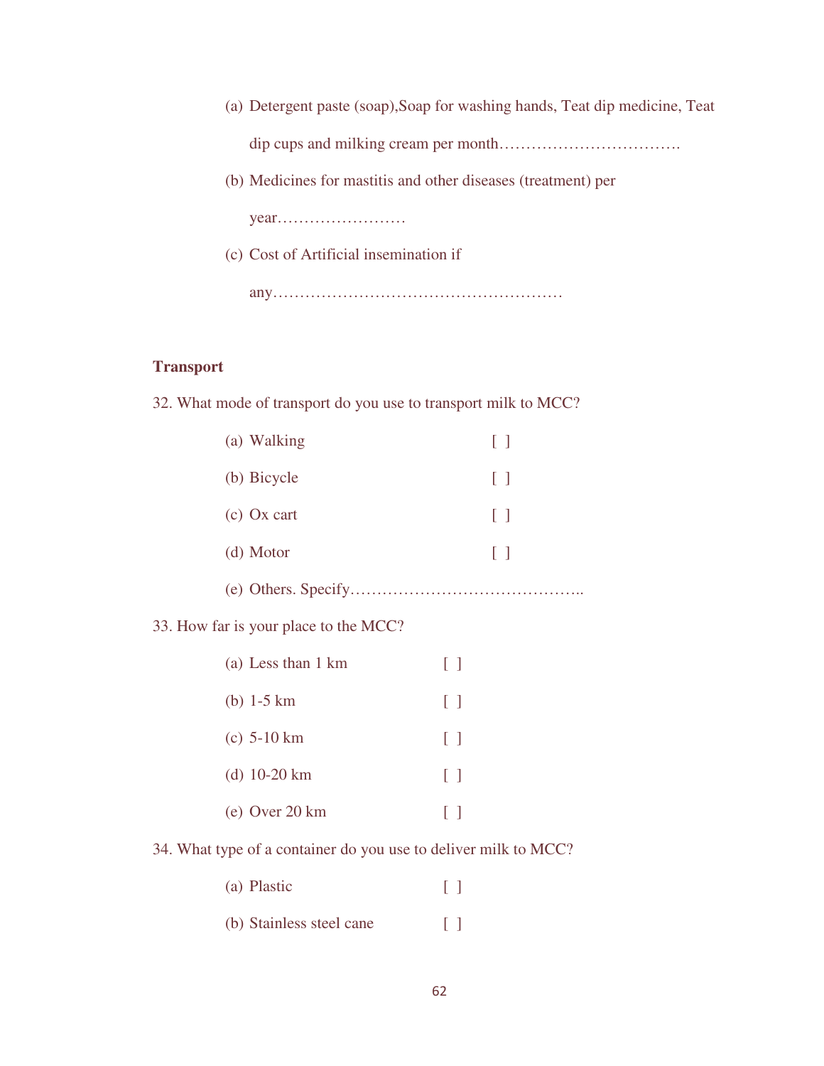(a) Detergent paste (soap),Soap for washing hands, Teat dip medicine, Teat dip cups and milking cream per month…………………………….

(b) Medicines for mastitis and other diseases (treatment) per year……………………

(c) Cost of Artificial insemination if any………………………………………………

**Transport**

32. What mode of transport do you use to transport milk to MCC?

(a) Walking [ ]

(b) Bicycle [ ]

(c) Ox cart [ ]

(d) Motor [ ]

(e) Others. Specify……………………………………..

33. How far is your place to the MCC?

(a) Less than 1 km [ ]

(b) 1-5 km [ ]

(c) 5-10 km [ ]

(d) 10-20 km [ ]

(e) Over 20 km [ ]

34. What type of a container do you use to deliver milk to MCC?

(a) Plastic [ ]

(b) Stainless steel cane [ ]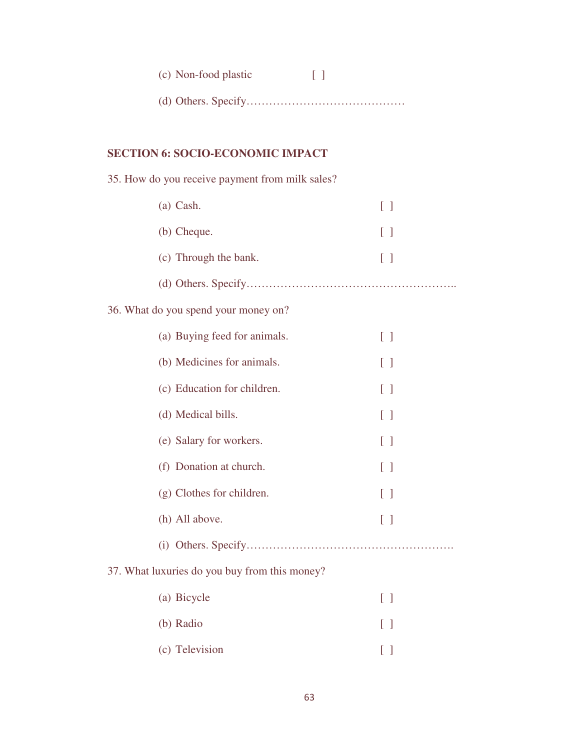(c) Non-food plastic [ ]

(d) Others. Specify……………………………………

## SECTION 6: SOCIO-ECONOMIC IMPACT

35. How do you receive payment from milk sales?

(a) Cash. [ ]

(b) Cheque. [ ]

(c) Through the bank. [ ]

(d) Others. Specify………………………………………………..

36. What do you spend your money on?

(a) Buying feed for animals. [ ]

(b) Medicines for animals. [ ]

(c) Education for children. [ ]

(d) Medical bills. [ ]

(e) Salary for workers. [ ]

(f) Donation at church. [ ]

(g) Clothes for children. [ ]

(h) All above. [ ]

(i) Others. Specify……………………………………………….

37. What luxuries do you buy from this money?

(a) Bicycle [ ]

(b) Radio [ ]

(c) Television [ ]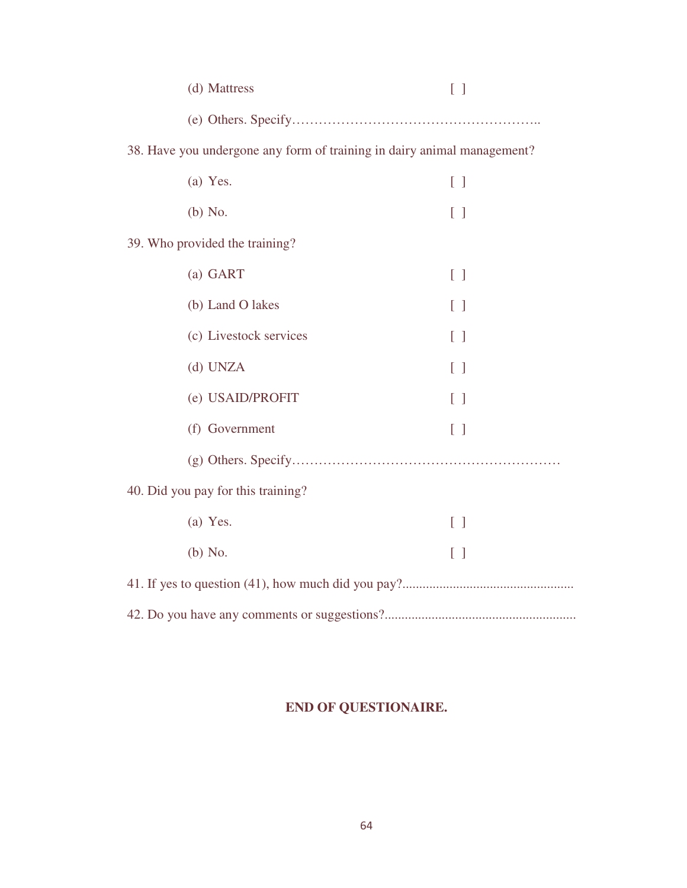(d) Mattress [ ]

(e) Others. Specify………………………………………………..

38. Have you undergone any form of training in dairy animal management?

(a) Yes. [ ]

(b) No. [ ]

39. Who provided the training?

(a) GART [ ]

(b) Land O lakes [ ]

(c) Livestock services [ ]

(d) UNZA [ ]

(e) USAID/PROFIT [ ]

(f) Government [ ]

(g) Others. Specify……………………………………………………

40. Did you pay for this training?

(a) Yes. [ ]

(b) No. [ ]

41. If yes to question (41), how much did you pay?..................................................

42. Do you have any comments or suggestions?........................................................

**END OF QUESTIONAIRE.**